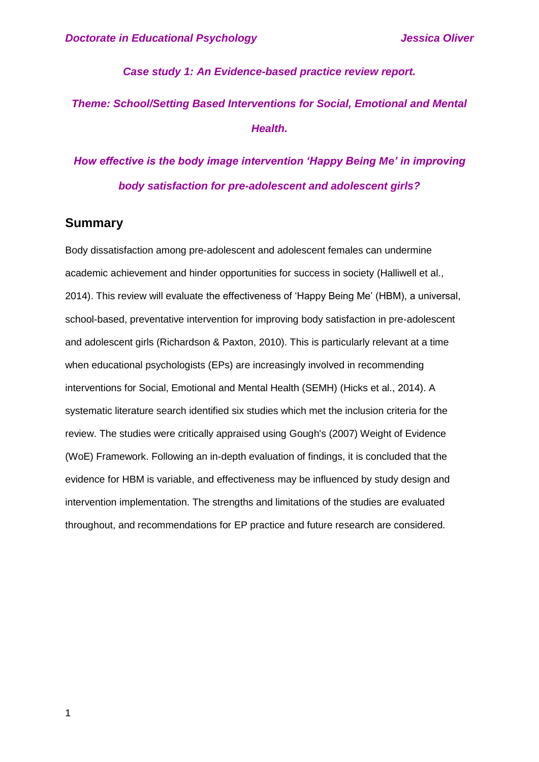*Case study 1: An Evidence-based practice review report.*

*Theme: School/Setting Based Interventions for Social, Emotional and Mental Health.*

# *How effective is the body image intervention 'Happy Being Me' in improving body satisfaction for pre-adolescent and adolescent girls?*

## Summary

Body dissatisfaction among pre-adolescent and adolescent females can undermine academic achievement and hinder opportunities for success in society (Halliwell et al., 2014). This review will evaluate the effectiveness of 'Happy Being Me' (HBM), a universal, school-based, preventative intervention for improving body satisfaction in pre-adolescent and adolescent girls (Richardson & Paxton, 2010). This is particularly relevant at a time when educational psychologists (EPs) are increasingly involved in recommending interventions for Social, Emotional and Mental Health (SEMH) (Hicks et al., 2014). A systematic literature search identified six studies which met the inclusion criteria for the review. The studies were critically appraised using Gough's (2007) Weight of Evidence (WoE) Framework. Following an in-depth evaluation of findings, it is concluded that the evidence for HBM is variable, and effectiveness may be influenced by study design and intervention implementation. The strengths and limitations of the studies are evaluated throughout, and recommendations for EP practice and future research are considered.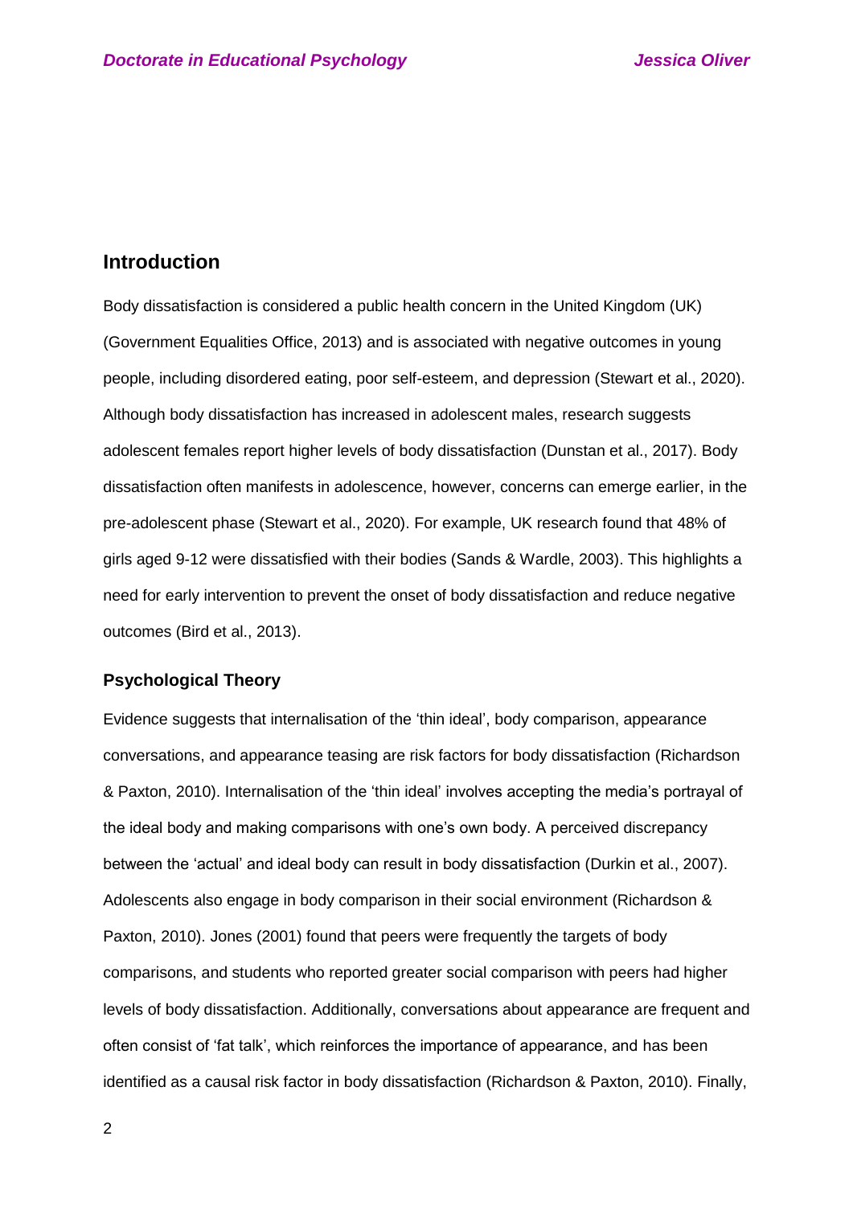## Introduction

Body dissatisfaction is considered a public health concern in the United Kingdom (UK) (Government Equalities Office, 2013) and is associated with negative outcomes in young people, including disordered eating, poor self-esteem, and depression (Stewart et al., 2020). Although body dissatisfaction has increased in adolescent males, research suggests adolescent females report higher levels of body dissatisfaction (Dunstan et al., 2017). Body dissatisfaction often manifests in adolescence, however, concerns can emerge earlier, in the pre-adolescent phase (Stewart et al., 2020). For example, UK research found that 48% of girls aged 9-12 were dissatisfied with their bodies (Sands & Wardle, 2003). This highlights a need for early intervention to prevent the onset of body dissatisfaction and reduce negative outcomes (Bird et al., 2013).

### Psychological Theory

Evidence suggests that internalisation of the 'thin ideal', body comparison, appearance conversations, and appearance teasing are risk factors for body dissatisfaction (Richardson & Paxton, 2010). Internalisation of the 'thin ideal' involves accepting the media's portrayal of the ideal body and making comparisons with one's own body. A perceived discrepancy between the 'actual' and ideal body can result in body dissatisfaction (Durkin et al., 2007). Adolescents also engage in body comparison in their social environment (Richardson & Paxton, 2010). Jones (2001) found that peers were frequently the targets of body comparisons, and students who reported greater social comparison with peers had higher levels of body dissatisfaction. Additionally, conversations about appearance are frequent and often consist of 'fat talk', which reinforces the importance of appearance, and has been identified as a causal risk factor in body dissatisfaction (Richardson & Paxton, 2010). Finally,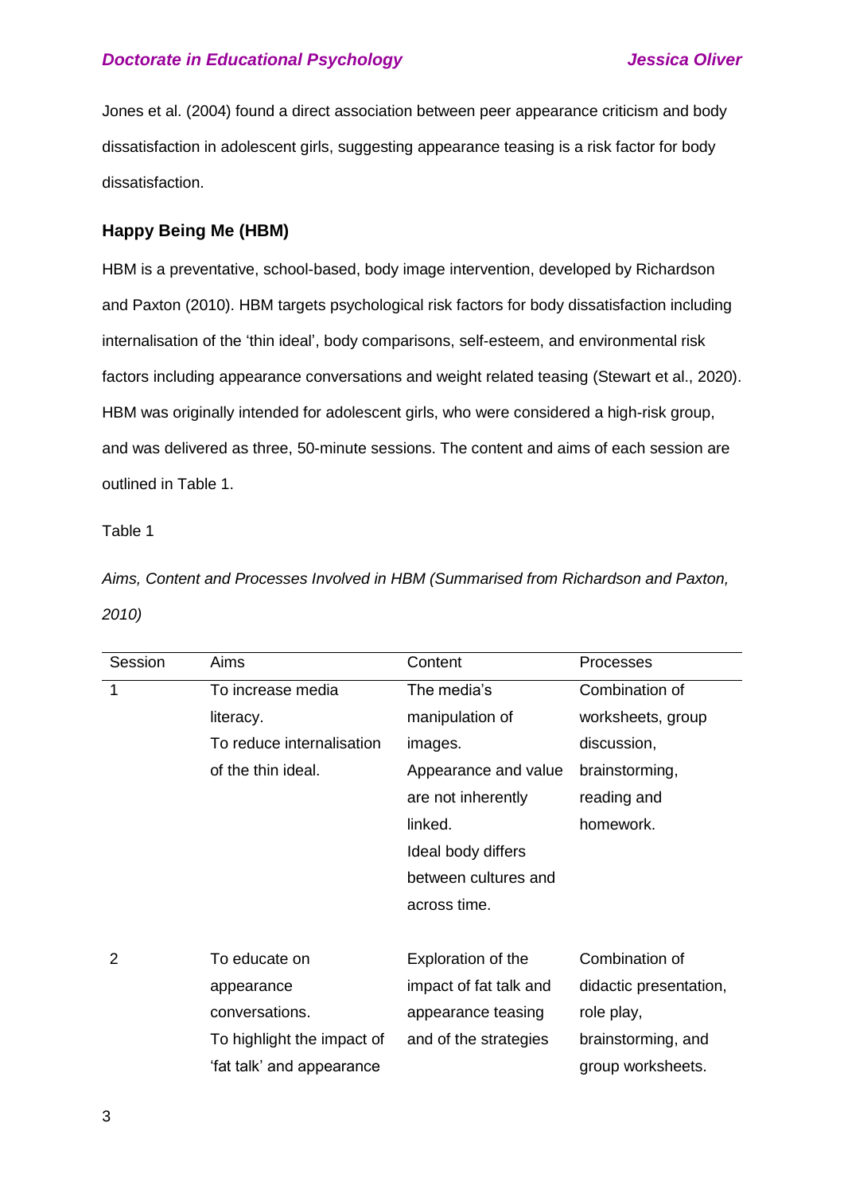Jones et al. (2004) found a direct association between peer appearance criticism and body dissatisfaction in adolescent girls, suggesting appearance teasing is a risk factor for body dissatisfaction.

## Happy Being Me (HBM)

HBM is a preventative, school-based, body image intervention, developed by Richardson and Paxton (2010). HBM targets psychological risk factors for body dissatisfaction including internalisation of the 'thin ideal', body comparisons, self-esteem, and environmental risk factors including appearance conversations and weight related teasing (Stewart et al., 2020). HBM was originally intended for adolescent girls, who were considered a high-risk group, and was delivered as three, 50-minute sessions. The content and aims of each session are outlined in Table 1.

Table 1

*Aims, Content and Processes Involved in HBM (Summarised from Richardson and Paxton, 2010)*

| Session | Aims | Content | Processes |
|---|---|---|---|
| 1 | To increase media literacy. To reduce internalisation of the thin ideal. | The media's manipulation of images. Appearance and value are not inherently linked. Ideal body differs between cultures and across time. | Combination of worksheets, group discussion, brainstorming, reading and homework. |
| 2 | To educate on appearance conversations. To highlight the impact of 'fat talk' and appearance | Exploration of the impact of fat talk and appearance teasing and of the strategies | Combination of didactic presentation, role play, brainstorming, and group worksheets. |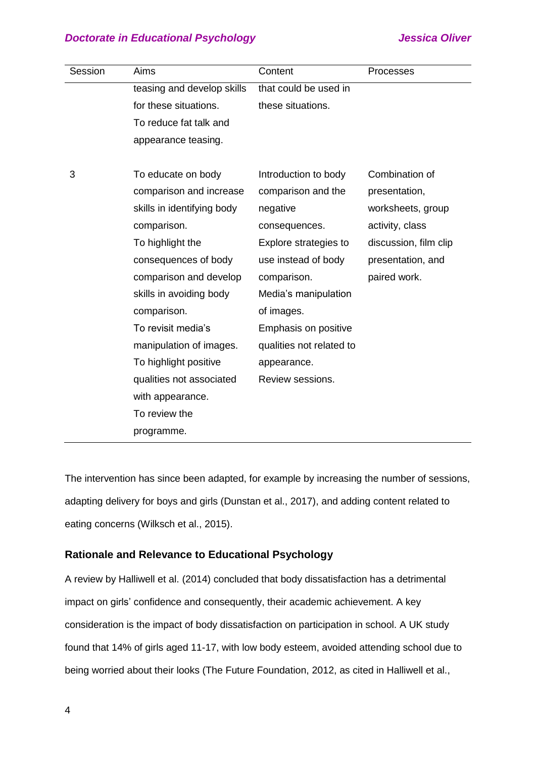| Session | Aims | Content | Processes |
|---|---|---|---|
| | teasing and develop skills for these situations. To reduce fat talk and appearance teasing. | that could be used in these situations. | |
| 3 | To educate on body comparison and increase skills in identifying body comparison. To highlight the consequences of body comparison and develop skills in avoiding body comparison. To revisit media's manipulation of images. To highlight positive qualities not associated with appearance. To review the programme. | Introduction to body comparison and the negative consequences. Explore strategies to use instead of body comparison. Media's manipulation of images. Emphasis on positive qualities not related to appearance. Review sessions. | Combination of presentation, worksheets, group activity, class discussion, film clip presentation, and paired work. |

The intervention has since been adapted, for example by increasing the number of sessions, adapting delivery for boys and girls (Dunstan et al., 2017), and adding content related to eating concerns (Wilksch et al., 2015).

### Rationale and Relevance to Educational Psychology

A review by Halliwell et al. (2014) concluded that body dissatisfaction has a detrimental impact on girls' confidence and consequently, their academic achievement. A key consideration is the impact of body dissatisfaction on participation in school. A UK study found that 14% of girls aged 11-17, with low body esteem, avoided attending school due to being worried about their looks (The Future Foundation, 2012, as cited in Halliwell et al.,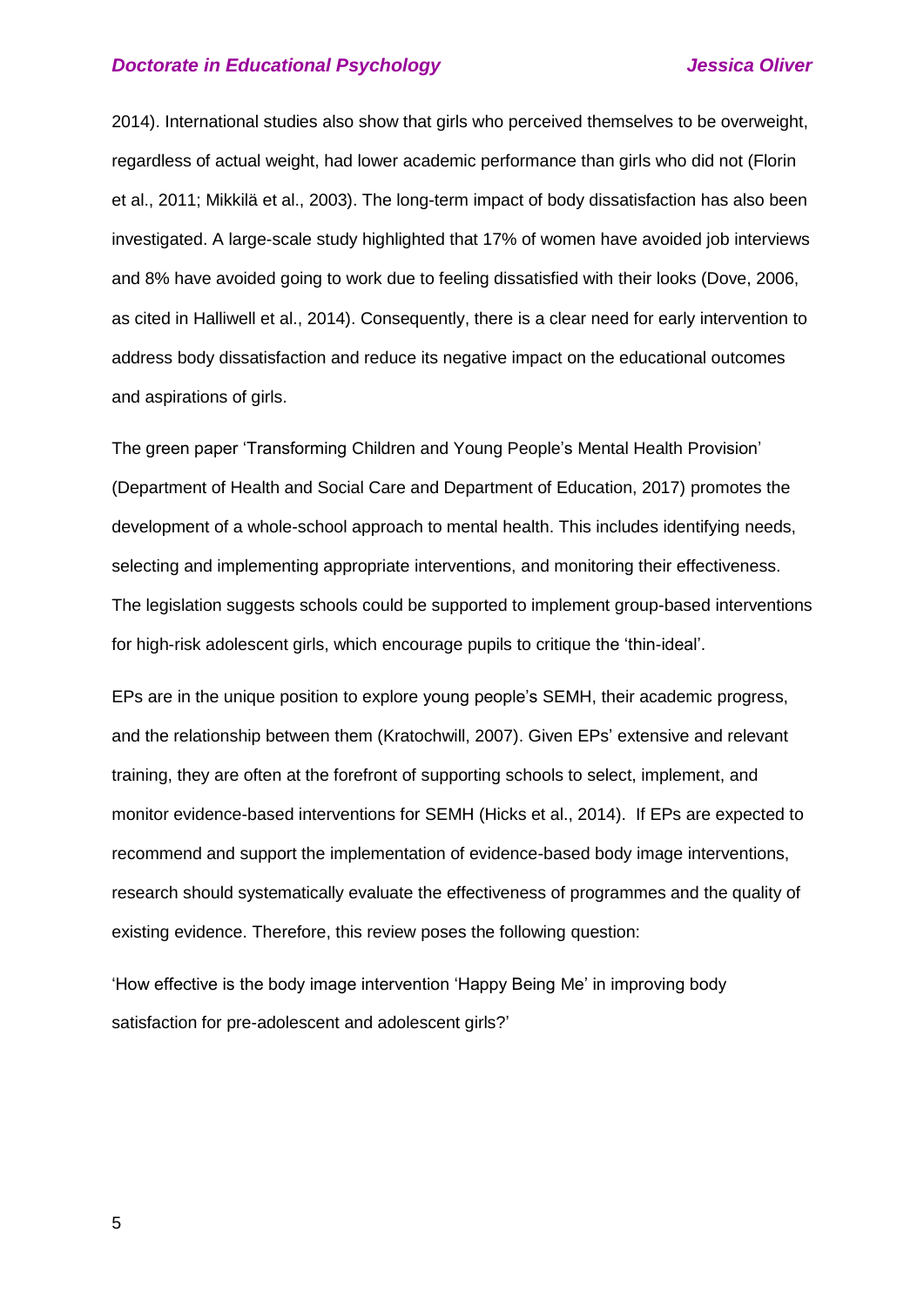2014). International studies also show that girls who perceived themselves to be overweight, regardless of actual weight, had lower academic performance than girls who did not (Florin et al., 2011; Mikkilä et al., 2003). The long-term impact of body dissatisfaction has also been investigated. A large-scale study highlighted that 17% of women have avoided job interviews and 8% have avoided going to work due to feeling dissatisfied with their looks (Dove, 2006, as cited in Halliwell et al., 2014). Consequently, there is a clear need for early intervention to address body dissatisfaction and reduce its negative impact on the educational outcomes and aspirations of girls.

The green paper 'Transforming Children and Young People's Mental Health Provision' (Department of Health and Social Care and Department of Education, 2017) promotes the development of a whole-school approach to mental health. This includes identifying needs, selecting and implementing appropriate interventions, and monitoring their effectiveness. The legislation suggests schools could be supported to implement group-based interventions for high-risk adolescent girls, which encourage pupils to critique the 'thin-ideal'.

EPs are in the unique position to explore young people's SEMH, their academic progress, and the relationship between them (Kratochwill, 2007). Given EPs' extensive and relevant training, they are often at the forefront of supporting schools to select, implement, and monitor evidence-based interventions for SEMH (Hicks et al., 2014). If EPs are expected to recommend and support the implementation of evidence-based body image interventions, research should systematically evaluate the effectiveness of programmes and the quality of existing evidence. Therefore, this review poses the following question:

'How effective is the body image intervention 'Happy Being Me' in improving body satisfaction for pre-adolescent and adolescent girls?'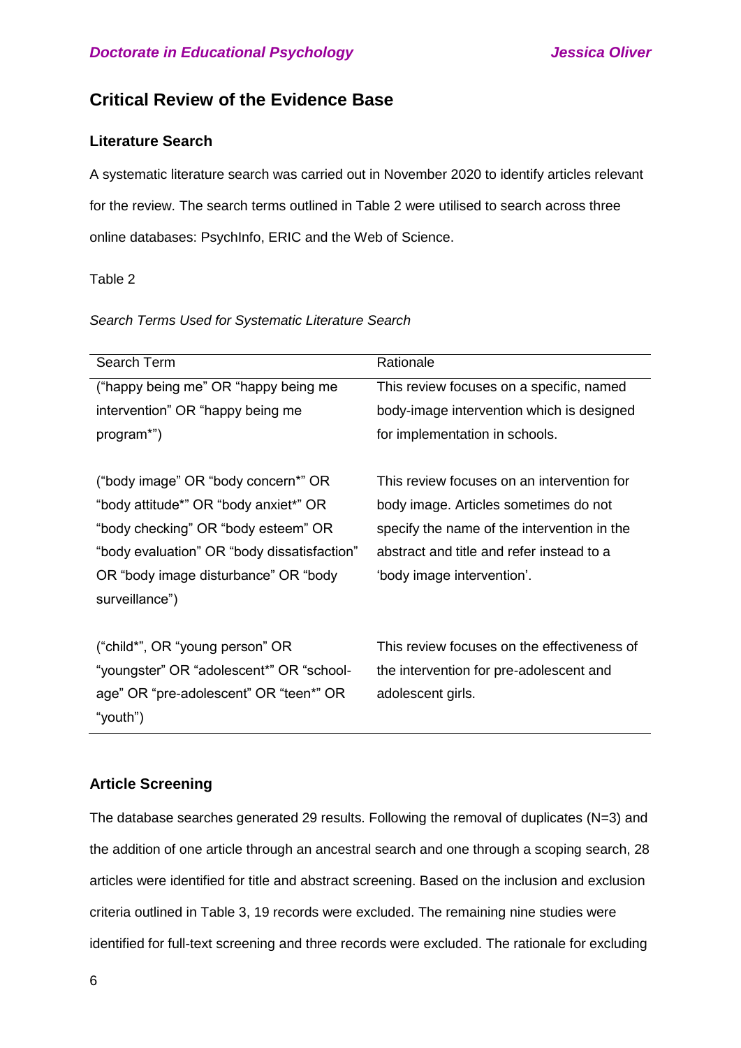## Critical Review of the Evidence Base

### Literature Search

A systematic literature search was carried out in November 2020 to identify articles relevant for the review. The search terms outlined in Table 2 were utilised to search across three online databases: PsychInfo, ERIC and the Web of Science.

Table 2

*Search Terms Used for Systematic Literature Search*

| Search Term | Rationale |
|---|---|
| ("happy being me" OR "happy being me intervention" OR "happy being me program*") | This review focuses on a specific, named body-image intervention which is designed for implementation in schools. |
| ("body image" OR "body concern*" OR "body attitude*" OR "body anxiet*" OR "body checking" OR "body esteem" OR "body evaluation" OR "body dissatisfaction" OR "body image disturbance" OR "body surveillance") | This review focuses on an intervention for body image. Articles sometimes do not specify the name of the intervention in the abstract and title and refer instead to a 'body image intervention'. |
| ("child*", OR "young person" OR "youngster" OR "adolescent*" OR "school-age" OR "pre-adolescent" OR "teen*" OR "youth") | This review focuses on the effectiveness of the intervention for pre-adolescent and adolescent girls. |

### Article Screening

The database searches generated 29 results. Following the removal of duplicates (N=3) and the addition of one article through an ancestral search and one through a scoping search, 28 articles were identified for title and abstract screening. Based on the inclusion and exclusion criteria outlined in Table 3, 19 records were excluded. The remaining nine studies were identified for full-text screening and three records were excluded. The rationale for excluding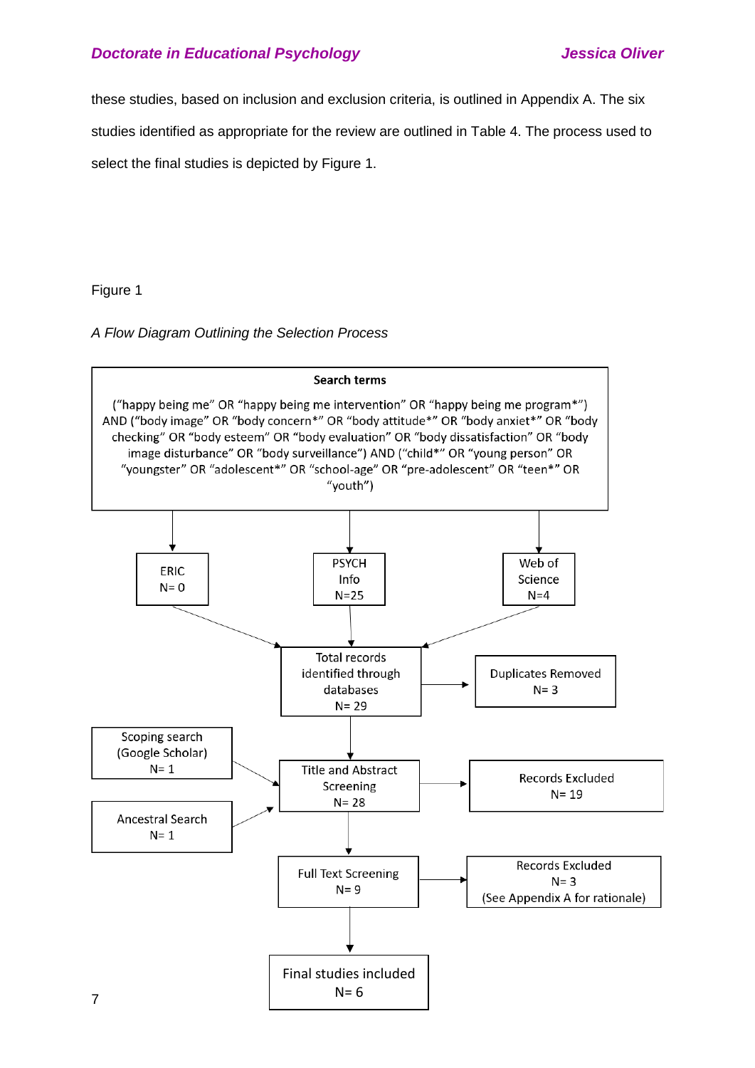these studies, based on inclusion and exclusion criteria, is outlined in Appendix A. The six studies identified as appropriate for the review are outlined in Table 4. The process used to select the final studies is depicted by Figure 1.

Figure 1

*A Flow Diagram Outlining the Selection Process*

**Search terms**

("happy being me" OR "happy being me intervention" OR "happy being me program*") AND ("body image" OR "body concern*" OR "body attitude*" OR "body anxiet*" OR "body checking" OR "body esteem" OR "body evaluation" OR "body dissatisfaction" OR "body image disturbance" OR "body surveillance") AND ("child*" OR "young person" OR "youngster" OR "adolescent*" OR "school-age" OR "pre-adolescent" OR "teen*" OR "youth")

ERIC N= 0

PSYCH Info N=25

Web of Science N=4

Total records identified through databases N= 29

Duplicates Removed N= 3

Scoping search (Google Scholar) N= 1

Ancestral Search N= 1

Title and Abstract Screening N= 28

Records Excluded N= 19

Full Text Screening N= 9

Records Excluded N= 3 (See Appendix A for rationale)

Final studies included N= 6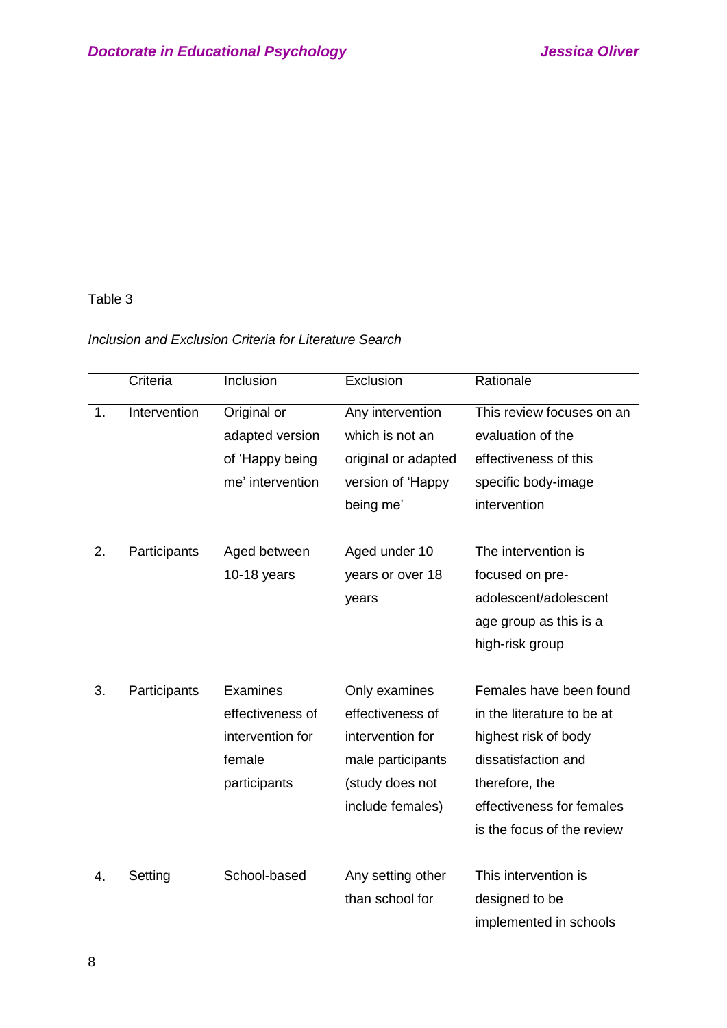Table 3

*Inclusion and Exclusion Criteria for Literature Search*

| | Criteria | Inclusion | Exclusion | Rationale |
|---|---|---|---|---|
| 1. | Intervention | Original or adapted version of 'Happy being me' intervention | Any intervention which is not an original or adapted version of 'Happy being me' | This review focuses on an evaluation of the effectiveness of this specific body-image intervention |
| 2. | Participants | Aged between 10-18 years | Aged under 10 years or over 18 years | The intervention is focused on pre-adolescent/adolescent age group as this is a high-risk group |
| 3. | Participants | Examines effectiveness of intervention for female participants | Only examines effectiveness of intervention for male participants (study does not include females) | Females have been found in the literature to be at highest risk of body dissatisfaction and therefore, the effectiveness for females is the focus of the review |
| 4. | Setting | School-based | Any setting other than school for | This intervention is designed to be implemented in schools |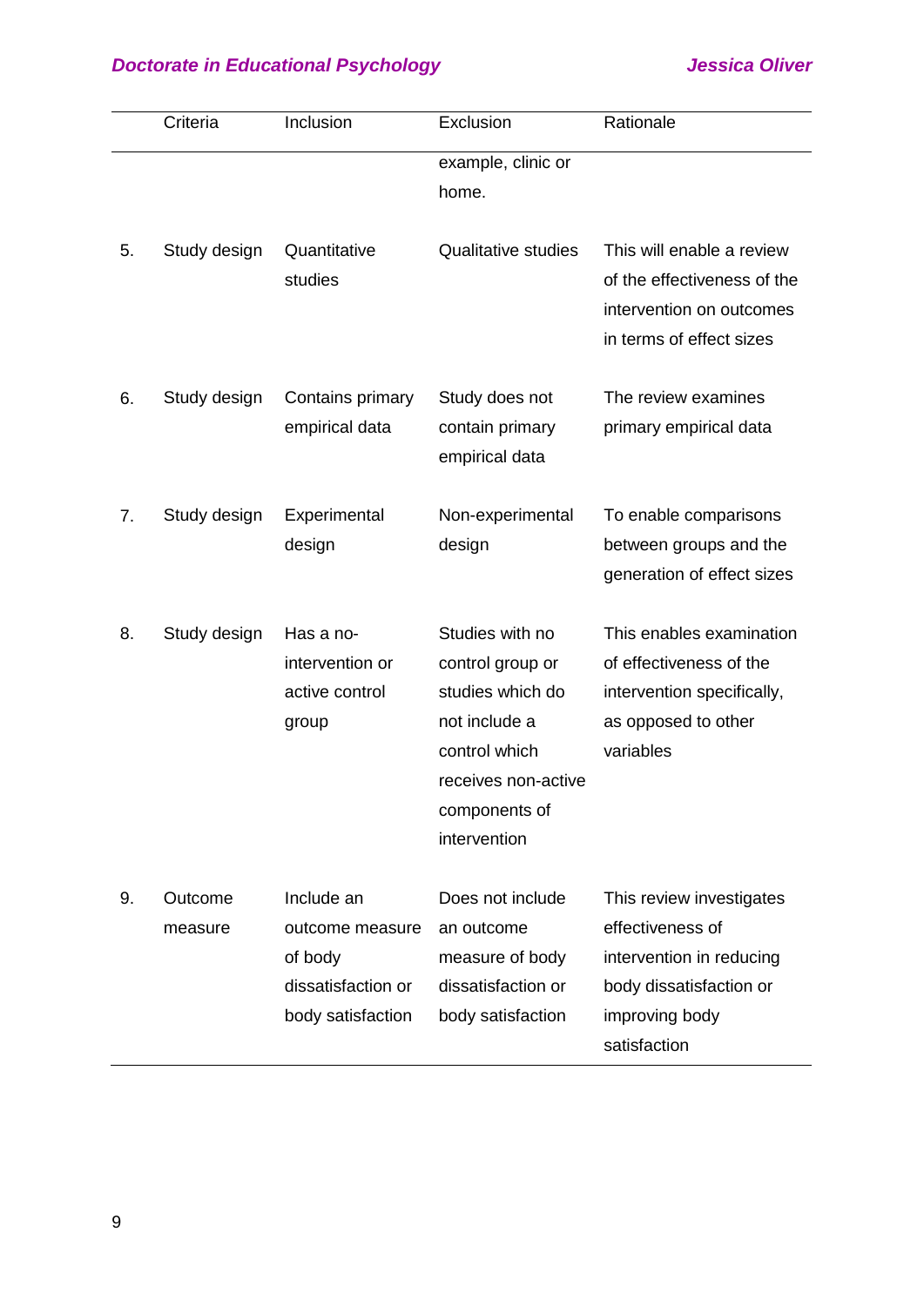|  | Criteria | Inclusion | Exclusion | Rationale |
|---|---|---|---|---|
|  |  |  | example, clinic or home. |  |
| 5. | Study design | Quantitative studies | Qualitative studies | This will enable a review of the effectiveness of the intervention on outcomes in terms of effect sizes |
| 6. | Study design | Contains primary empirical data | Study does not contain primary empirical data | The review examines primary empirical data |
| 7. | Study design | Experimental design | Non-experimental design | To enable comparisons between groups and the generation of effect sizes |
| 8. | Study design | Has a no-intervention or active control group | Studies with no control group or studies which do not include a control which receives non-active components of intervention | This enables examination of effectiveness of the intervention specifically, as opposed to other variables |
| 9. | Outcome measure | Include an outcome measure of body dissatisfaction or body satisfaction | Does not include an outcome measure of body dissatisfaction or body satisfaction | This review investigates effectiveness of intervention in reducing body dissatisfaction or improving body satisfaction |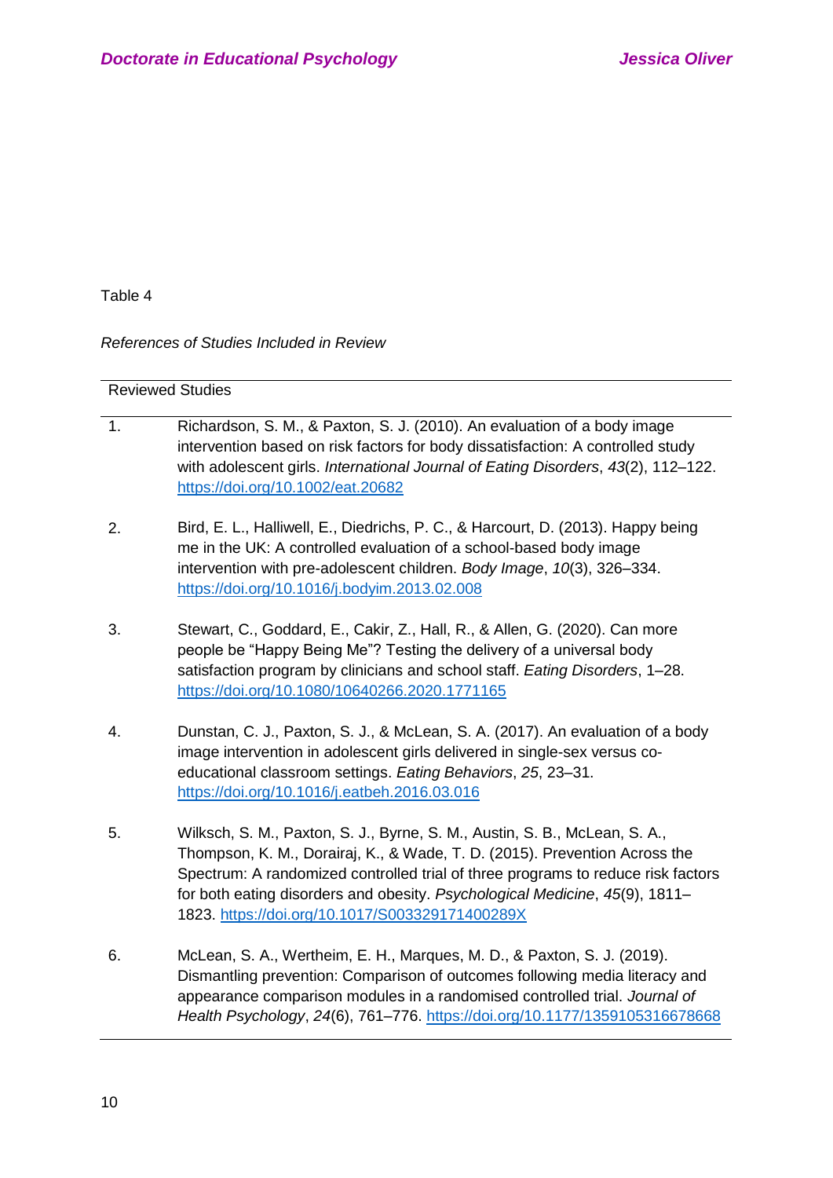Table 4

*References of Studies Included in Review*

| Reviewed Studies | |
|---|---|
| 1. | Richardson, S. M., & Paxton, S. J. (2010). An evaluation of a body image intervention based on risk factors for body dissatisfaction: A controlled study with adolescent girls. *International Journal of Eating Disorders*, *43*(2), 112–122. https://doi.org/10.1002/eat.20682 |
| 2. | Bird, E. L., Halliwell, E., Diedrichs, P. C., & Harcourt, D. (2013). Happy being me in the UK: A controlled evaluation of a school-based body image intervention with pre-adolescent children. *Body Image*, *10*(3), 326–334. https://doi.org/10.1016/j.bodyim.2013.02.008 |
| 3. | Stewart, C., Goddard, E., Cakir, Z., Hall, R., & Allen, G. (2020). Can more people be "Happy Being Me"? Testing the delivery of a universal body satisfaction program by clinicians and school staff. *Eating Disorders*, 1–28. https://doi.org/10.1080/10640266.2020.1771165 |
| 4. | Dunstan, C. J., Paxton, S. J., & McLean, S. A. (2017). An evaluation of a body image intervention in adolescent girls delivered in single-sex versus co-educational classroom settings. *Eating Behaviors*, *25*, 23–31. https://doi.org/10.1016/j.eatbeh.2016.03.016 |
| 5. | Wilksch, S. M., Paxton, S. J., Byrne, S. M., Austin, S. B., McLean, S. A., Thompson, K. M., Dorairaj, K., & Wade, T. D. (2015). Prevention Across the Spectrum: A randomized controlled trial of three programs to reduce risk factors for both eating disorders and obesity. *Psychological Medicine*, *45*(9), 1811–1823. https://doi.org/10.1017/S003329171400289X |
| 6. | McLean, S. A., Wertheim, E. H., Marques, M. D., & Paxton, S. J. (2019). Dismantling prevention: Comparison of outcomes following media literacy and appearance comparison modules in a randomised controlled trial. *Journal of Health Psychology*, *24*(6), 761–776. https://doi.org/10.1177/1359105316678668 |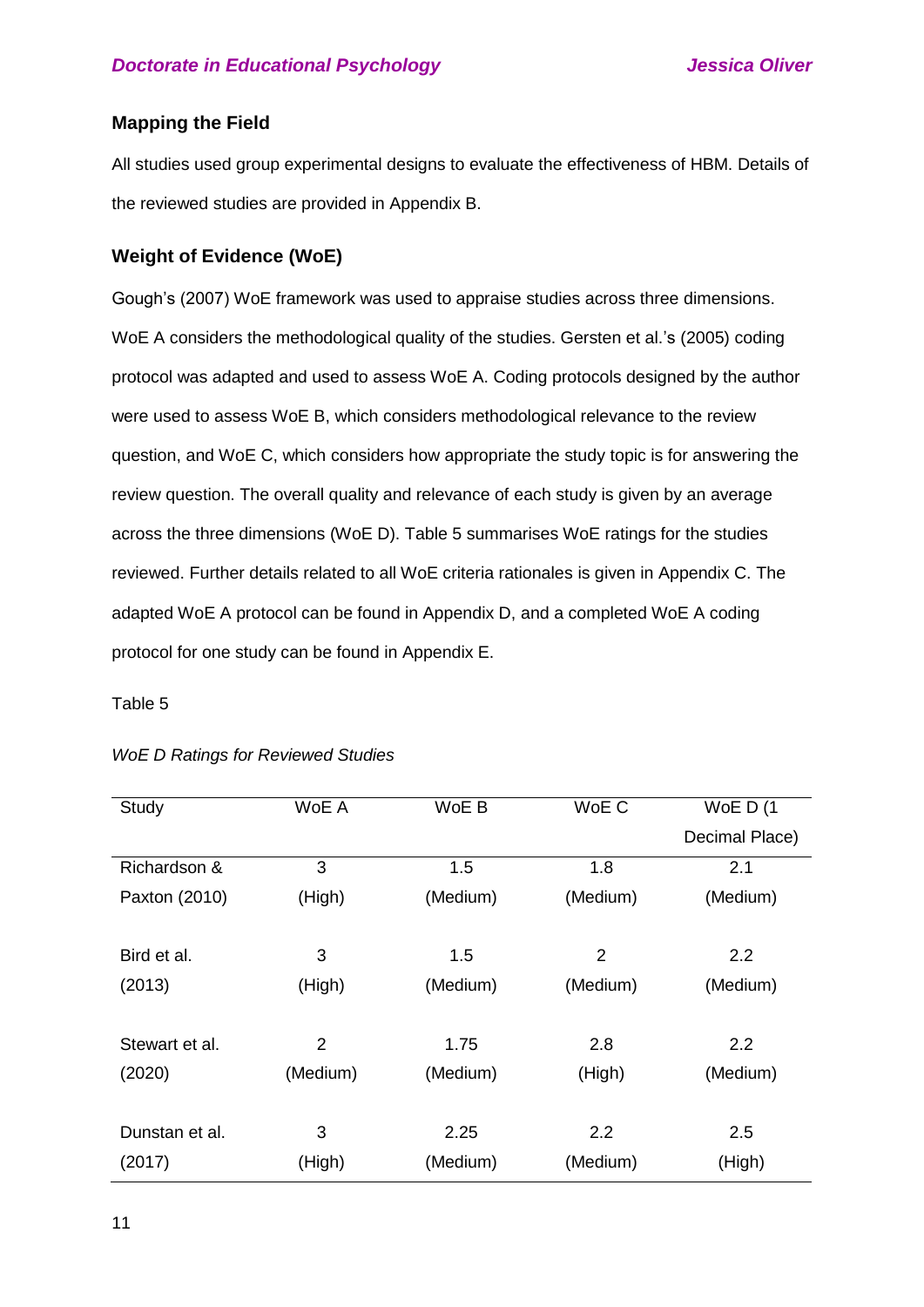## Mapping the Field

All studies used group experimental designs to evaluate the effectiveness of HBM. Details of the reviewed studies are provided in Appendix B.

## Weight of Evidence (WoE)

Gough's (2007) WoE framework was used to appraise studies across three dimensions. WoE A considers the methodological quality of the studies. Gersten et al.'s (2005) coding protocol was adapted and used to assess WoE A. Coding protocols designed by the author were used to assess WoE B, which considers methodological relevance to the review question, and WoE C, which considers how appropriate the study topic is for answering the review question. The overall quality and relevance of each study is given by an average across the three dimensions (WoE D). Table 5 summarises WoE ratings for the studies reviewed. Further details related to all WoE criteria rationales is given in Appendix C. The adapted WoE A protocol can be found in Appendix D, and a completed WoE A coding protocol for one study can be found in Appendix E.

Table 5

*WoE D Ratings for Reviewed Studies*

| Study | WoE A | WoE B | WoE C | WoE D (1 Decimal Place) |
|---|---|---|---|---|
| Richardson & Paxton (2010) | 3 (High) | 1.5 (Medium) | 1.8 (Medium) | 2.1 (Medium) |
| Bird et al. (2013) | 3 (High) | 1.5 (Medium) | 2 (Medium) | 2.2 (Medium) |
| Stewart et al. (2020) | 2 (Medium) | 1.75 (Medium) | 2.8 (High) | 2.2 (Medium) |
| Dunstan et al. (2017) | 3 (High) | 2.25 (Medium) | 2.2 (Medium) | 2.5 (High) |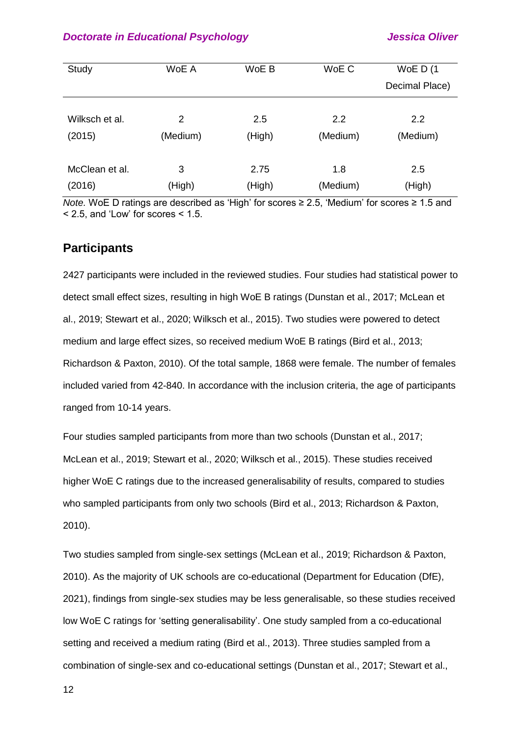| Study | WoE A | WoE B | WoE C | WoE D (1 Decimal Place) |
|---|---|---|---|---|
| Wilksch et al. (2015) | 2 (Medium) | 2.5 (High) | 2.2 (Medium) | 2.2 (Medium) |
| McClean et al. (2016) | 3 (High) | 2.75 (High) | 1.8 (Medium) | 2.5 (High) |

*Note.* WoE D ratings are described as 'High' for scores ≥ 2.5, 'Medium' for scores ≥ 1.5 and < 2.5, and 'Low' for scores < 1.5.

## Participants

2427 participants were included in the reviewed studies. Four studies had statistical power to detect small effect sizes, resulting in high WoE B ratings (Dunstan et al., 2017; McLean et al., 2019; Stewart et al., 2020; Wilksch et al., 2015). Two studies were powered to detect medium and large effect sizes, so received medium WoE B ratings (Bird et al., 2013; Richardson & Paxton, 2010). Of the total sample, 1868 were female. The number of females included varied from 42-840. In accordance with the inclusion criteria, the age of participants ranged from 10-14 years.

Four studies sampled participants from more than two schools (Dunstan et al., 2017; McLean et al., 2019; Stewart et al., 2020; Wilksch et al., 2015). These studies received higher WoE C ratings due to the increased generalisability of results, compared to studies who sampled participants from only two schools (Bird et al., 2013; Richardson & Paxton, 2010).

Two studies sampled from single-sex settings (McLean et al., 2019; Richardson & Paxton, 2010). As the majority of UK schools are co-educational (Department for Education (DfE), 2021), findings from single-sex studies may be less generalisable, so these studies received low WoE C ratings for 'setting generalisability'. One study sampled from a co-educational setting and received a medium rating (Bird et al., 2013). Three studies sampled from a combination of single-sex and co-educational settings (Dunstan et al., 2017; Stewart et al.,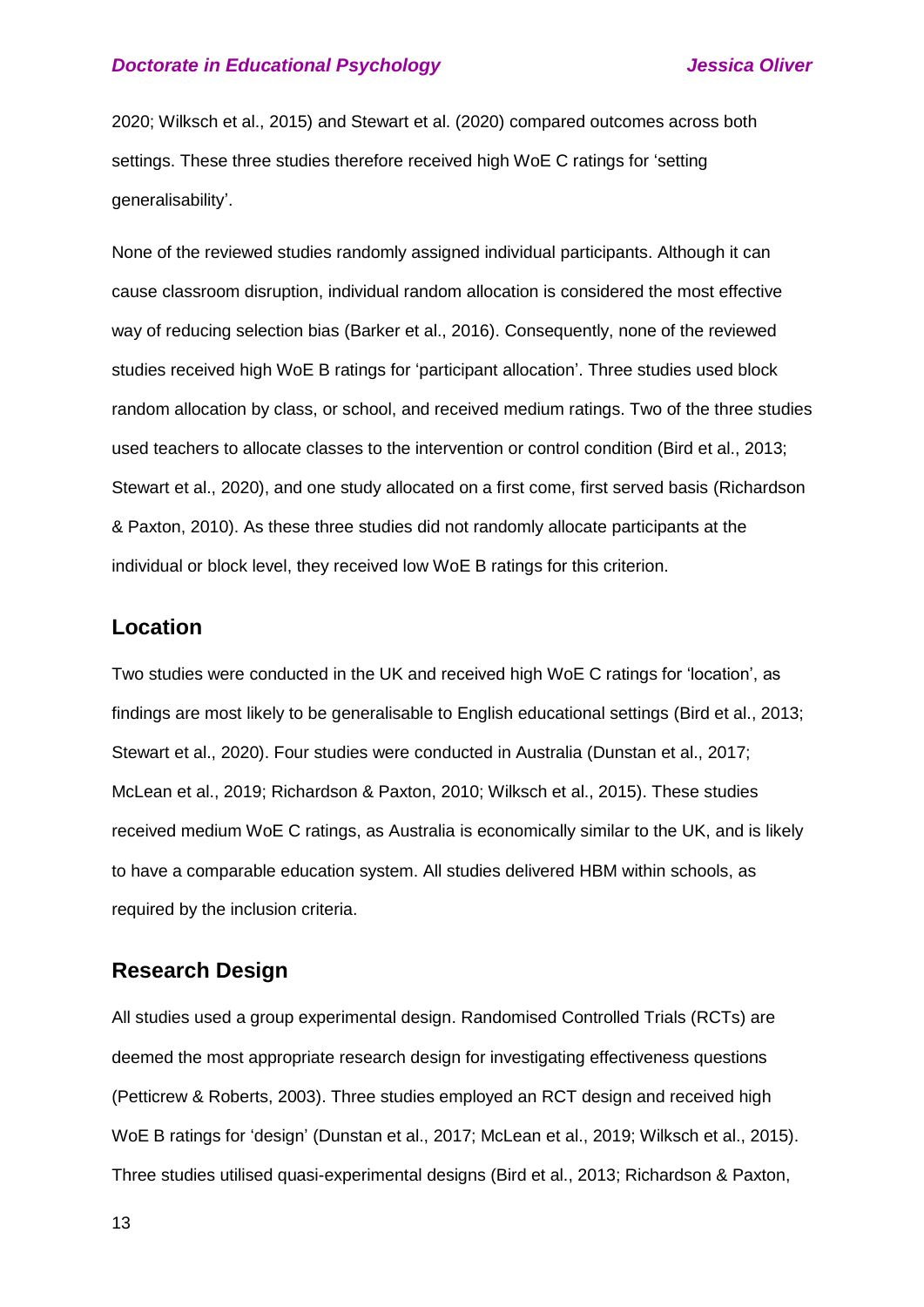2020; Wilksch et al., 2015) and Stewart et al. (2020) compared outcomes across both settings. These three studies therefore received high WoE C ratings for 'setting generalisability'.

None of the reviewed studies randomly assigned individual participants. Although it can cause classroom disruption, individual random allocation is considered the most effective way of reducing selection bias (Barker et al., 2016). Consequently, none of the reviewed studies received high WoE B ratings for 'participant allocation'. Three studies used block random allocation by class, or school, and received medium ratings. Two of the three studies used teachers to allocate classes to the intervention or control condition (Bird et al., 2013; Stewart et al., 2020), and one study allocated on a first come, first served basis (Richardson & Paxton, 2010). As these three studies did not randomly allocate participants at the individual or block level, they received low WoE B ratings for this criterion.

## Location

Two studies were conducted in the UK and received high WoE C ratings for 'location', as findings are most likely to be generalisable to English educational settings (Bird et al., 2013; Stewart et al., 2020). Four studies were conducted in Australia (Dunstan et al., 2017; McLean et al., 2019; Richardson & Paxton, 2010; Wilksch et al., 2015). These studies received medium WoE C ratings, as Australia is economically similar to the UK, and is likely to have a comparable education system. All studies delivered HBM within schools, as required by the inclusion criteria.

## Research Design

All studies used a group experimental design. Randomised Controlled Trials (RCTs) are deemed the most appropriate research design for investigating effectiveness questions (Petticrew & Roberts, 2003). Three studies employed an RCT design and received high WoE B ratings for 'design' (Dunstan et al., 2017; McLean et al., 2019; Wilksch et al., 2015). Three studies utilised quasi-experimental designs (Bird et al., 2013; Richardson & Paxton,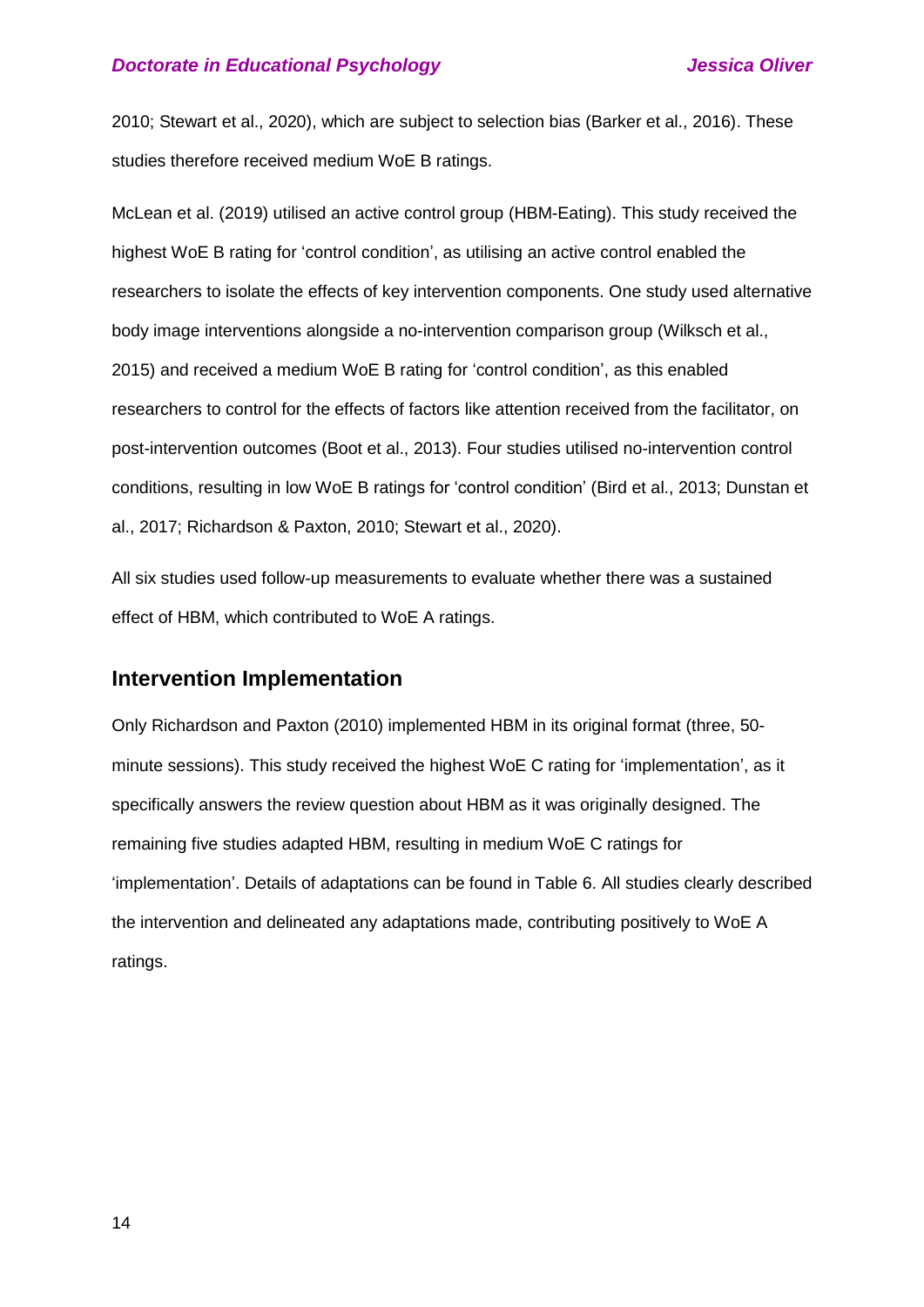2010; Stewart et al., 2020), which are subject to selection bias (Barker et al., 2016). These studies therefore received medium WoE B ratings.

McLean et al. (2019) utilised an active control group (HBM-Eating). This study received the highest WoE B rating for 'control condition', as utilising an active control enabled the researchers to isolate the effects of key intervention components. One study used alternative body image interventions alongside a no-intervention comparison group (Wilksch et al., 2015) and received a medium WoE B rating for 'control condition', as this enabled researchers to control for the effects of factors like attention received from the facilitator, on post-intervention outcomes (Boot et al., 2013). Four studies utilised no-intervention control conditions, resulting in low WoE B ratings for 'control condition' (Bird et al., 2013; Dunstan et al., 2017; Richardson & Paxton, 2010; Stewart et al., 2020).

All six studies used follow-up measurements to evaluate whether there was a sustained effect of HBM, which contributed to WoE A ratings.

## Intervention Implementation

Only Richardson and Paxton (2010) implemented HBM in its original format (three, 50-minute sessions). This study received the highest WoE C rating for 'implementation', as it specifically answers the review question about HBM as it was originally designed. The remaining five studies adapted HBM, resulting in medium WoE C ratings for 'implementation'. Details of adaptations can be found in Table 6. All studies clearly described the intervention and delineated any adaptations made, contributing positively to WoE A ratings.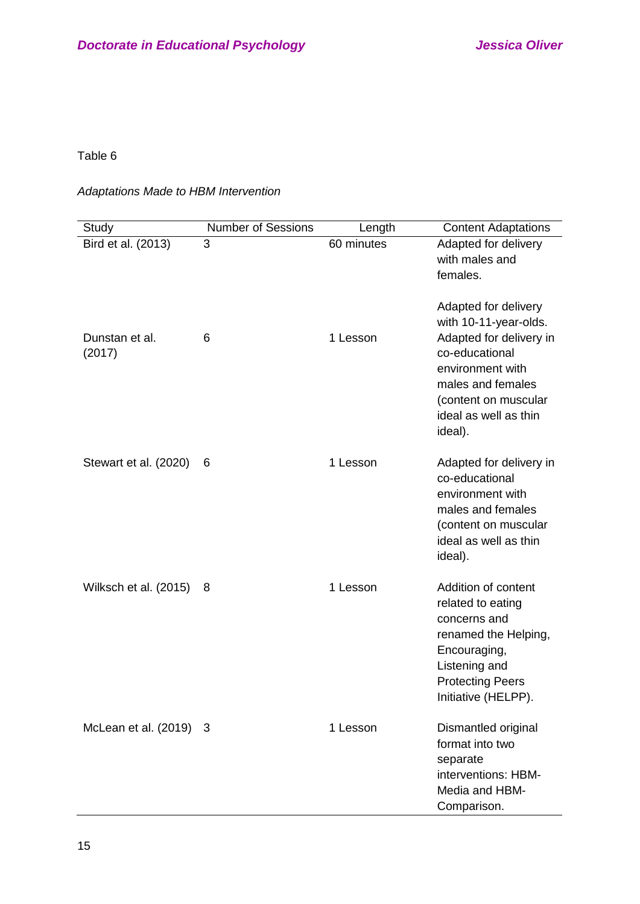Table 6

*Adaptations Made to HBM Intervention*

| Study | Number of Sessions | Length | Content Adaptations |
|---|---|---|---|
| Bird et al. (2013) | 3 | 60 minutes | Adapted for delivery with males and females. |
| Dunstan et al. (2017) | 6 | 1 Lesson | Adapted for delivery with 10-11-year-olds. Adapted for delivery in co-educational environment with males and females (content on muscular ideal as well as thin ideal). |
| Stewart et al. (2020) | 6 | 1 Lesson | Adapted for delivery in co-educational environment with males and females (content on muscular ideal as well as thin ideal). |
| Wilksch et al. (2015) | 8 | 1 Lesson | Addition of content related to eating concerns and renamed the Helping, Encouraging, Listening and Protecting Peers Initiative (HELPP). |
| McLean et al. (2019) | 3 | 1 Lesson | Dismantled original format into two separate interventions: HBM-Media and HBM-Comparison. |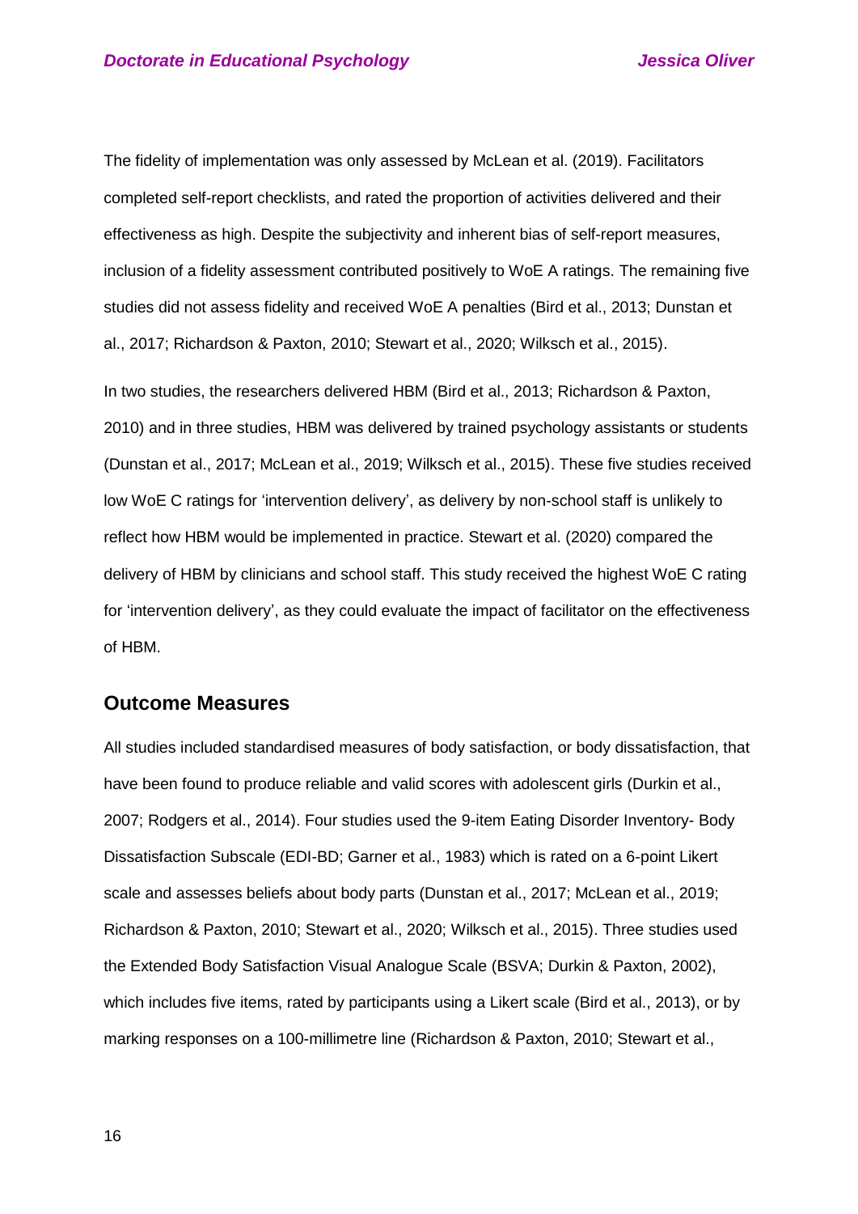The fidelity of implementation was only assessed by McLean et al. (2019). Facilitators completed self-report checklists, and rated the proportion of activities delivered and their effectiveness as high. Despite the subjectivity and inherent bias of self-report measures, inclusion of a fidelity assessment contributed positively to WoE A ratings. The remaining five studies did not assess fidelity and received WoE A penalties (Bird et al., 2013; Dunstan et al., 2017; Richardson & Paxton, 2010; Stewart et al., 2020; Wilksch et al., 2015).

In two studies, the researchers delivered HBM (Bird et al., 2013; Richardson & Paxton, 2010) and in three studies, HBM was delivered by trained psychology assistants or students (Dunstan et al., 2017; McLean et al., 2019; Wilksch et al., 2015). These five studies received low WoE C ratings for 'intervention delivery', as delivery by non-school staff is unlikely to reflect how HBM would be implemented in practice. Stewart et al. (2020) compared the delivery of HBM by clinicians and school staff. This study received the highest WoE C rating for 'intervention delivery', as they could evaluate the impact of facilitator on the effectiveness of HBM.

## Outcome Measures

All studies included standardised measures of body satisfaction, or body dissatisfaction, that have been found to produce reliable and valid scores with adolescent girls (Durkin et al., 2007; Rodgers et al., 2014). Four studies used the 9-item Eating Disorder Inventory- Body Dissatisfaction Subscale (EDI-BD; Garner et al., 1983) which is rated on a 6-point Likert scale and assesses beliefs about body parts (Dunstan et al., 2017; McLean et al., 2019; Richardson & Paxton, 2010; Stewart et al., 2020; Wilksch et al., 2015). Three studies used the Extended Body Satisfaction Visual Analogue Scale (BSVA; Durkin & Paxton, 2002), which includes five items, rated by participants using a Likert scale (Bird et al., 2013), or by marking responses on a 100-millimetre line (Richardson & Paxton, 2010; Stewart et al.,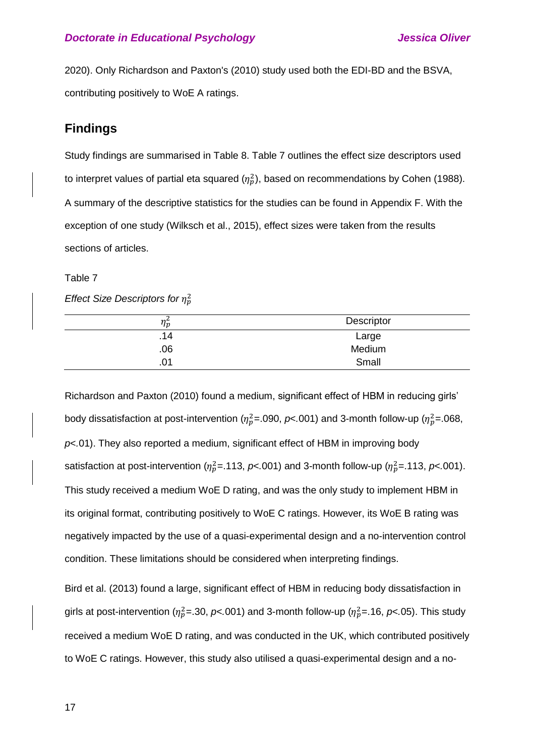2020). Only Richardson and Paxton's (2010) study used both the EDI-BD and the BSVA, contributing positively to WoE A ratings.

## Findings

Study findings are summarised in Table 8. Table 7 outlines the effect size descriptors used to interpret values of partial eta squared ($\eta_p^2$), based on recommendations by Cohen (1988). A summary of the descriptive statistics for the studies can be found in Appendix F. With the exception of one study (Wilksch et al., 2015), effect sizes were taken from the results sections of articles.

Table 7

*Effect Size Descriptors for $\eta_p^2$*

| $\eta_p^2$ | Descriptor |
|---|---|
| .14 | Large |
| .06 | Medium |
| .01 | Small |

Richardson and Paxton (2010) found a medium, significant effect of HBM in reducing girls' body dissatisfaction at post-intervention ($\eta_p^2$=.090, $p$<.001) and 3-month follow-up ($\eta_p^2$=.068, $p$<.01). They also reported a medium, significant effect of HBM in improving body satisfaction at post-intervention ($\eta_p^2$=.113, $p$<.001) and 3-month follow-up ($\eta_p^2$=.113, $p$<.001). This study received a medium WoE D rating, and was the only study to implement HBM in its original format, contributing positively to WoE C ratings. However, its WoE B rating was negatively impacted by the use of a quasi-experimental design and a no-intervention control condition. These limitations should be considered when interpreting findings.

Bird et al. (2013) found a large, significant effect of HBM in reducing body dissatisfaction in girls at post-intervention ($\eta_p^2$=.30, $p$<.001) and 3-month follow-up ($\eta_p^2$=.16, $p$<.05). This study received a medium WoE D rating, and was conducted in the UK, which contributed positively to WoE C ratings. However, this study also utilised a quasi-experimental design and a no-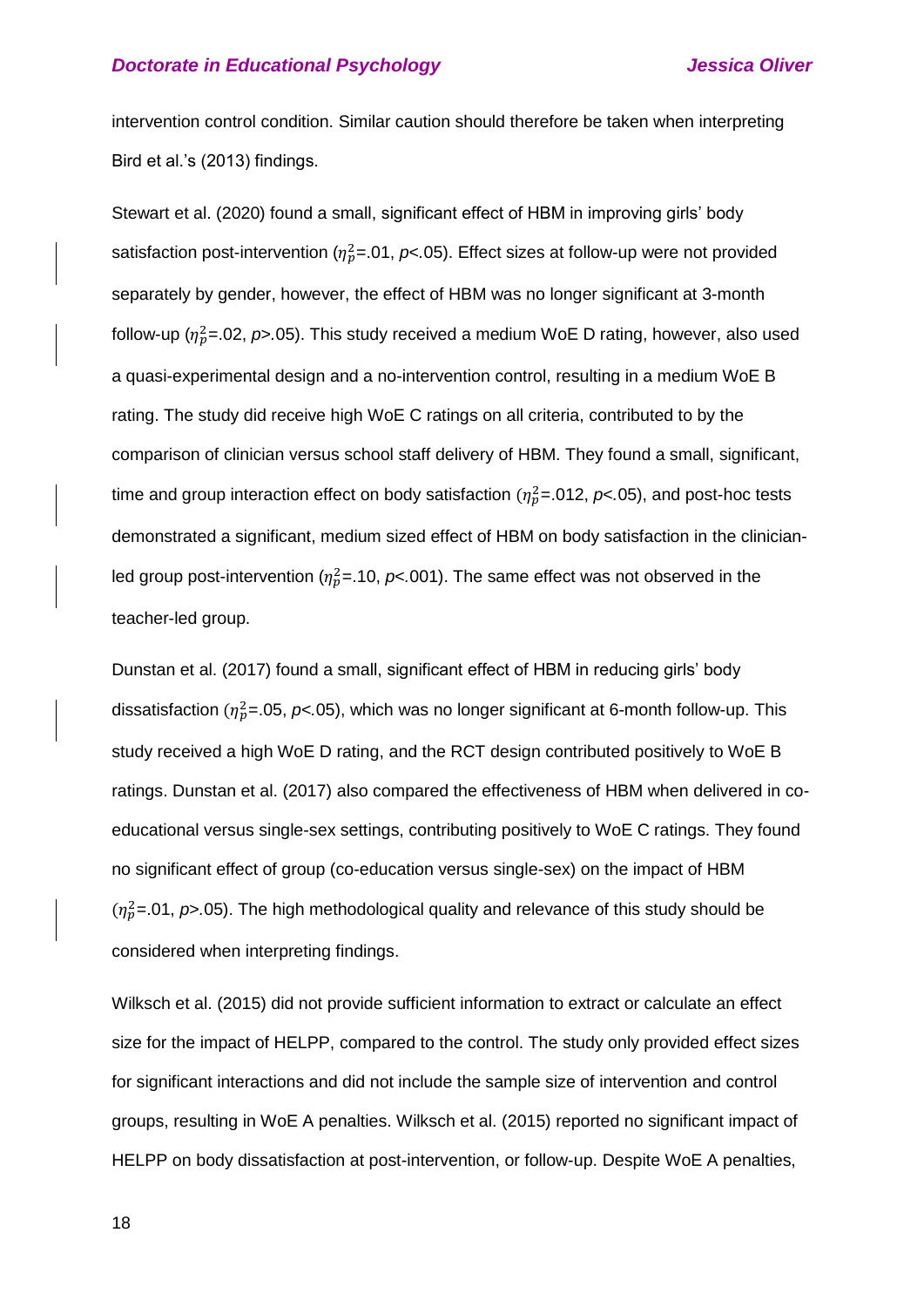intervention control condition. Similar caution should therefore be taken when interpreting Bird et al.'s (2013) findings.

Stewart et al. (2020) found a small, significant effect of HBM in improving girls' body satisfaction post-intervention ($\eta_p^2$=.01, *p*<.05). Effect sizes at follow-up were not provided separately by gender, however, the effect of HBM was no longer significant at 3-month follow-up ($\eta_p^2$=.02, *p*>.05). This study received a medium WoE D rating, however, also used a quasi-experimental design and a no-intervention control, resulting in a medium WoE B rating. The study did receive high WoE C ratings on all criteria, contributed to by the comparison of clinician versus school staff delivery of HBM. They found a small, significant, time and group interaction effect on body satisfaction ($\eta_p^2$=.012, *p*<.05), and post-hoc tests demonstrated a significant, medium sized effect of HBM on body satisfaction in the clinician-led group post-intervention ($\eta_p^2$=.10, *p*<.001). The same effect was not observed in the teacher-led group.

Dunstan et al. (2017) found a small, significant effect of HBM in reducing girls' body dissatisfaction ($\eta_p^2$=.05, *p*<.05), which was no longer significant at 6-month follow-up. This study received a high WoE D rating, and the RCT design contributed positively to WoE B ratings. Dunstan et al. (2017) also compared the effectiveness of HBM when delivered in co-educational versus single-sex settings, contributing positively to WoE C ratings. They found no significant effect of group (co-education versus single-sex) on the impact of HBM ($\eta_p^2$=.01, *p*>.05). The high methodological quality and relevance of this study should be considered when interpreting findings.

Wilksch et al. (2015) did not provide sufficient information to extract or calculate an effect size for the impact of HELPP, compared to the control. The study only provided effect sizes for significant interactions and did not include the sample size of intervention and control groups, resulting in WoE A penalties. Wilksch et al. (2015) reported no significant impact of HELPP on body dissatisfaction at post-intervention, or follow-up. Despite WoE A penalties,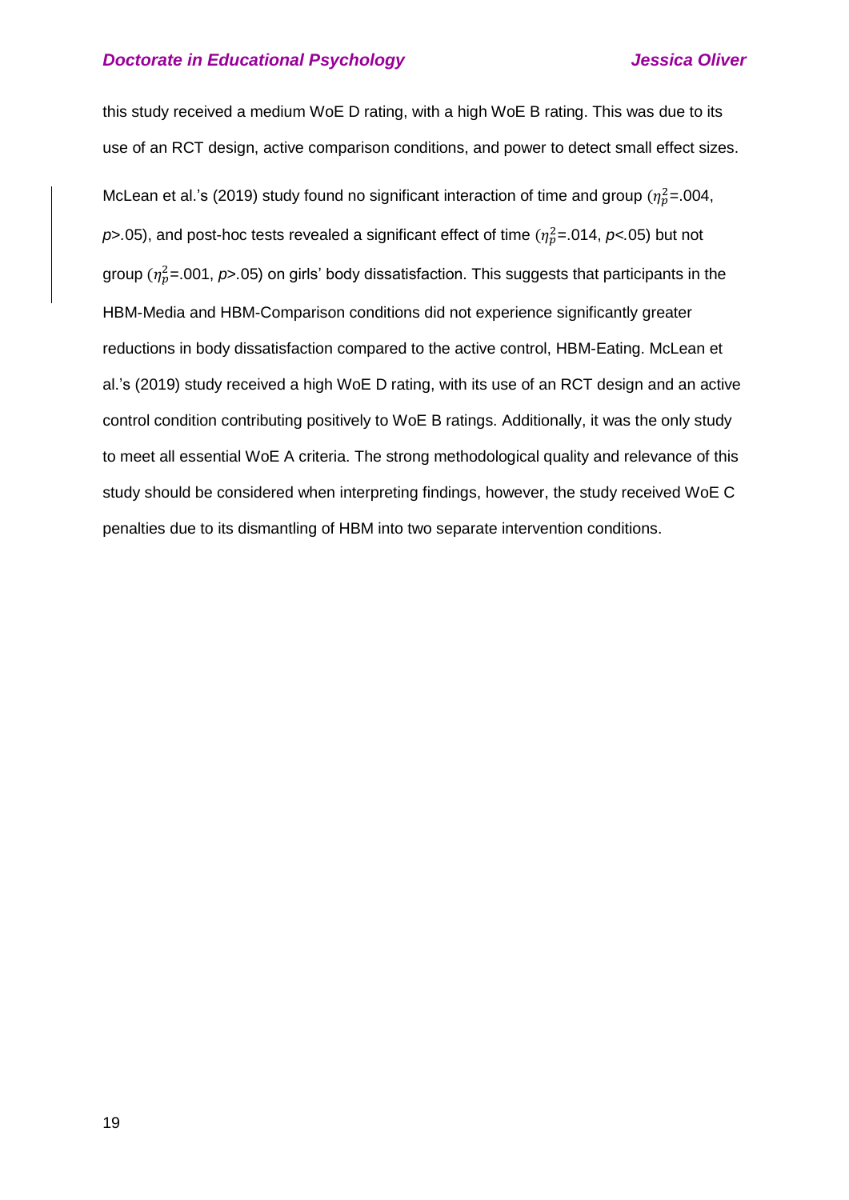this study received a medium WoE D rating, with a high WoE B rating. This was due to its use of an RCT design, active comparison conditions, and power to detect small effect sizes.

McLean et al.'s (2019) study found no significant interaction of time and group ($\eta_p^2$=.004, *p*>.05), and post-hoc tests revealed a significant effect of time ($\eta_p^2$=.014, *p*<.05) but not group ($\eta_p^2$=.001, *p*>.05) on girls' body dissatisfaction. This suggests that participants in the HBM-Media and HBM-Comparison conditions did not experience significantly greater reductions in body dissatisfaction compared to the active control, HBM-Eating. McLean et al.'s (2019) study received a high WoE D rating, with its use of an RCT design and an active control condition contributing positively to WoE B ratings. Additionally, it was the only study to meet all essential WoE A criteria. The strong methodological quality and relevance of this study should be considered when interpreting findings, however, the study received WoE C penalties due to its dismantling of HBM into two separate intervention conditions.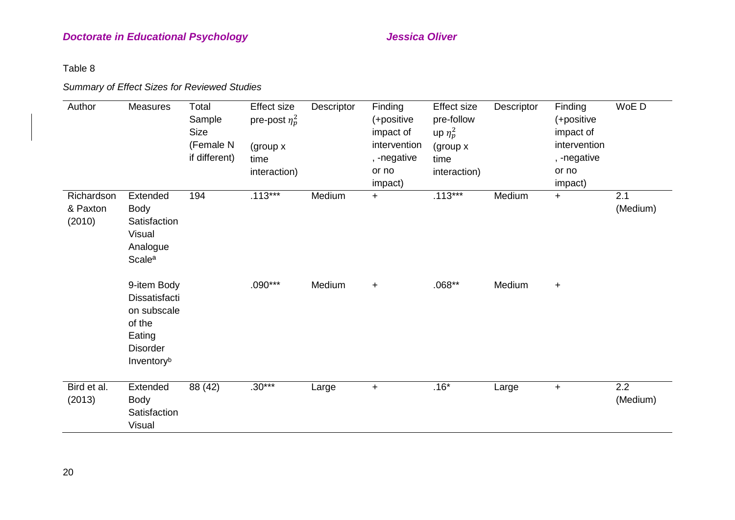Table 8

*Summary of Effect Sizes for Reviewed Studies*

| Author | Measures | Total Sample Size (Female N if different) | Effect size pre-post $\eta_p^2$ (group x time interaction) | Descriptor | Finding (+positive impact of intervention, -negative or no impact) | Effect size pre-follow up $\eta_p^2$ (group x time interaction) | Descriptor | Finding (+positive impact of intervention, -negative or no impact) | WoE D |
|---|---|---|---|---|---|---|---|---|---|
| Richardson & Paxton (2010) | Extended Body Satisfaction Visual Analogue Scale[a] | 194 | .113*** | Medium | + | .113*** | Medium | + | 2.1 (Medium) |
| | 9-item Body Dissatisfaction subscale of the Eating Disorder Inventory[b] | | .090*** | Medium | + | .068** | Medium | + | |
| Bird et al. (2013) | Extended Body Satisfaction Visual | 88 (42) | .30*** | Large | + | .16* | Large | + | 2.2 (Medium) |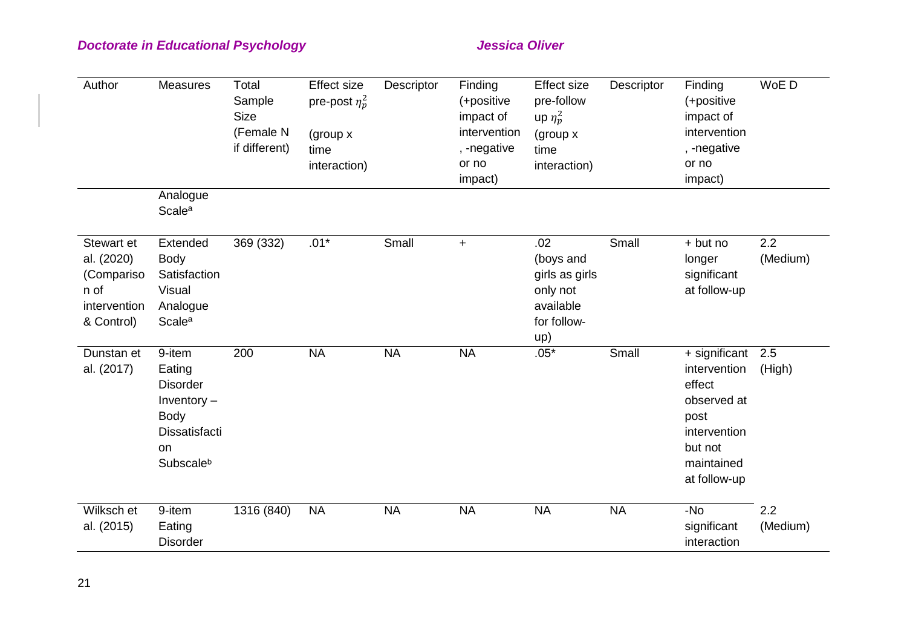| Author | Measures | Total Sample Size (Female N if different) | Effect size pre-post $\eta_p^2$ (group x time interaction) | Descriptor | Finding (+positive impact of intervention, -negative or no impact) | Effect size pre-follow up $\eta_p^2$ (group x time interaction) | Descriptor | Finding (+positive impact of intervention, -negative or no impact) | WoE D |
|---|---|---|---|---|---|---|---|---|---|
| | Analogue Scale[a] | | | | | | | | |
| Stewart et al. (2020) (Comparison of intervention & Control) | Extended Body Satisfaction Visual Analogue Scale[a] | 369 (332) | .01* | Small | + | .02 (boys and girls as girls only not available for follow-up) | Small | + but no longer significant at follow-up | 2.2 (Medium) |
| Dunstan et al. (2017) | 9-item Eating Disorder Inventory – Body Dissatisfaction Subscale[b] | 200 | NA | NA | NA | .05* | Small | + significant intervention effect observed at post intervention but not maintained at follow-up | 2.5 (High) |
| Wilksch et al. (2015) | 9-item Eating Disorder | 1316 (840) | NA | NA | NA | NA | NA | -No significant interaction | 2.2 (Medium) |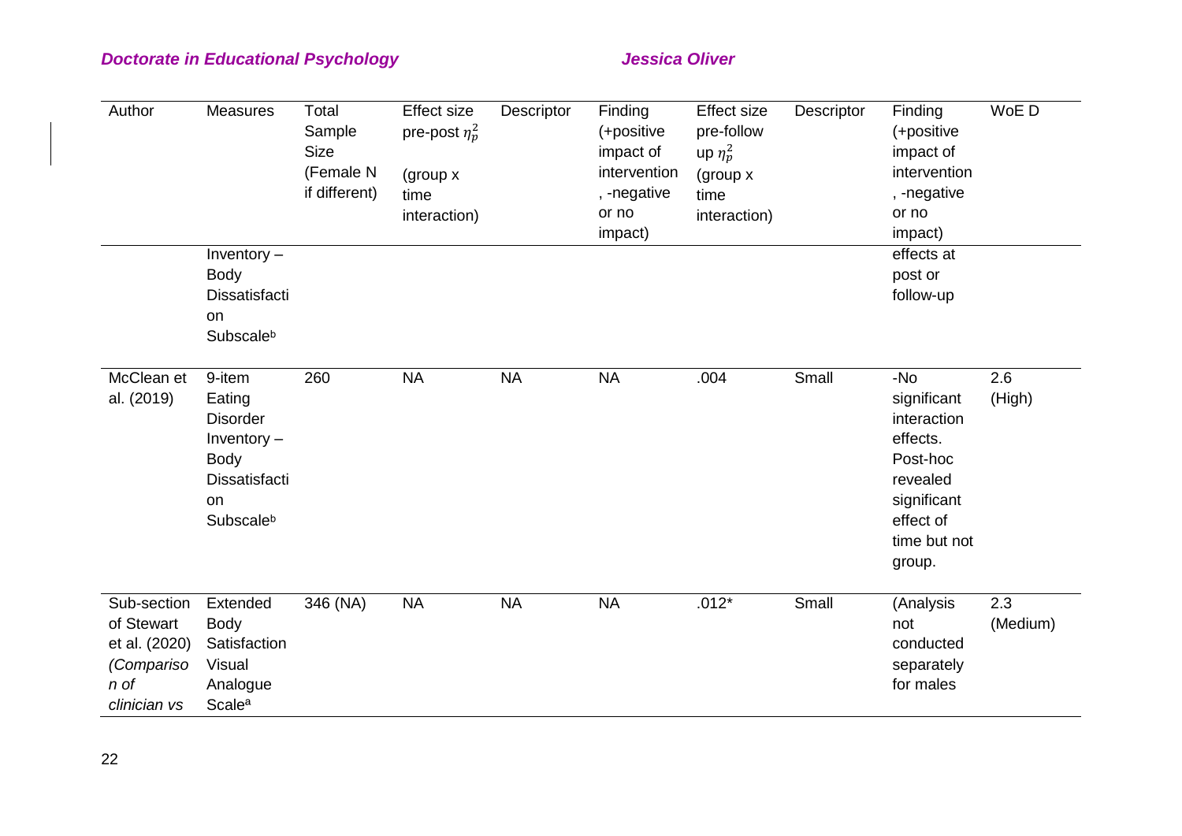| Author | Measures | Total Sample Size (Female N if different) | Effect size pre-post $\eta_p^2$ (group x time interaction) | Descriptor | Finding (+positive impact of intervention, -negative or no impact) | Effect size pre-follow up $\eta_p^2$ (group x time interaction) | Descriptor | Finding (+positive impact of intervention, -negative or no impact) | WoE D |
|---|---|---|---|---|---|---|---|---|---|
| | Inventory – Body Dissatisfaction Subscale[b] | | | | | | | effects at post or follow-up | |
| McClean et al. (2019) | 9-item Eating Disorder Inventory – Body Dissatisfaction Subscale[b] | 260 | NA | NA | NA | .004 | Small | -No significant interaction effects. Post-hoc revealed significant effect of time but not group. | 2.6 (High) |
| Sub-section of Stewart et al. (2020) *(Comparison of clinician vs* | Extended Body Satisfaction Visual Analogue Scale[a] | 346 (NA) | NA | NA | NA | .012* | Small | (Analysis not conducted separately for males | 2.3 (Medium) |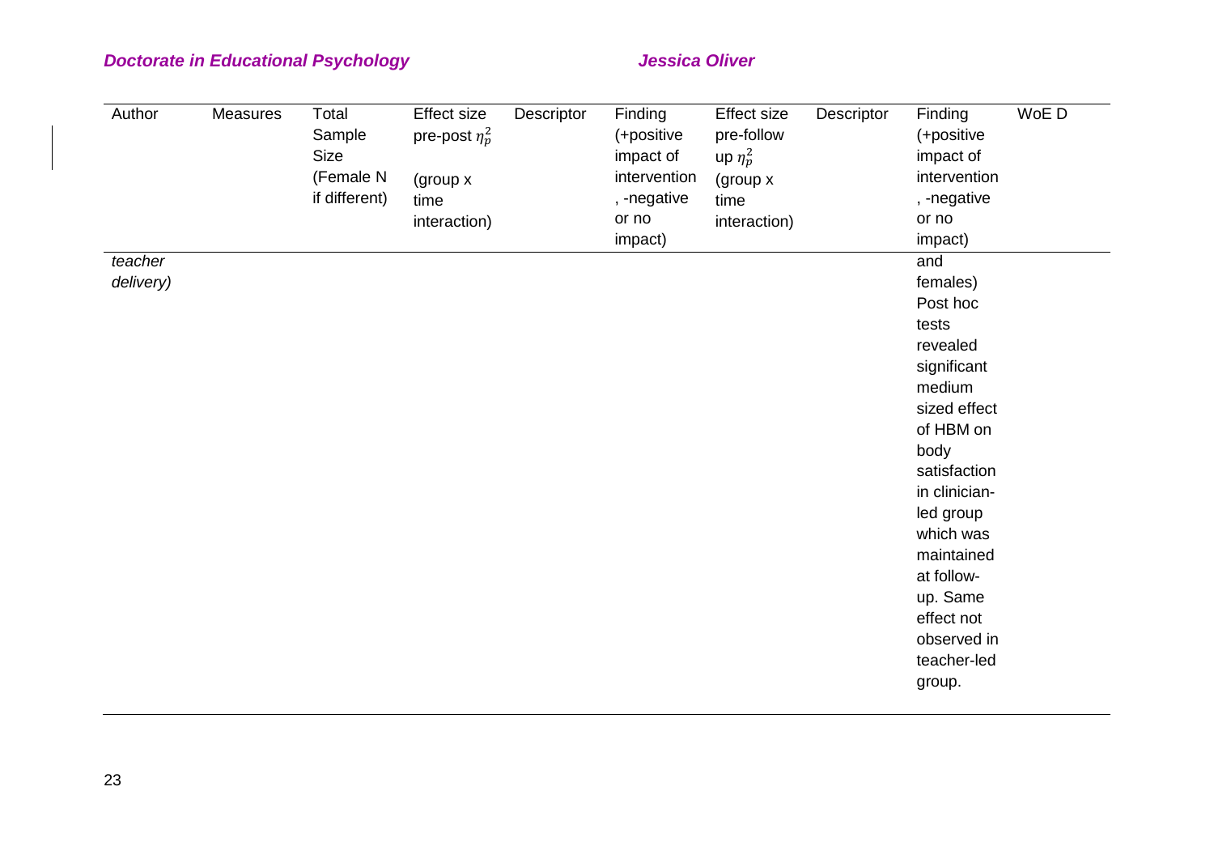| Author | Measures | Total Sample Size (Female N if different) | Effect size pre-post $\eta_p^2$ (group x time interaction) | Descriptor | Finding (+positive impact of intervention, -negative or no impact) | Effect size pre-follow up $\eta_p^2$ (group x time interaction) | Descriptor | Finding (+positive impact of intervention, -negative or no impact) | WoE D |
|---|---|---|---|---|---|---|---|---|---|
| *teacher delivery)* | | | | | | | | and females) Post hoc tests revealed significant medium sized effect of HBM on body satisfaction in clinician-led group which was maintained at follow-up. Same effect not observed in teacher-led group. | |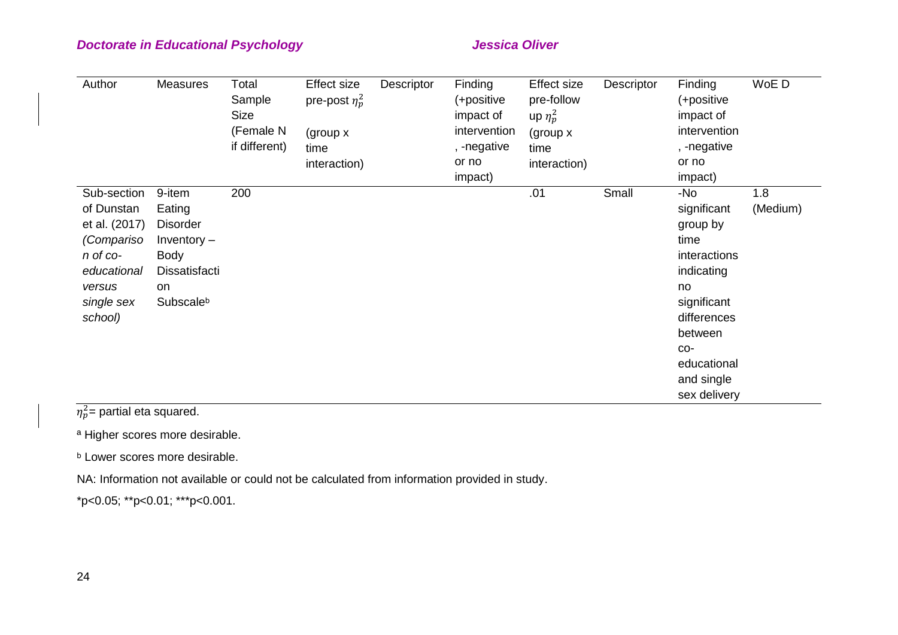| Author | Measures | Total Sample Size (Female N if different) | Effect size pre-post $\eta_p^2$ (group x time interaction) | Descriptor | Finding (+positive impact of intervention, -negative or no impact) | Effect size pre-follow up $\eta_p^2$ (group x time interaction) | Descriptor | Finding (+positive impact of intervention, -negative or no impact) | WoE D |
|---|---|---|---|---|---|---|---|---|---|
| Sub-section of Dunstan et al. (2017) *(Comparison of co-educational versus single sex school)* | 9-item Eating Disorder Inventory – Body Dissatisfaction Subscale[b] | 200 | | | | .01 | Small | -No significant group by time interactions indicating no significant differences between co-educational and single sex delivery | 1.8 (Medium) |

$\eta_p^2$= partial eta squared.

[a] Higher scores more desirable.

[b] Lower scores more desirable.

NA: Information not available or could not be calculated from information provided in study.

*p<0.05; **p<0.01; ***p<0.001.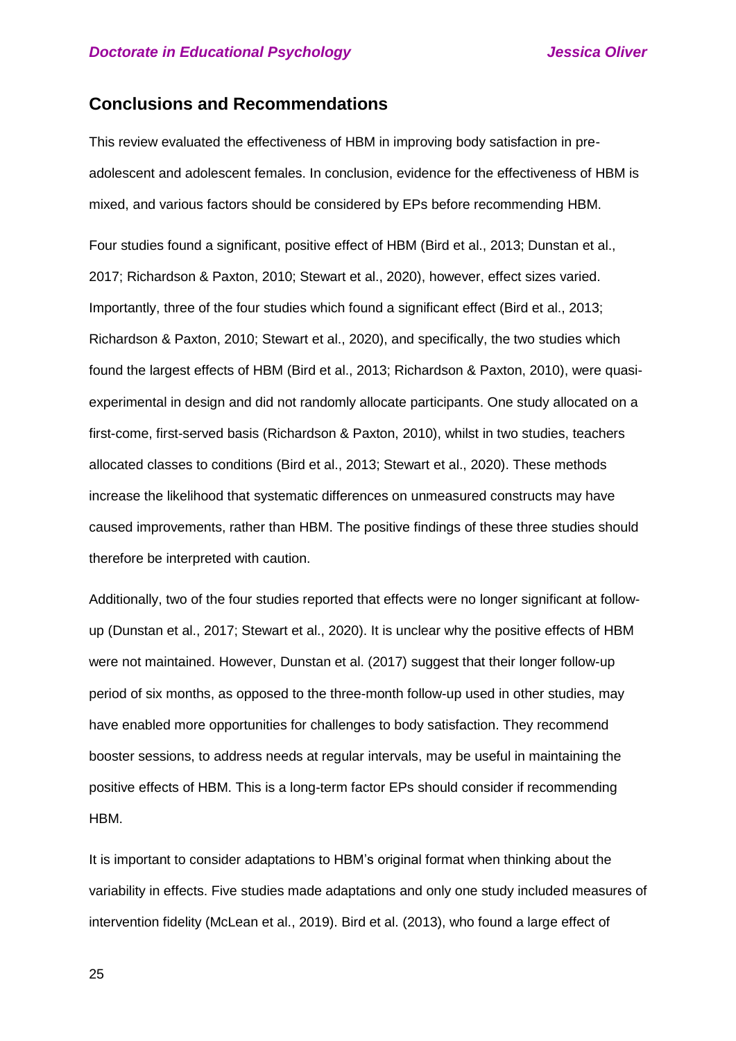## Conclusions and Recommendations

This review evaluated the effectiveness of HBM in improving body satisfaction in pre-adolescent and adolescent females. In conclusion, evidence for the effectiveness of HBM is mixed, and various factors should be considered by EPs before recommending HBM.

Four studies found a significant, positive effect of HBM (Bird et al., 2013; Dunstan et al., 2017; Richardson & Paxton, 2010; Stewart et al., 2020), however, effect sizes varied. Importantly, three of the four studies which found a significant effect (Bird et al., 2013; Richardson & Paxton, 2010; Stewart et al., 2020), and specifically, the two studies which found the largest effects of HBM (Bird et al., 2013; Richardson & Paxton, 2010), were quasi-experimental in design and did not randomly allocate participants. One study allocated on a first-come, first-served basis (Richardson & Paxton, 2010), whilst in two studies, teachers allocated classes to conditions (Bird et al., 2013; Stewart et al., 2020). These methods increase the likelihood that systematic differences on unmeasured constructs may have caused improvements, rather than HBM. The positive findings of these three studies should therefore be interpreted with caution.

Additionally, two of the four studies reported that effects were no longer significant at follow-up (Dunstan et al., 2017; Stewart et al., 2020). It is unclear why the positive effects of HBM were not maintained. However, Dunstan et al. (2017) suggest that their longer follow-up period of six months, as opposed to the three-month follow-up used in other studies, may have enabled more opportunities for challenges to body satisfaction. They recommend booster sessions, to address needs at regular intervals, may be useful in maintaining the positive effects of HBM. This is a long-term factor EPs should consider if recommending HBM.

It is important to consider adaptations to HBM's original format when thinking about the variability in effects. Five studies made adaptations and only one study included measures of intervention fidelity (McLean et al., 2019). Bird et al. (2013), who found a large effect of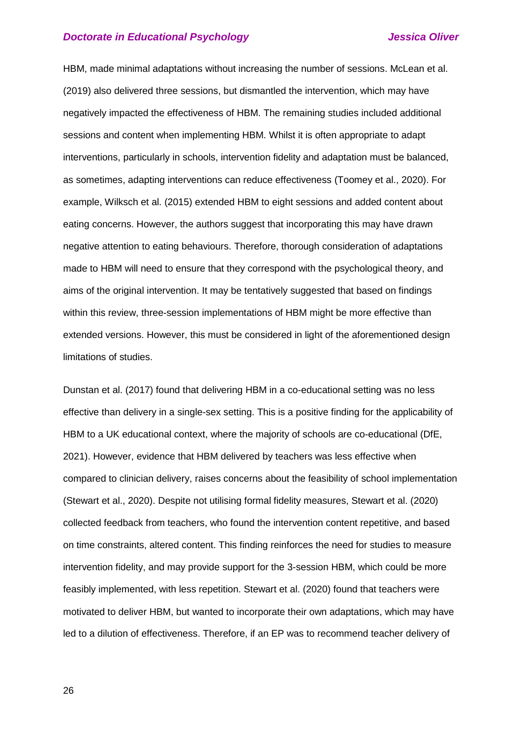HBM, made minimal adaptations without increasing the number of sessions. McLean et al. (2019) also delivered three sessions, but dismantled the intervention, which may have negatively impacted the effectiveness of HBM. The remaining studies included additional sessions and content when implementing HBM. Whilst it is often appropriate to adapt interventions, particularly in schools, intervention fidelity and adaptation must be balanced, as sometimes, adapting interventions can reduce effectiveness (Toomey et al., 2020). For example, Wilksch et al. (2015) extended HBM to eight sessions and added content about eating concerns. However, the authors suggest that incorporating this may have drawn negative attention to eating behaviours. Therefore, thorough consideration of adaptations made to HBM will need to ensure that they correspond with the psychological theory, and aims of the original intervention. It may be tentatively suggested that based on findings within this review, three-session implementations of HBM might be more effective than extended versions. However, this must be considered in light of the aforementioned design limitations of studies.

Dunstan et al. (2017) found that delivering HBM in a co-educational setting was no less effective than delivery in a single-sex setting. This is a positive finding for the applicability of HBM to a UK educational context, where the majority of schools are co-educational (DfE, 2021). However, evidence that HBM delivered by teachers was less effective when compared to clinician delivery, raises concerns about the feasibility of school implementation (Stewart et al., 2020). Despite not utilising formal fidelity measures, Stewart et al. (2020) collected feedback from teachers, who found the intervention content repetitive, and based on time constraints, altered content. This finding reinforces the need for studies to measure intervention fidelity, and may provide support for the 3-session HBM, which could be more feasibly implemented, with less repetition. Stewart et al. (2020) found that teachers were motivated to deliver HBM, but wanted to incorporate their own adaptations, which may have led to a dilution of effectiveness. Therefore, if an EP was to recommend teacher delivery of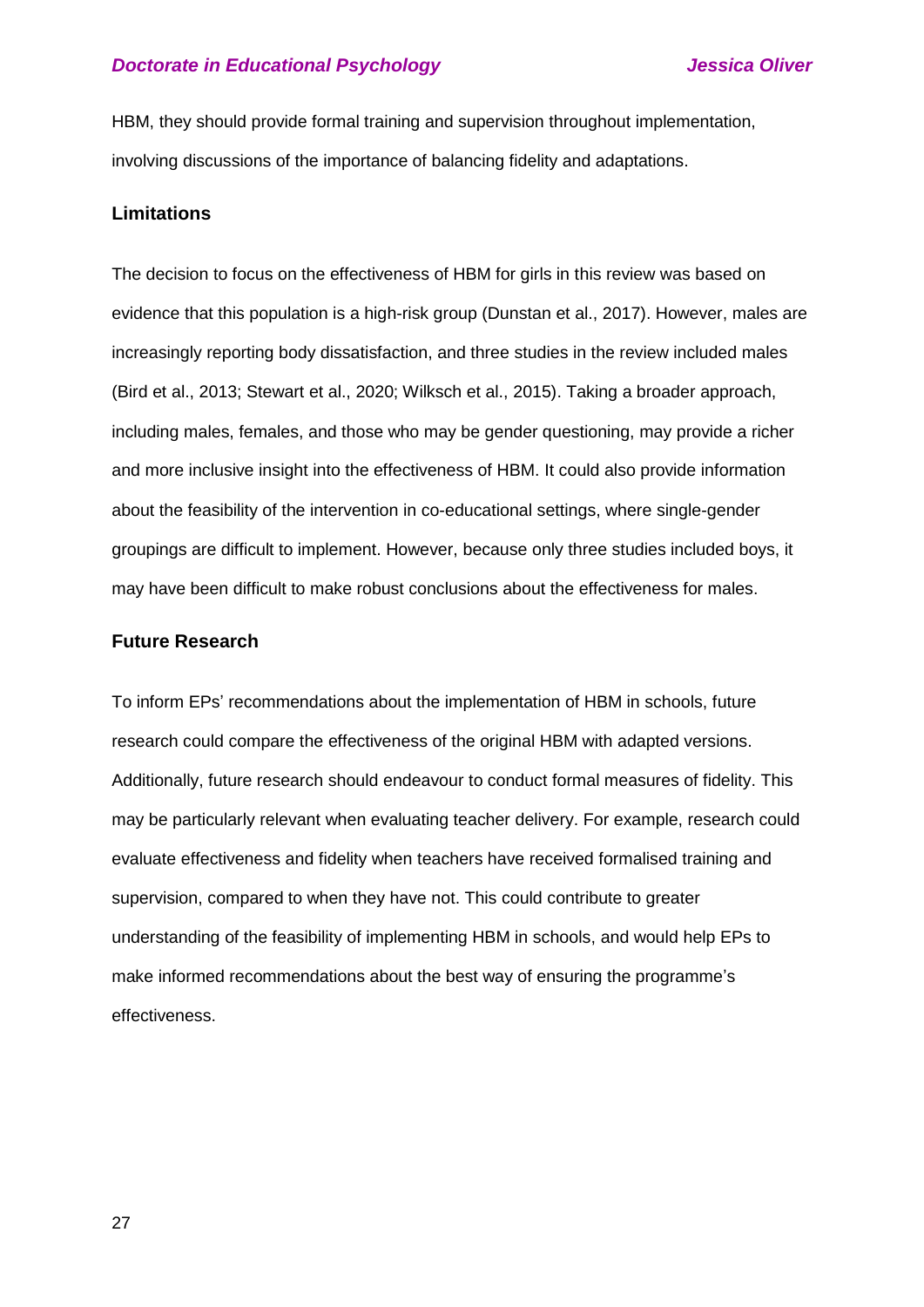HBM, they should provide formal training and supervision throughout implementation, involving discussions of the importance of balancing fidelity and adaptations.

### Limitations

The decision to focus on the effectiveness of HBM for girls in this review was based on evidence that this population is a high-risk group (Dunstan et al., 2017). However, males are increasingly reporting body dissatisfaction, and three studies in the review included males (Bird et al., 2013; Stewart et al., 2020; Wilksch et al., 2015). Taking a broader approach, including males, females, and those who may be gender questioning, may provide a richer and more inclusive insight into the effectiveness of HBM. It could also provide information about the feasibility of the intervention in co-educational settings, where single-gender groupings are difficult to implement. However, because only three studies included boys, it may have been difficult to make robust conclusions about the effectiveness for males.

### Future Research

To inform EPs' recommendations about the implementation of HBM in schools, future research could compare the effectiveness of the original HBM with adapted versions. Additionally, future research should endeavour to conduct formal measures of fidelity. This may be particularly relevant when evaluating teacher delivery. For example, research could evaluate effectiveness and fidelity when teachers have received formalised training and supervision, compared to when they have not. This could contribute to greater understanding of the feasibility of implementing HBM in schools, and would help EPs to make informed recommendations about the best way of ensuring the programme's effectiveness.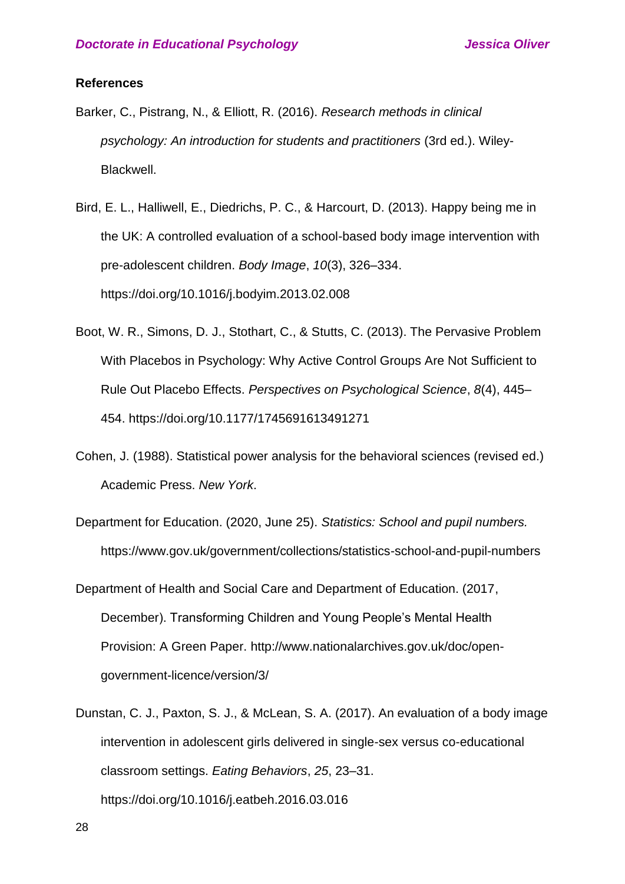**References**

Barker, C., Pistrang, N., & Elliott, R. (2016). *Research methods in clinical psychology: An introduction for students and practitioners* (3rd ed.). Wiley-Blackwell.

Bird, E. L., Halliwell, E., Diedrichs, P. C., & Harcourt, D. (2013). Happy being me in the UK: A controlled evaluation of a school-based body image intervention with pre-adolescent children. *Body Image*, *10*(3), 326–334. https://doi.org/10.1016/j.bodyim.2013.02.008

Boot, W. R., Simons, D. J., Stothart, C., & Stutts, C. (2013). The Pervasive Problem With Placebos in Psychology: Why Active Control Groups Are Not Sufficient to Rule Out Placebo Effects. *Perspectives on Psychological Science*, *8*(4), 445–454. https://doi.org/10.1177/1745691613491271

Cohen, J. (1988). Statistical power analysis for the behavioral sciences (revised ed.) Academic Press. *New York*.

Department for Education. (2020, June 25). *Statistics: School and pupil numbers.* https://www.gov.uk/government/collections/statistics-school-and-pupil-numbers

Department of Health and Social Care and Department of Education. (2017, December). Transforming Children and Young People's Mental Health Provision: A Green Paper. http://www.nationalarchives.gov.uk/doc/open-government-licence/version/3/

Dunstan, C. J., Paxton, S. J., & McLean, S. A. (2017). An evaluation of a body image intervention in adolescent girls delivered in single-sex versus co-educational classroom settings. *Eating Behaviors*, *25*, 23–31. https://doi.org/10.1016/j.eatbeh.2016.03.016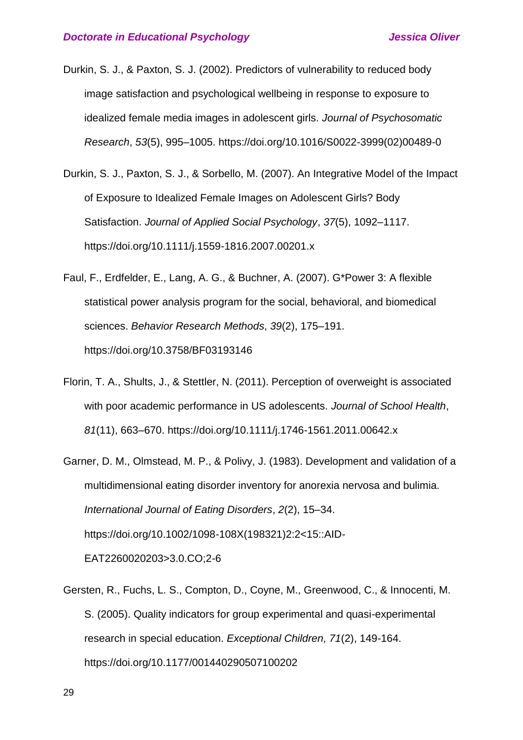Durkin, S. J., & Paxton, S. J. (2002). Predictors of vulnerability to reduced body image satisfaction and psychological wellbeing in response to exposure to idealized female media images in adolescent girls. *Journal of Psychosomatic Research*, *53*(5), 995–1005. https://doi.org/10.1016/S0022-3999(02)00489-0

Durkin, S. J., Paxton, S. J., & Sorbello, M. (2007). An Integrative Model of the Impact of Exposure to Idealized Female Images on Adolescent Girls? Body Satisfaction. *Journal of Applied Social Psychology*, *37*(5), 1092–1117. https://doi.org/10.1111/j.1559-1816.2007.00201.x

Faul, F., Erdfelder, E., Lang, A. G., & Buchner, A. (2007). G*Power 3: A flexible statistical power analysis program for the social, behavioral, and biomedical sciences. *Behavior Research Methods*, *39*(2), 175–191. https://doi.org/10.3758/BF03193146

Florin, T. A., Shults, J., & Stettler, N. (2011). Perception of overweight is associated with poor academic performance in US adolescents. *Journal of School Health*, *81*(11), 663–670. https://doi.org/10.1111/j.1746-1561.2011.00642.x

Garner, D. M., Olmstead, M. P., & Polivy, J. (1983). Development and validation of a multidimensional eating disorder inventory for anorexia nervosa and bulimia. *International Journal of Eating Disorders*, *2*(2), 15–34. https://doi.org/10.1002/1098-108X(198321)2:2<15::AID-EAT2260020203>3.0.CO;2-6

Gersten, R., Fuchs, L. S., Compton, D., Coyne, M., Greenwood, C., & Innocenti, M. S. (2005). Quality indicators for group experimental and quasi-experimental research in special education. *Exceptional Children, 71*(2), 149-164. https://doi.org/10.1177/001440290507100202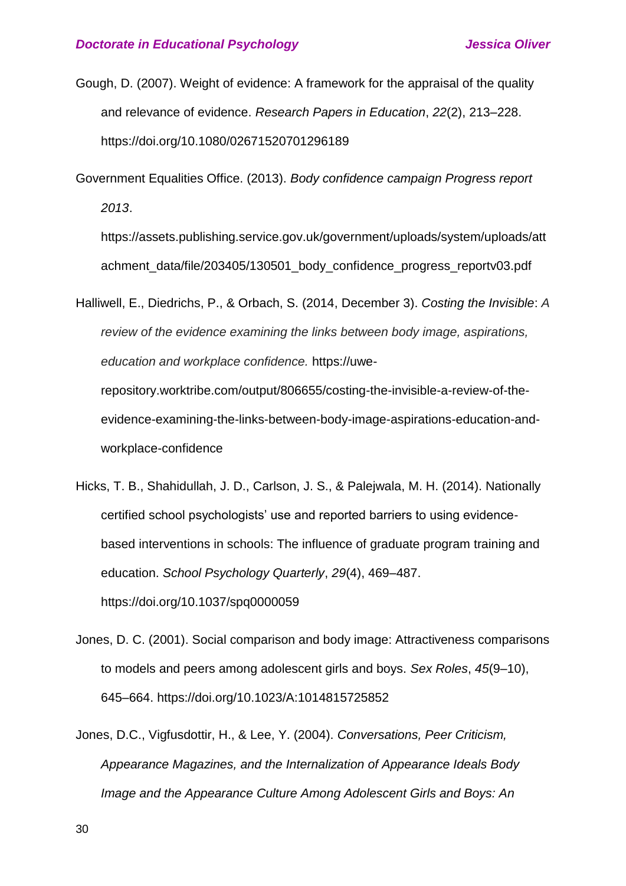Gough, D. (2007). Weight of evidence: A framework for the appraisal of the quality and relevance of evidence. *Research Papers in Education*, *22*(2), 213–228. https://doi.org/10.1080/02671520701296189

Government Equalities Office. (2013). *Body confidence campaign Progress report 2013*. https://assets.publishing.service.gov.uk/government/uploads/system/uploads/attachment_data/file/203405/130501_body_confidence_progress_reportv03.pdf

Halliwell, E., Diedrichs, P., & Orbach, S. (2014, December 3). *Costing the Invisible*: *A review of the evidence examining the links between body image, aspirations, education and workplace confidence.* https://uwe-repository.worktribe.com/output/806655/costing-the-invisible-a-review-of-the-evidence-examining-the-links-between-body-image-aspirations-education-and-workplace-confidence

Hicks, T. B., Shahidullah, J. D., Carlson, J. S., & Palejwala, M. H. (2014). Nationally certified school psychologists' use and reported barriers to using evidence-based interventions in schools: The influence of graduate program training and education. *School Psychology Quarterly*, *29*(4), 469–487. https://doi.org/10.1037/spq0000059

Jones, D. C. (2001). Social comparison and body image: Attractiveness comparisons to models and peers among adolescent girls and boys. *Sex Roles*, *45*(9–10), 645–664. https://doi.org/10.1023/A:1014815725852

Jones, D.C., Vigfusdottir, H., & Lee, Y. (2004). *Conversations, Peer Criticism, Appearance Magazines, and the Internalization of Appearance Ideals Body Image and the Appearance Culture Among Adolescent Girls and Boys: An*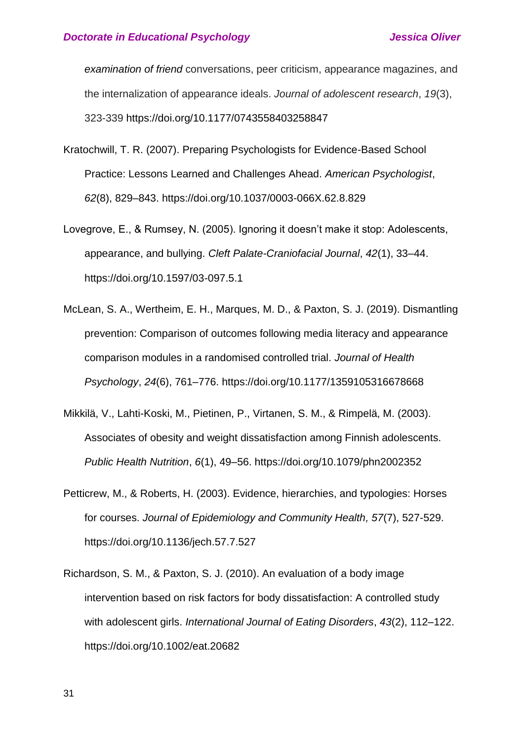*examination of friend* conversations, peer criticism, appearance magazines, and the internalization of appearance ideals. *Journal of adolescent research*, *19*(3), 323-339 https://doi.org/10.1177/0743558403258847

Kratochwill, T. R. (2007). Preparing Psychologists for Evidence-Based School Practice: Lessons Learned and Challenges Ahead. *American Psychologist*, *62*(8), 829–843. https://doi.org/10.1037/0003-066X.62.8.829

Lovegrove, E., & Rumsey, N. (2005). Ignoring it doesn't make it stop: Adolescents, appearance, and bullying. *Cleft Palate-Craniofacial Journal*, *42*(1), 33–44. https://doi.org/10.1597/03-097.5.1

McLean, S. A., Wertheim, E. H., Marques, M. D., & Paxton, S. J. (2019). Dismantling prevention: Comparison of outcomes following media literacy and appearance comparison modules in a randomised controlled trial. *Journal of Health Psychology*, *24*(6), 761–776. https://doi.org/10.1177/1359105316678668

Mikkilä, V., Lahti-Koski, M., Pietinen, P., Virtanen, S. M., & Rimpelä, M. (2003). Associates of obesity and weight dissatisfaction among Finnish adolescents. *Public Health Nutrition*, *6*(1), 49–56. https://doi.org/10.1079/phn2002352

Petticrew, M., & Roberts, H. (2003). Evidence, hierarchies, and typologies: Horses for courses. *Journal of Epidemiology and Community Health, 57*(7), 527-529. https://doi.org/10.1136/jech.57.7.527

Richardson, S. M., & Paxton, S. J. (2010). An evaluation of a body image intervention based on risk factors for body dissatisfaction: A controlled study with adolescent girls. *International Journal of Eating Disorders*, *43*(2), 112–122. https://doi.org/10.1002/eat.20682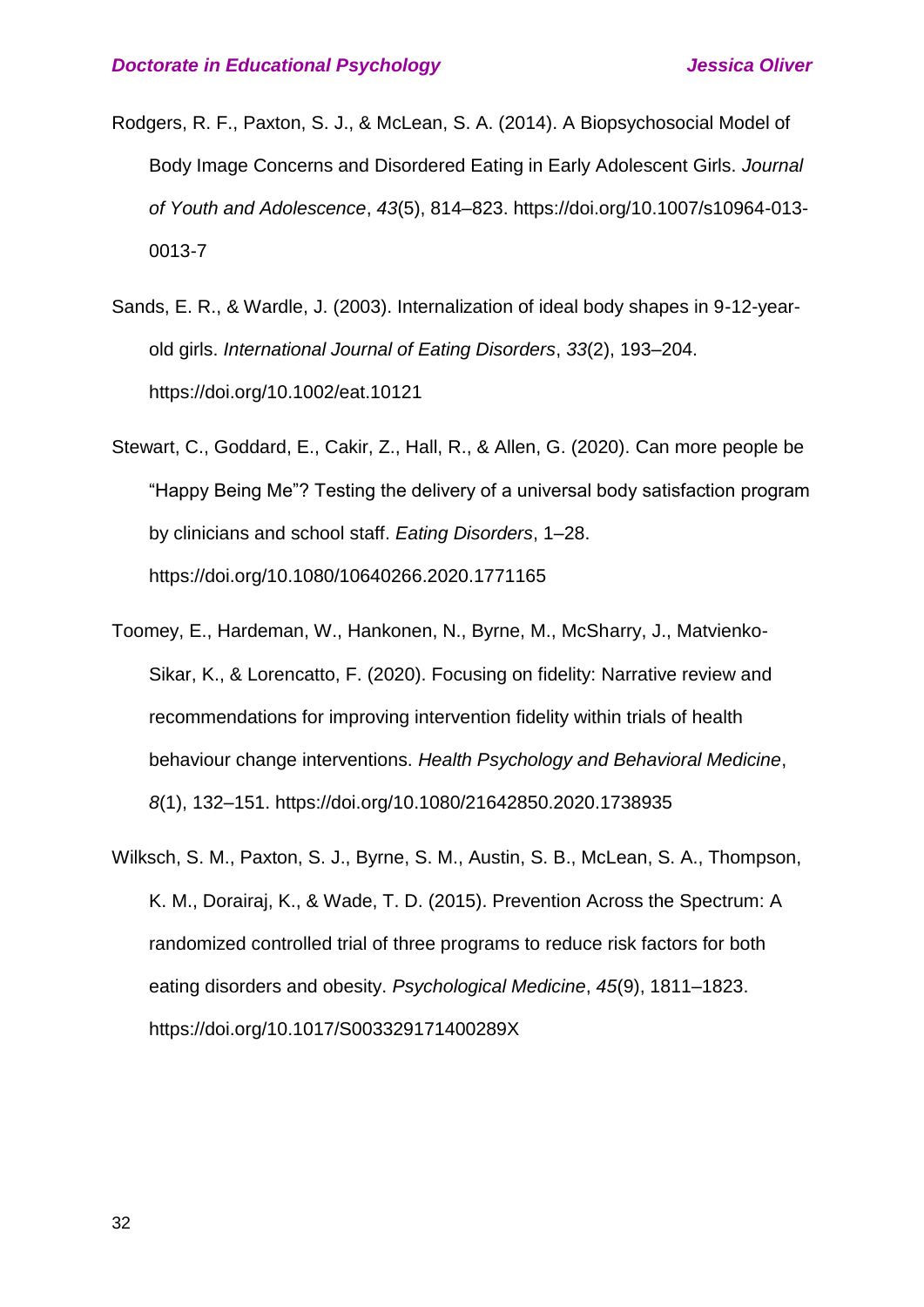Rodgers, R. F., Paxton, S. J., & McLean, S. A. (2014). A Biopsychosocial Model of Body Image Concerns and Disordered Eating in Early Adolescent Girls. *Journal of Youth and Adolescence*, *43*(5), 814–823. https://doi.org/10.1007/s10964-013-0013-7

Sands, E. R., & Wardle, J. (2003). Internalization of ideal body shapes in 9-12-year-old girls. *International Journal of Eating Disorders*, *33*(2), 193–204. https://doi.org/10.1002/eat.10121

Stewart, C., Goddard, E., Cakir, Z., Hall, R., & Allen, G. (2020). Can more people be "Happy Being Me"? Testing the delivery of a universal body satisfaction program by clinicians and school staff. *Eating Disorders*, 1–28. https://doi.org/10.1080/10640266.2020.1771165

Toomey, E., Hardeman, W., Hankonen, N., Byrne, M., McSharry, J., Matvienko-Sikar, K., & Lorencatto, F. (2020). Focusing on fidelity: Narrative review and recommendations for improving intervention fidelity within trials of health behaviour change interventions. *Health Psychology and Behavioral Medicine*, *8*(1), 132–151. https://doi.org/10.1080/21642850.2020.1738935

Wilksch, S. M., Paxton, S. J., Byrne, S. M., Austin, S. B., McLean, S. A., Thompson, K. M., Dorairaj, K., & Wade, T. D. (2015). Prevention Across the Spectrum: A randomized controlled trial of three programs to reduce risk factors for both eating disorders and obesity. *Psychological Medicine*, *45*(9), 1811–1823. https://doi.org/10.1017/S003329171400289X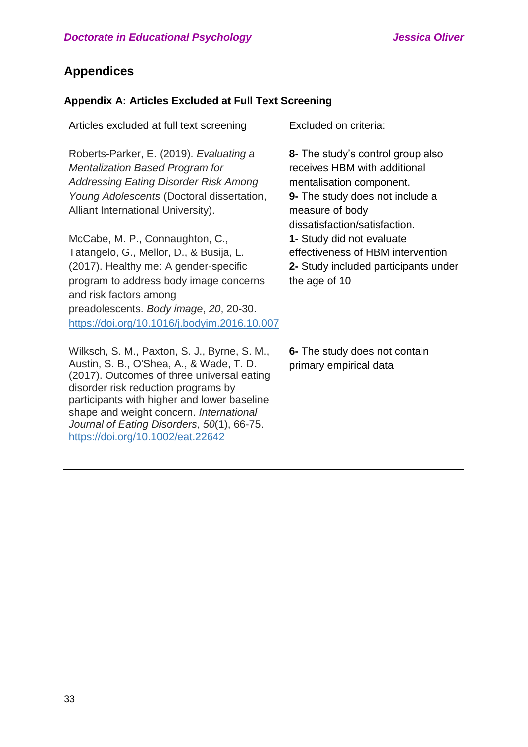## Appendices

### Appendix A: Articles Excluded at Full Text Screening

| Articles excluded at full text screening | Excluded on criteria: |
| --- | --- |
| Roberts-Parker, E. (2019). *Evaluating a Mentalization Based Program for Addressing Eating Disorder Risk Among Young Adolescents* (Doctoral dissertation, Alliant International University). | **8-** The study's control group also receives HBM with additional mentalisation component. **9-** The study does not include a measure of body dissatisfaction/satisfaction. |
| McCabe, M. P., Connaughton, C., Tatangelo, G., Mellor, D., & Busija, L. (2017). Healthy me: A gender-specific program to address body image concerns and risk factors among preadolescents. *Body image*, *20*, 20-30. https://doi.org/10.1016/j.bodyim.2016.10.007 | **1-** Study did not evaluate effectiveness of HBM intervention **2-** Study included participants under the age of 10 |
| Wilksch, S. M., Paxton, S. J., Byrne, S. M., Austin, S. B., O'Shea, A., & Wade, T. D. (2017). Outcomes of three universal eating disorder risk reduction programs by participants with higher and lower baseline shape and weight concern. *International Journal of Eating Disorders*, *50*(1), 66-75. https://doi.org/10.1002/eat.22642 | **6-** The study does not contain primary empirical data |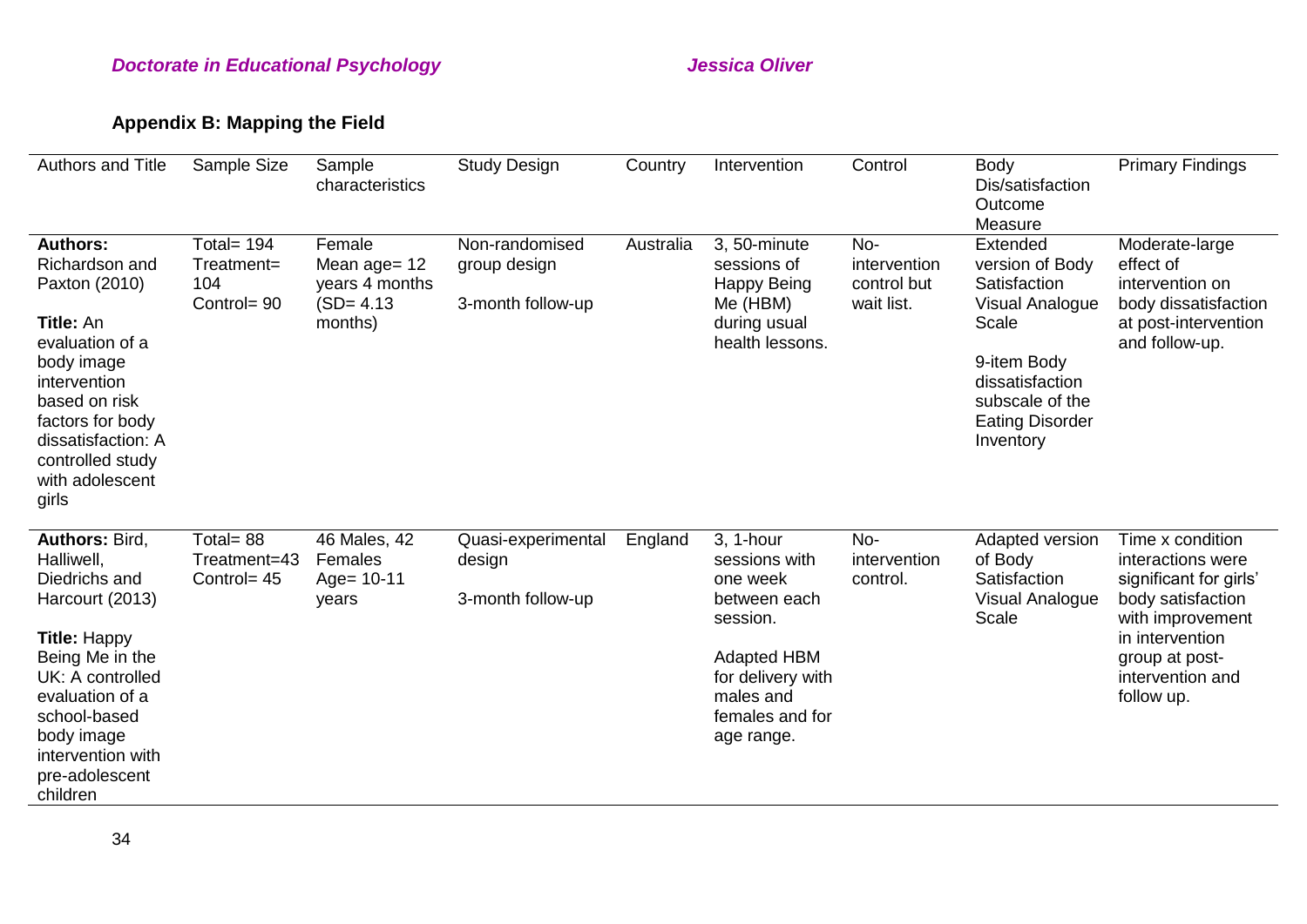## Appendix B: Mapping the Field

| Authors and Title | Sample Size | Sample characteristics | Study Design | Country | Intervention | Control | Body Dis/satisfaction Outcome Measure | Primary Findings |
|---|---|---|---|---|---|---|---|---|
| **Authors:** Richardson and Paxton (2010)<br><br>**Title:** An evaluation of a body image intervention based on risk factors for body dissatisfaction: A controlled study with adolescent girls | Total= 194<br>Treatment= 104<br>Control= 90 | Female<br>Mean age= 12 years 4 months (SD= 4.13 months) | Non-randomised group design<br><br>3-month follow-up | Australia | 3, 50-minute sessions of Happy Being Me (HBM) during usual health lessons. | No-intervention control but wait list. | Extended version of Body Satisfaction Visual Analogue Scale<br><br>9-item Body dissatisfaction subscale of the Eating Disorder Inventory | Moderate-large effect of intervention on body dissatisfaction at post-intervention and follow-up. |
| **Authors:** Bird, Halliwell, Diedrichs and Harcourt (2013)<br><br>**Title:** Happy Being Me in the UK: A controlled evaluation of a school-based body image intervention with pre-adolescent children | Total= 88<br>Treatment=43<br>Control= 45 | 46 Males, 42 Females<br>Age= 10-11 years | Quasi-experimental design<br><br>3-month follow-up | England | 3, 1-hour sessions with one week between each session.<br><br>Adapted HBM for delivery with males and females and for age range. | No-intervention control. | Adapted version of Body Satisfaction Visual Analogue Scale | Time x condition interactions were significant for girls' body satisfaction with improvement in intervention group at post-intervention and follow up. |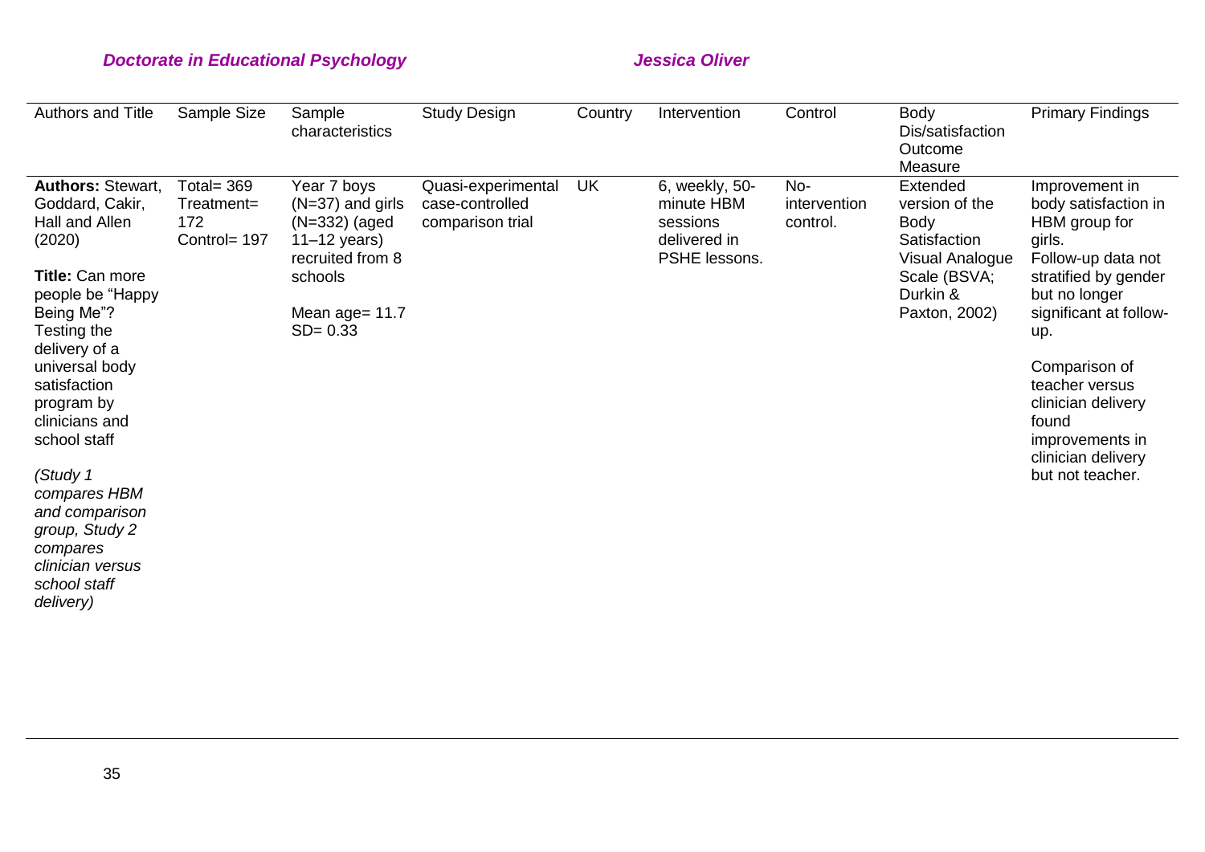| Authors and Title | Sample Size | Sample characteristics | Study Design | Country | Intervention | Control | Body Dis/satisfaction Outcome Measure | Primary Findings |
|---|---|---|---|---|---|---|---|---|
| **Authors:** Stewart, Goddard, Cakir, Hall and Allen (2020)<br><br>**Title:** Can more people be "Happy Being Me"? Testing the delivery of a universal body satisfaction program by clinicians and school staff<br><br>*(Study 1 compares HBM and comparison group, Study 2 compares clinician versus school staff delivery)* | Total= 369<br>Treatment= 172<br>Control= 197 | Year 7 boys (N=37) and girls (N=332) (aged 11–12 years) recruited from 8 schools<br><br>Mean age= 11.7<br>SD= 0.33 | Quasi-experimental case-controlled comparison trial | UK | 6, weekly, 50-minute HBM sessions delivered in PSHE lessons. | No-intervention control. | Extended version of the Body Satisfaction Visual Analogue Scale (BSVA; Durkin & Paxton, 2002) | Improvement in body satisfaction in HBM group for girls.<br>Follow-up data not stratified by gender but no longer significant at follow-up.<br><br>Comparison of teacher versus clinician delivery found improvements in clinician delivery but not teacher. |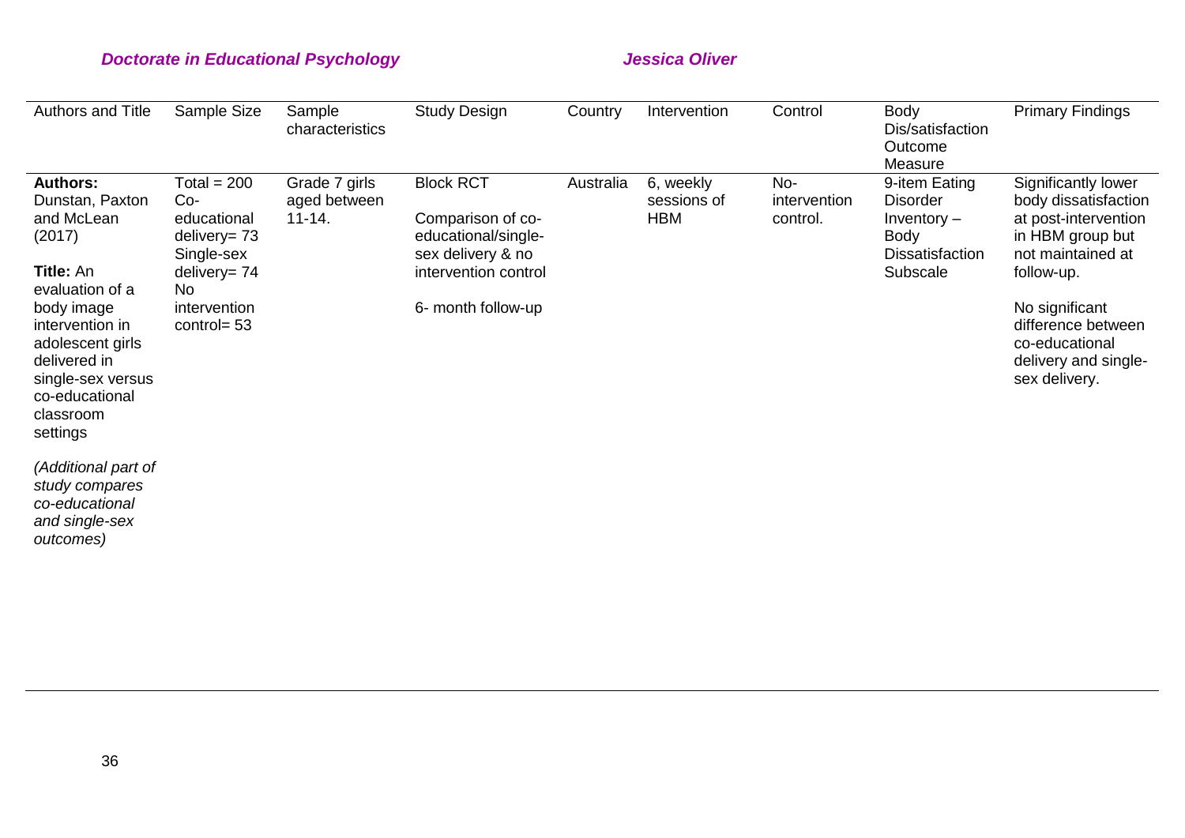| Authors and Title | Sample Size | Sample characteristics | Study Design | Country | Intervention | Control | Body Dis/satisfaction Outcome Measure | Primary Findings |
|---|---|---|---|---|---|---|---|---|
| **Authors:** Dunstan, Paxton and McLean (2017)<br><br>**Title:** An evaluation of a body image intervention in adolescent girls delivered in single-sex versus co-educational classroom settings<br><br>*(Additional part of study compares co-educational and single-sex outcomes)* | Total = 200<br>Co-educational delivery= 73<br>Single-sex delivery= 74<br>No intervention control= 53 | Grade 7 girls aged between 11-14. | Block RCT<br><br>Comparison of co-educational/single-sex delivery & no intervention control<br><br>6- month follow-up | Australia | 6, weekly sessions of HBM | No-intervention control. | 9-item Eating Disorder Inventory – Body Dissatisfaction Subscale | Significantly lower body dissatisfaction at post-intervention in HBM group but not maintained at follow-up.<br><br>No significant difference between co-educational delivery and single-sex delivery. |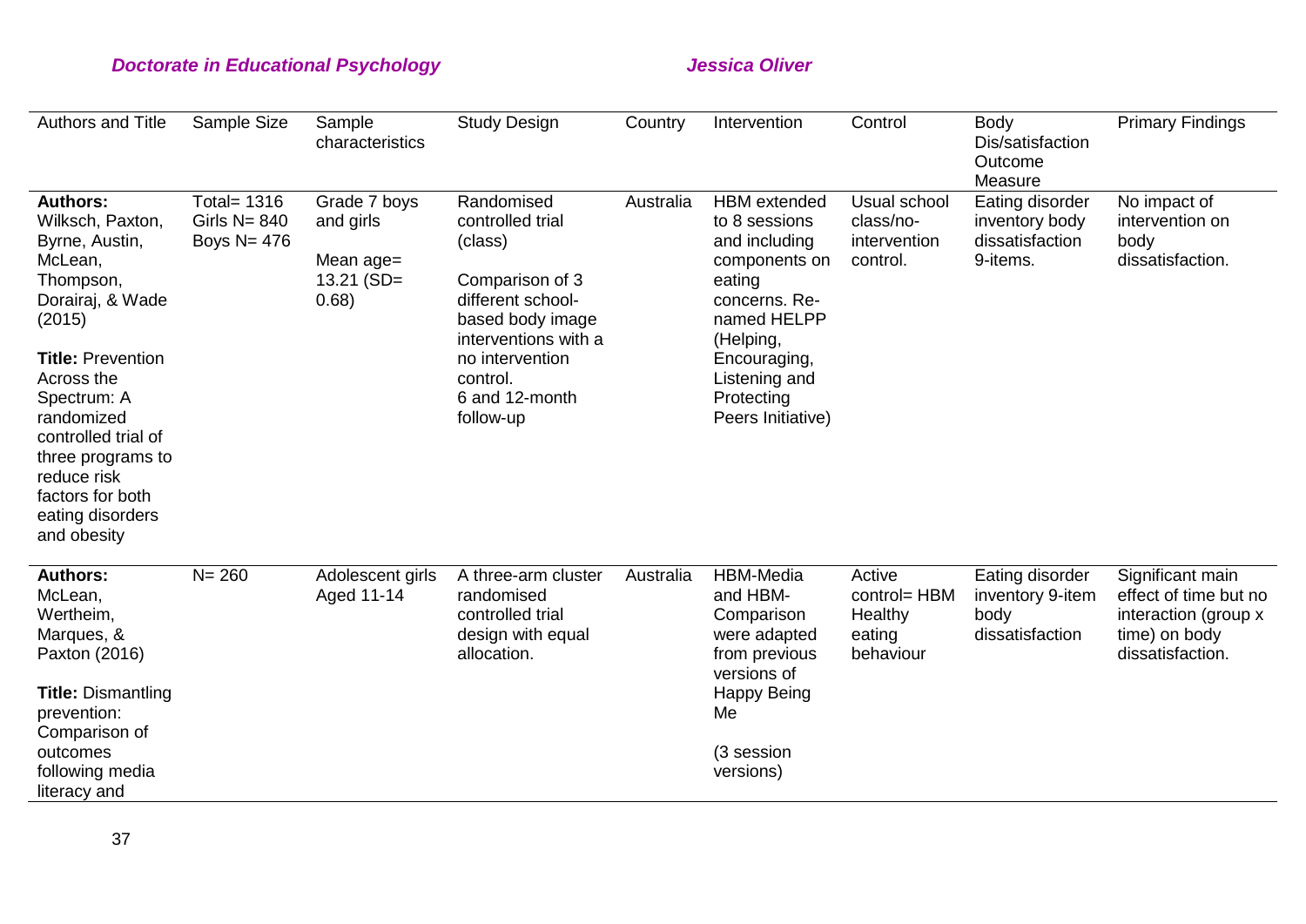| Authors and Title | Sample Size | Sample characteristics | Study Design | Country | Intervention | Control | Body Dis/satisfaction Outcome Measure | Primary Findings |
|---|---|---|---|---|---|---|---|---|
| **Authors:** Wilksch, Paxton, Byrne, Austin, McLean, Thompson, Dorairaj, & Wade (2015)<br><br>**Title:** Prevention Across the Spectrum: A randomized controlled trial of three programs to reduce risk factors for both eating disorders and obesity | Total= 1316<br>Girls N= 840<br>Boys N= 476 | Grade 7 boys and girls<br><br>Mean age= 13.21 (SD= 0.68) | Randomised controlled trial (class)<br><br>Comparison of 3 different school-based body image interventions with a no intervention control.<br>6 and 12-month follow-up | Australia | HBM extended to 8 sessions and including components on eating concerns. Re-named HELPP (Helping, Encouraging, Listening and Protecting Peers Initiative) | Usual school class/no-intervention control. | Eating disorder inventory body dissatisfaction 9-items. | No impact of intervention on body dissatisfaction. |
| **Authors:** McLean, Wertheim, Marques, & Paxton (2016)<br><br>**Title:** Dismantling prevention: Comparison of outcomes following media literacy and | N= 260 | Adolescent girls Aged 11-14 | A three-arm cluster randomised controlled trial design with equal allocation. | Australia | HBM-Media and HBM-Comparison were adapted from previous versions of Happy Being Me<br><br>(3 session versions) | Active control= HBM Healthy eating behaviour | Eating disorder inventory 9-item body dissatisfaction | Significant main effect of time but no interaction (group x time) on body dissatisfaction. |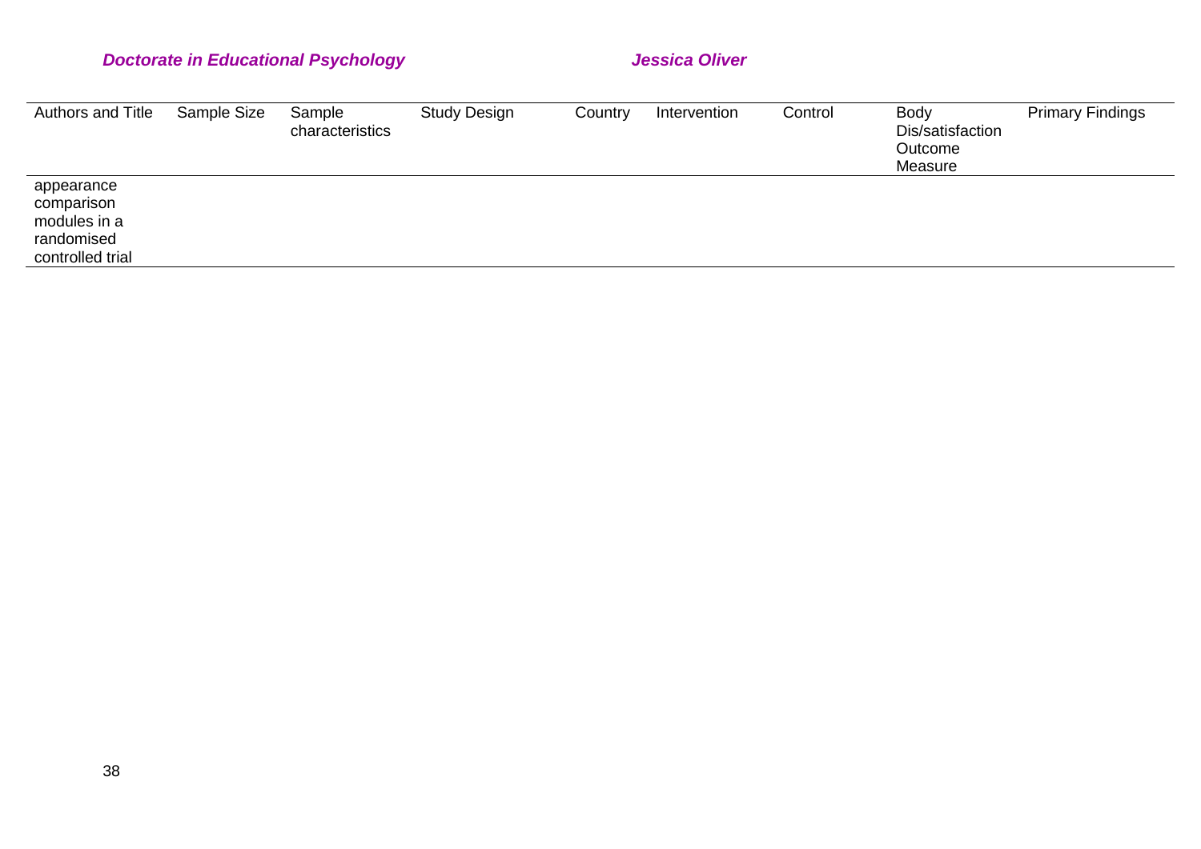| Authors and Title | Sample Size | Sample characteristics | Study Design | Country | Intervention | Control | Body Dis/satisfaction Outcome Measure | Primary Findings |
| --- | --- | --- | --- | --- | --- | --- | --- | --- |
| appearance comparison modules in a randomised controlled trial | | | | | | | | |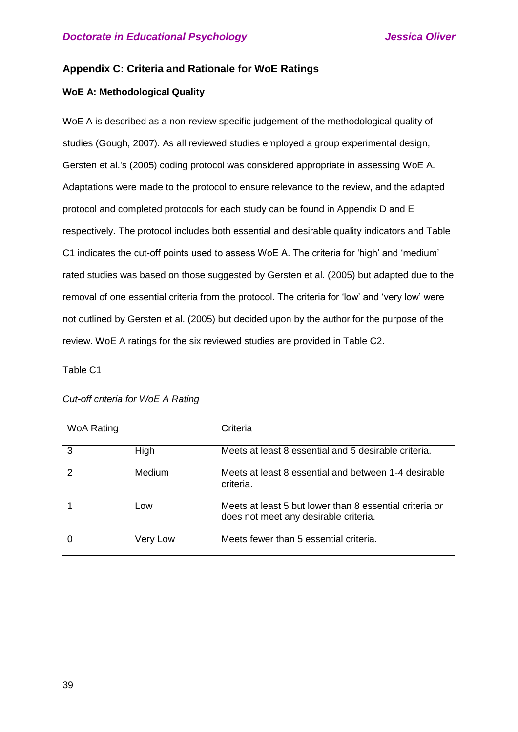## Appendix C: Criteria and Rationale for WoE Ratings

### WoE A: Methodological Quality

WoE A is described as a non-review specific judgement of the methodological quality of studies (Gough, 2007). As all reviewed studies employed a group experimental design, Gersten et al.'s (2005) coding protocol was considered appropriate in assessing WoE A. Adaptations were made to the protocol to ensure relevance to the review, and the adapted protocol and completed protocols for each study can be found in Appendix D and E respectively. The protocol includes both essential and desirable quality indicators and Table C1 indicates the cut-off points used to assess WoE A. The criteria for 'high' and 'medium' rated studies was based on those suggested by Gersten et al. (2005) but adapted due to the removal of one essential criteria from the protocol. The criteria for 'low' and 'very low' were not outlined by Gersten et al. (2005) but decided upon by the author for the purpose of the review. WoE A ratings for the six reviewed studies are provided in Table C2.

Table C1

*Cut-off criteria for WoE A Rating*

| WoA Rating | | Criteria |
|---|---|---|
| 3 | High | Meets at least 8 essential and 5 desirable criteria. |
| 2 | Medium | Meets at least 8 essential and between 1-4 desirable criteria. |
| 1 | Low | Meets at least 5 but lower than 8 essential criteria *or* does not meet any desirable criteria. |
| 0 | Very Low | Meets fewer than 5 essential criteria. |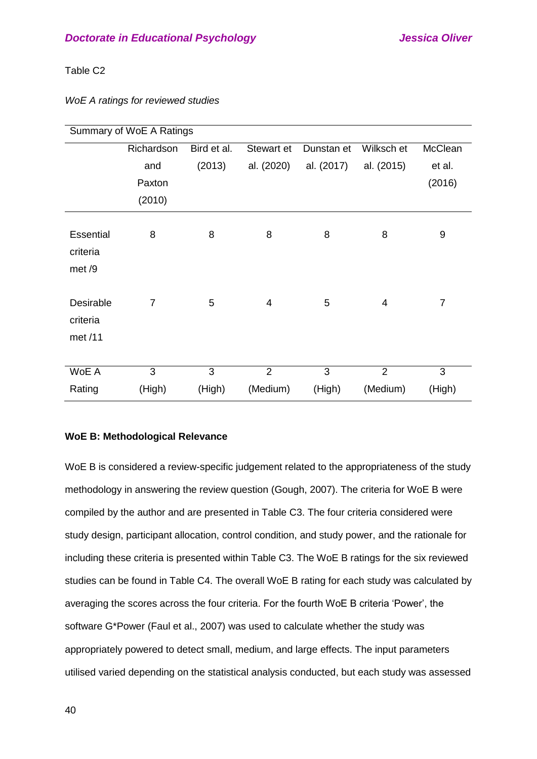Table C2

*WoE A ratings for reviewed studies*

| Summary of WoE A Ratings | | | | | | |
|---|---|---|---|---|---|---|
| | Richardson and Paxton (2010) | Bird et al. (2013) | Stewart et al. (2020) | Dunstan et al. (2017) | Wilksch et al. (2015) | McClean et al. (2016) |
| Essential criteria met /9 | 8 | 8 | 8 | 8 | 8 | 9 |
| Desirable criteria met /11 | 7 | 5 | 4 | 5 | 4 | 7 |
| WoE A Rating | 3 (High) | 3 (High) | 2 (Medium) | 3 (High) | 2 (Medium) | 3 (High) |

**WoE B: Methodological Relevance**

WoE B is considered a review-specific judgement related to the appropriateness of the study methodology in answering the review question (Gough, 2007). The criteria for WoE B were compiled by the author and are presented in Table C3. The four criteria considered were study design, participant allocation, control condition, and study power, and the rationale for including these criteria is presented within Table C3. The WoE B ratings for the six reviewed studies can be found in Table C4. The overall WoE B rating for each study was calculated by averaging the scores across the four criteria. For the fourth WoE B criteria 'Power', the software G*Power (Faul et al., 2007) was used to calculate whether the study was appropriately powered to detect small, medium, and large effects. The input parameters utilised varied depending on the statistical analysis conducted, but each study was assessed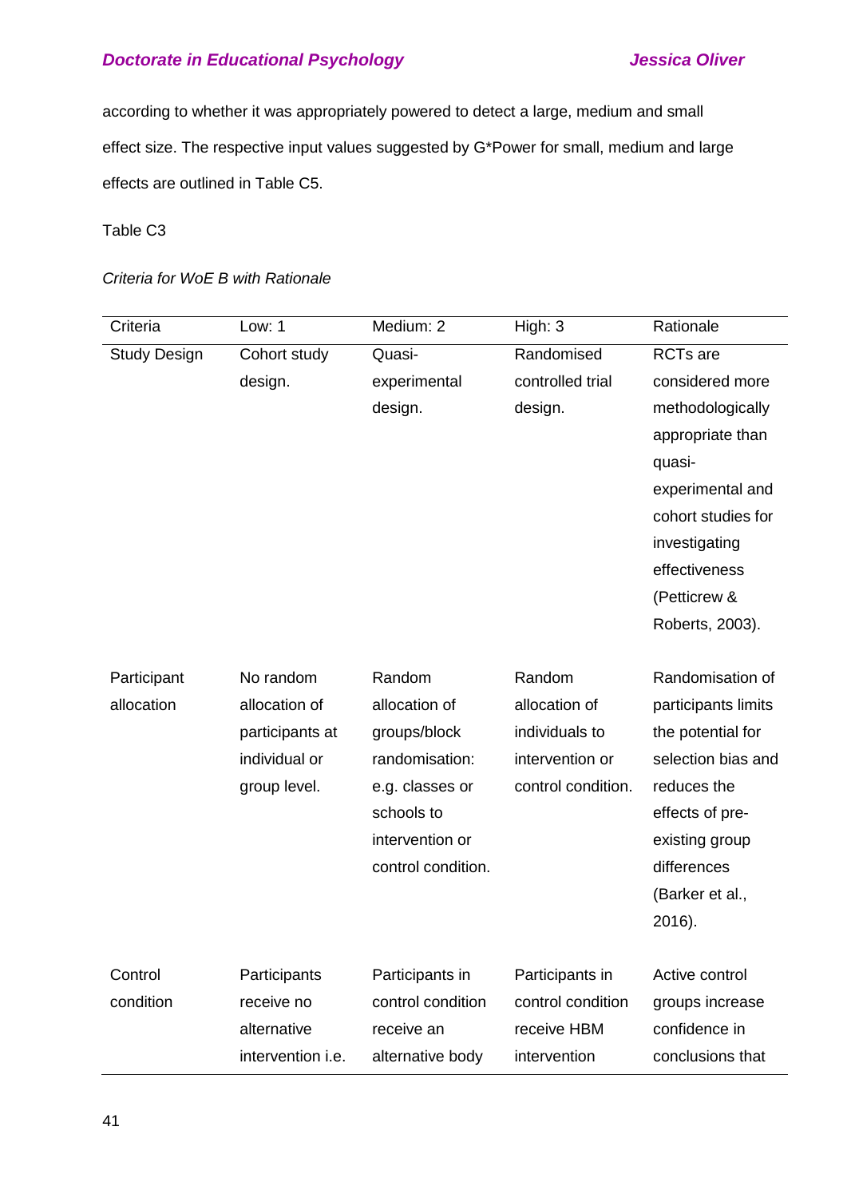according to whether it was appropriately powered to detect a large, medium and small effect size. The respective input values suggested by G*Power for small, medium and large effects are outlined in Table C5.

Table C3

*Criteria for WoE B with Rationale*

| Criteria | Low: 1 | Medium: 2 | High: 3 | Rationale |
|---|---|---|---|---|
| Study Design | Cohort study design. | Quasi-experimental design. | Randomised controlled trial design. | RCTs are considered more methodologically appropriate than quasi-experimental and cohort studies for investigating effectiveness (Petticrew & Roberts, 2003). |
| Participant allocation | No random allocation of participants at individual or group level. | Random allocation of groups/block randomisation: e.g. classes or schools to intervention or control condition. | Random allocation of individuals to intervention or control condition. | Randomisation of participants limits the potential for selection bias and reduces the effects of pre-existing group differences (Barker et al., 2016). |
| Control condition | Participants receive no alternative intervention i.e. | Participants in control condition receive an alternative body | Participants in control condition receive HBM intervention | Active control groups increase confidence in conclusions that |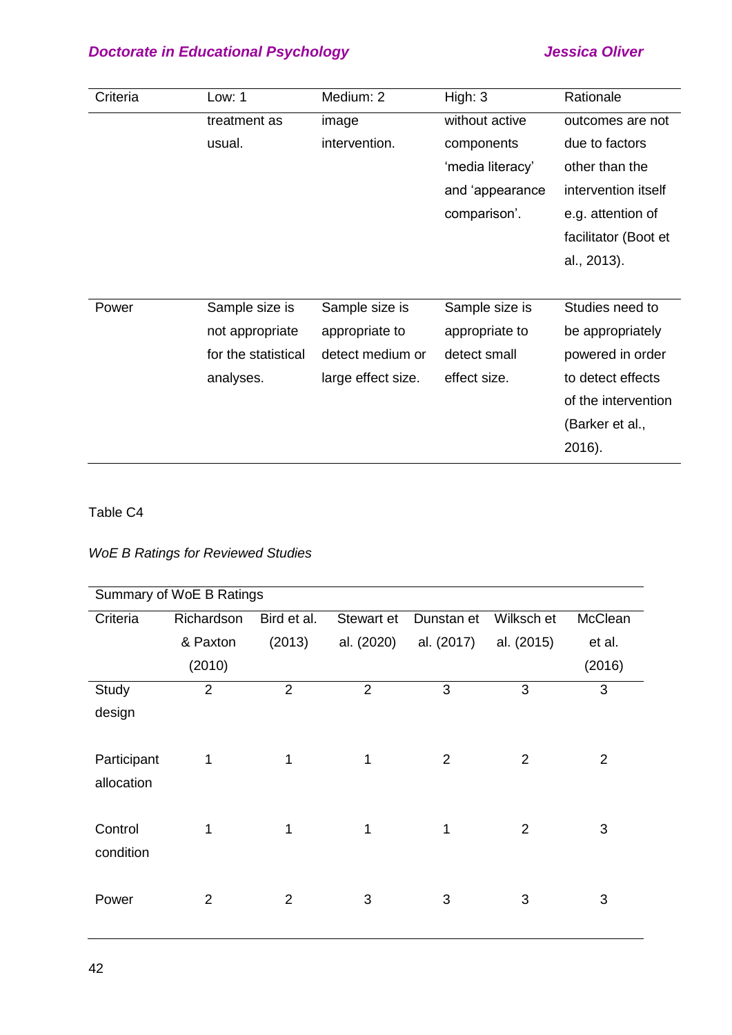| Criteria | Low: 1 | Medium: 2 | High: 3 | Rationale |
|---|---|---|---|---|
| | treatment as usual. | image intervention. | without active components 'media literacy' and 'appearance comparison'. | outcomes are not due to factors other than the intervention itself e.g. attention of facilitator (Boot et al., 2013). |
| Power | Sample size is not appropriate for the statistical analyses. | Sample size is appropriate to detect medium or large effect size. | Sample size is appropriate to detect small effect size. | Studies need to be appropriately powered in order to detect effects of the intervention (Barker et al., 2016). |

Table C4

*WoE B Ratings for Reviewed Studies*

| Summary of WoE B Ratings | | | | | | |
|---|---|---|---|---|---|---|
| Criteria | Richardson & Paxton (2010) | Bird et al. (2013) | Stewart et al. (2020) | Dunstan et al. (2017) | Wilksch et al. (2015) | McClean et al. (2016) |
| Study design | 2 | 2 | 2 | 3 | 3 | 3 |
| Participant allocation | 1 | 1 | 1 | 2 | 2 | 2 |
| Control condition | 1 | 1 | 1 | 1 | 2 | 3 |
| Power | 2 | 2 | 3 | 3 | 3 | 3 |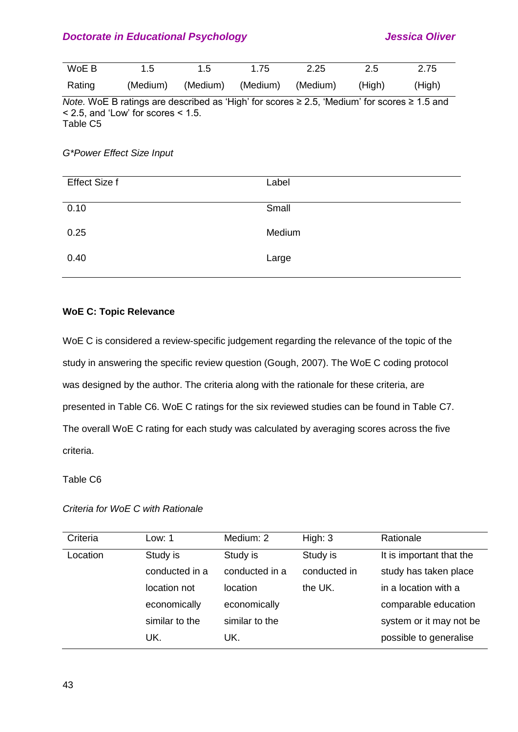| WoE B | 1.5 | 1.5 | 1.75 | 2.25 | 2.5 | 2.75 |
|---|---|---|---|---|---|---|
| Rating | (Medium) | (Medium) | (Medium) | (Medium) | (High) | (High) |

*Note.* WoE B ratings are described as 'High' for scores ≥ 2.5, 'Medium' for scores ≥ 1.5 and < 2.5, and 'Low' for scores < 1.5.

Table C5

*G\*Power Effect Size Input*

| Effect Size f | Label |
|---|---|
| 0.10 | Small |
| 0.25 | Medium |
| 0.40 | Large |

**WoE C: Topic Relevance**

WoE C is considered a review-specific judgement regarding the relevance of the topic of the study in answering the specific review question (Gough, 2007). The WoE C coding protocol was designed by the author. The criteria along with the rationale for these criteria, are presented in Table C6. WoE C ratings for the six reviewed studies can be found in Table C7. The overall WoE C rating for each study was calculated by averaging scores across the five criteria.

Table C6

*Criteria for WoE C with Rationale*

| Criteria | Low: 1 | Medium: 2 | High: 3 | Rationale |
|---|---|---|---|---|
| Location | Study is conducted in a location not economically similar to the UK. | Study is conducted in a location economically similar to the UK. | Study is conducted in the UK. | It is important that the study has taken place in a location with a comparable education system or it may not be possible to generalise |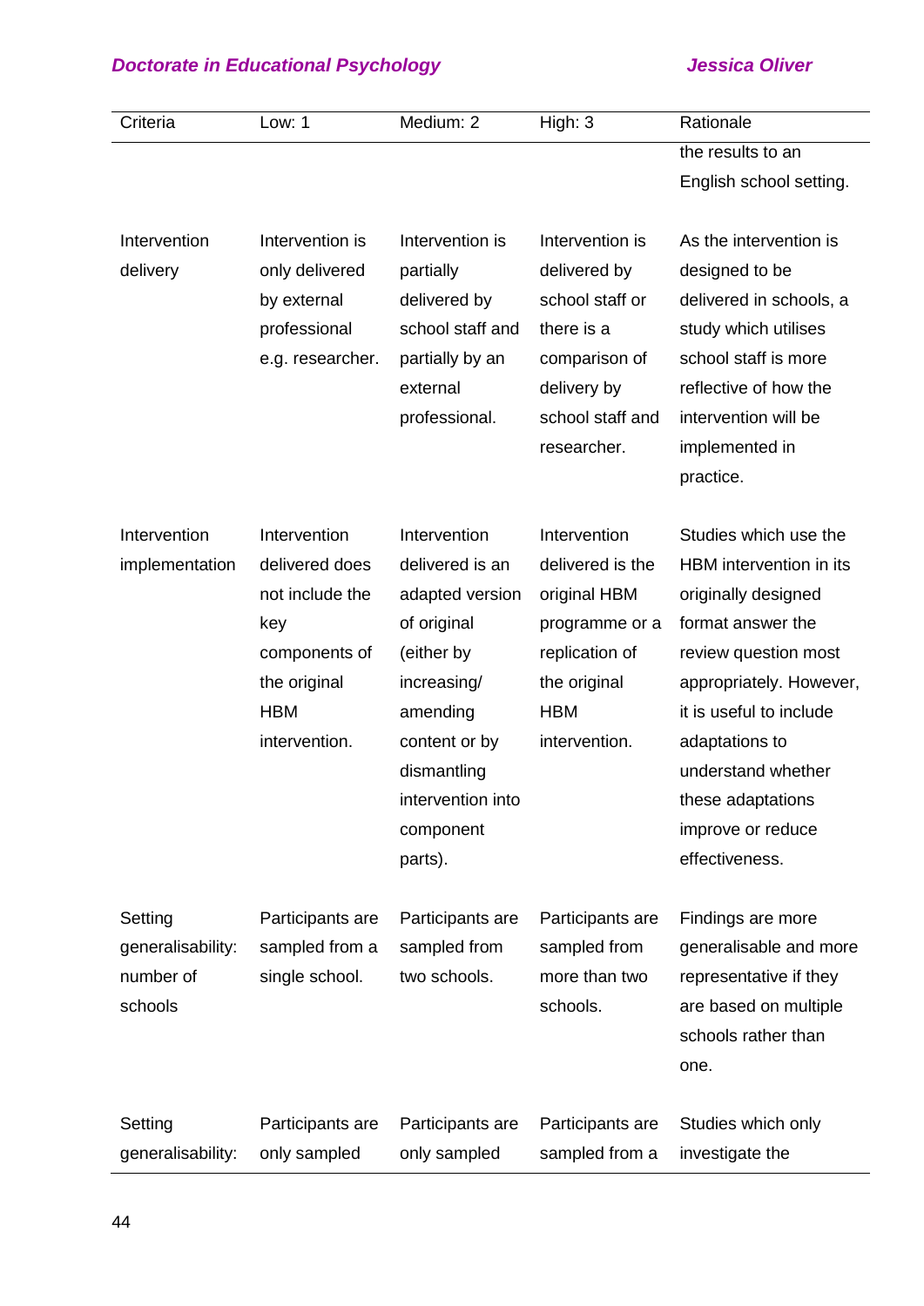| Criteria | Low: 1 | Medium: 2 | High: 3 | Rationale |
|---|---|---|---|---|
| | | | | the results to an English school setting. |
| Intervention delivery | Intervention is only delivered by external professional e.g. researcher. | Intervention is partially delivered by school staff and partially by an external professional. | Intervention is delivered by school staff or there is a comparison of delivery by school staff and researcher. | As the intervention is designed to be delivered in schools, a study which utilises school staff is more reflective of how the intervention will be implemented in practice. |
| Intervention implementation | Intervention delivered does not include the key components of the original HBM intervention. | Intervention delivered is an adapted version of original (either by increasing/ amending content or by dismantling intervention into component parts). | Intervention delivered is the original HBM programme or a replication of the original HBM intervention. | Studies which use the HBM intervention in its originally designed format answer the review question most appropriately. However, it is useful to include adaptations to understand whether these adaptations improve or reduce effectiveness. |
| Setting generalisability: number of schools | Participants are sampled from a single school. | Participants are sampled from two schools. | Participants are sampled from more than two schools. | Findings are more generalisable and more representative if they are based on multiple schools rather than one. |
| Setting generalisability: | Participants are only sampled | Participants are only sampled | Participants are sampled from a | Studies which only investigate the |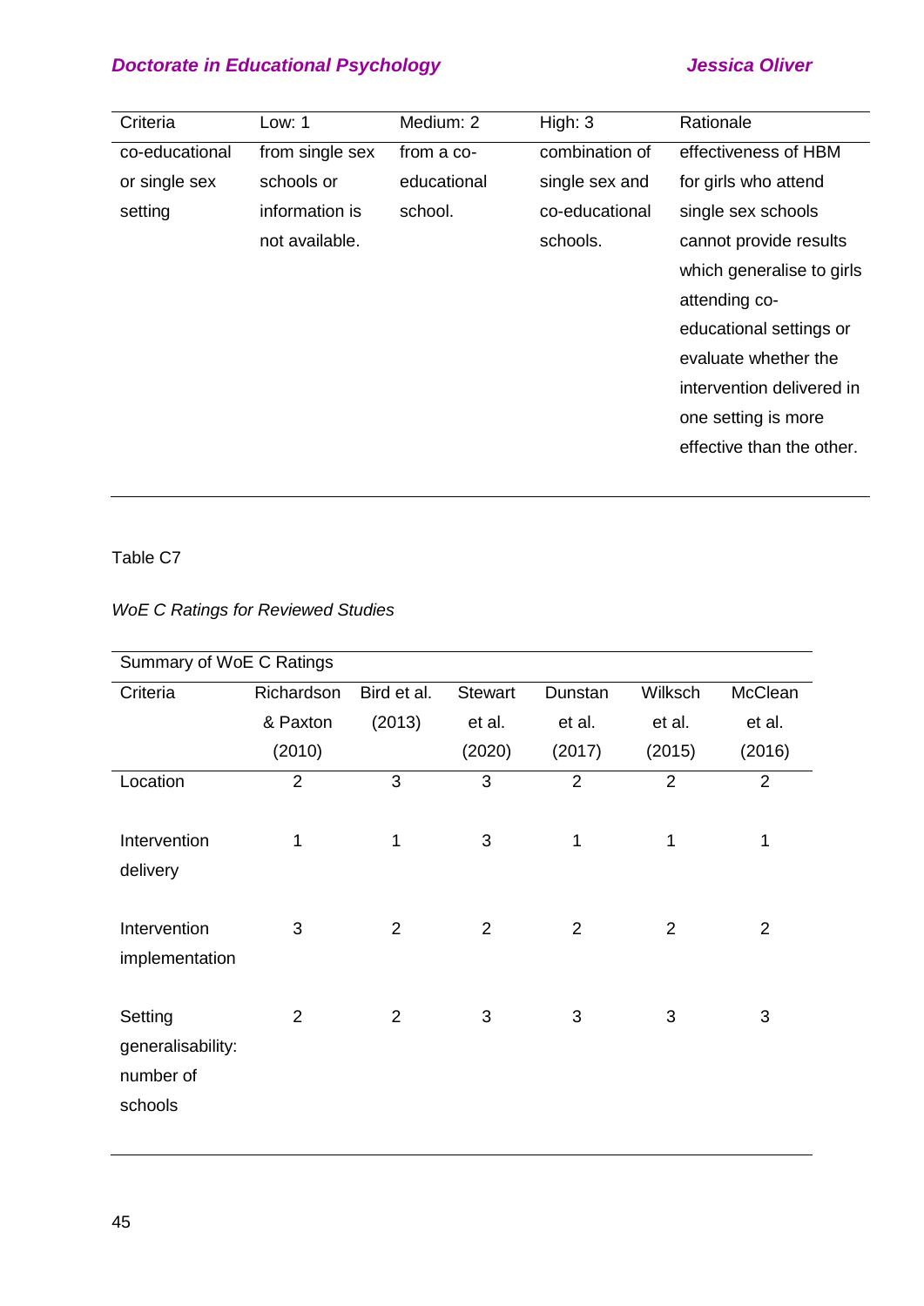| Criteria | Low: 1 | Medium: 2 | High: 3 | Rationale |
|---|---|---|---|---|
| co-educational or single sex setting | from single sex schools or information is not available. | from a co-educational school. | combination of single sex and co-educational schools. | effectiveness of HBM for girls who attend single sex schools cannot provide results which generalise to girls attending co-educational settings or evaluate whether the intervention delivered in one setting is more effective than the other. |

Table C7

*WoE C Ratings for Reviewed Studies*

| Summary of WoE C Ratings | | | | | | |
|---|---|---|---|---|---|---|
| Criteria | Richardson & Paxton (2010) | Bird et al. (2013) | Stewart et al. (2020) | Dunstan et al. (2017) | Wilksch et al. (2015) | McClean et al. (2016) |
| Location | 2 | 3 | 3 | 2 | 2 | 2 |
| Intervention delivery | 1 | 1 | 3 | 1 | 1 | 1 |
| Intervention implementation | 3 | 2 | 2 | 2 | 2 | 2 |
| Setting generalisability: number of schools | 2 | 2 | 3 | 3 | 3 | 3 |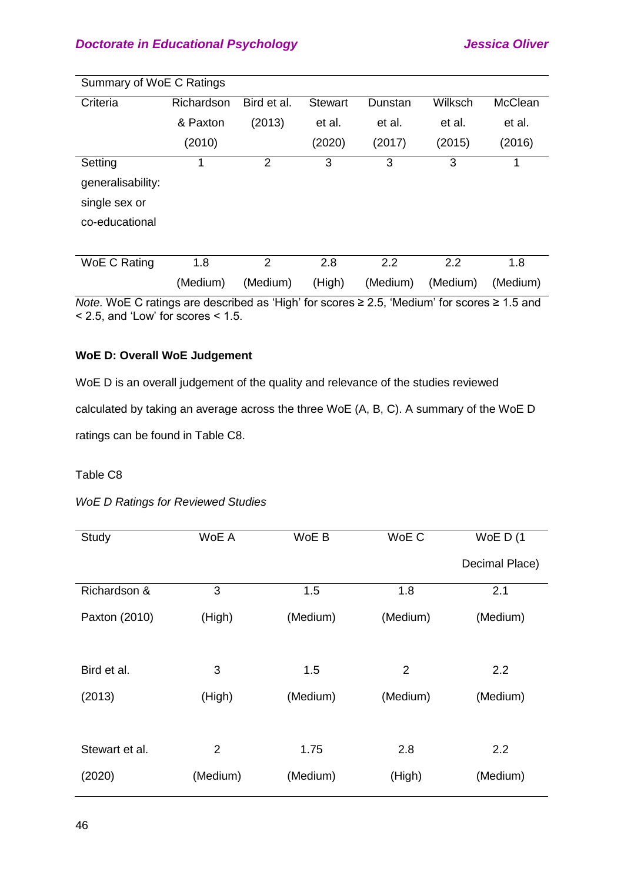| Summary of WoE C Ratings | | | | | | |
|---|---|---|---|---|---|---|
| Criteria | Richardson & Paxton (2010) | Bird et al. (2013) | Stewart et al. (2020) | Dunstan et al. (2017) | Wilksch et al. (2015) | McClean et al. (2016) |
| Setting generalisability: single sex or co-educational | 1 | 2 | 3 | 3 | 3 | 1 |
| WoE C Rating | 1.8 (Medium) | 2 (Medium) | 2.8 (High) | 2.2 (Medium) | 2.2 (Medium) | 1.8 (Medium) |

*Note.* WoE C ratings are described as 'High' for scores ≥ 2.5, 'Medium' for scores ≥ 1.5 and < 2.5, and 'Low' for scores < 1.5.

**WoE D: Overall WoE Judgement**

WoE D is an overall judgement of the quality and relevance of the studies reviewed calculated by taking an average across the three WoE (A, B, C). A summary of the WoE D ratings can be found in Table C8.

Table C8

*WoE D Ratings for Reviewed Studies*

| Study | WoE A | WoE B | WoE C | WoE D (1 Decimal Place) |
|---|---|---|---|---|
| Richardson & Paxton (2010) | 3 (High) | 1.5 (Medium) | 1.8 (Medium) | 2.1 (Medium) |
| Bird et al. (2013) | 3 (High) | 1.5 (Medium) | 2 (Medium) | 2.2 (Medium) |
| Stewart et al. (2020) | 2 (Medium) | 1.75 (Medium) | 2.8 (High) | 2.2 (Medium) |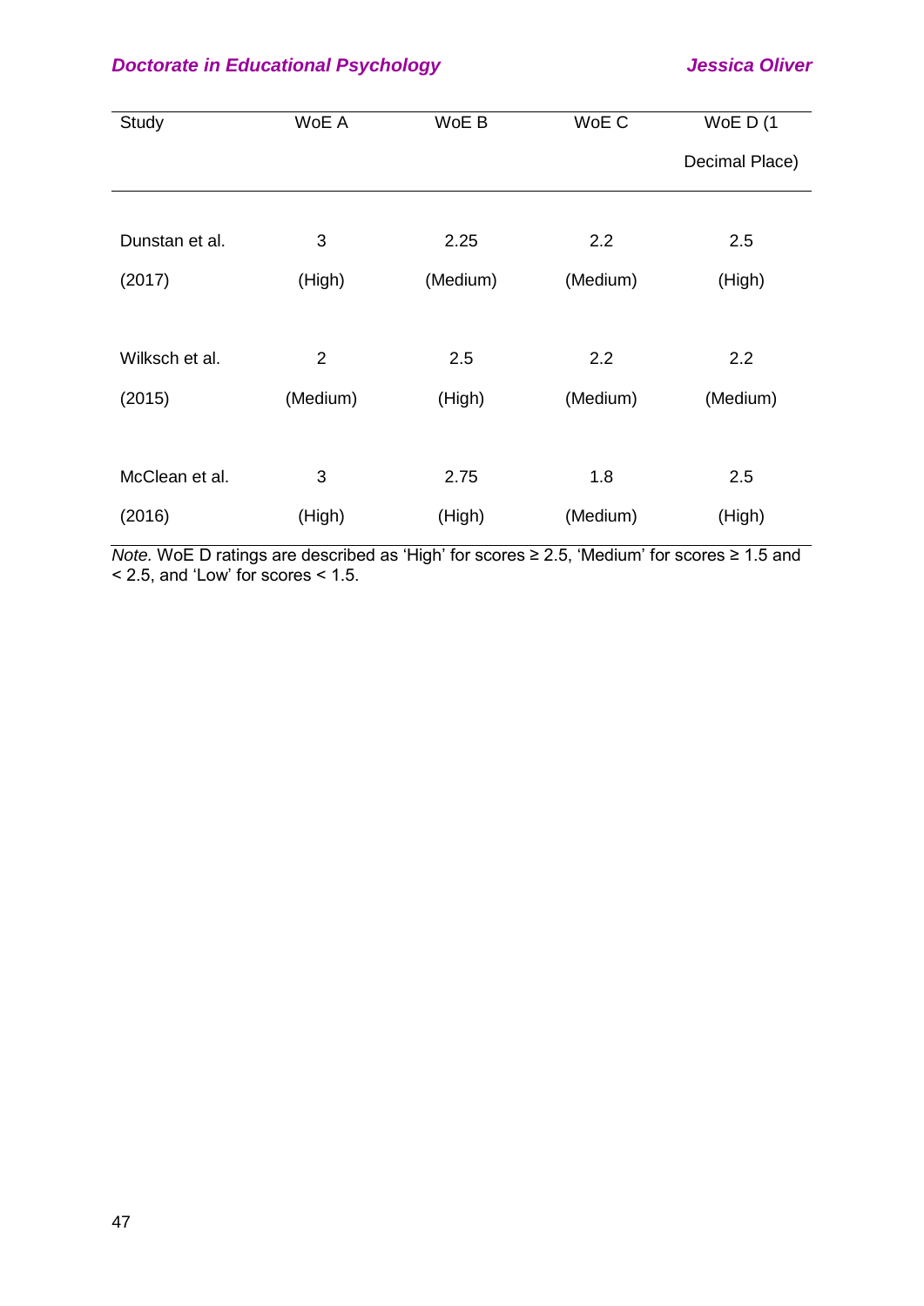| Study | WoE A | WoE B | WoE C | WoE D (1 Decimal Place) |
|---|---|---|---|---|
| Dunstan et al. (2017) | 3 (High) | 2.25 (Medium) | 2.2 (Medium) | 2.5 (High) |
| Wilksch et al. (2015) | 2 (Medium) | 2.5 (High) | 2.2 (Medium) | 2.2 (Medium) |
| McClean et al. (2016) | 3 (High) | 2.75 (High) | 1.8 (Medium) | 2.5 (High) |

*Note.* WoE D ratings are described as 'High' for scores ≥ 2.5, 'Medium' for scores ≥ 1.5 and < 2.5, and 'Low' for scores < 1.5.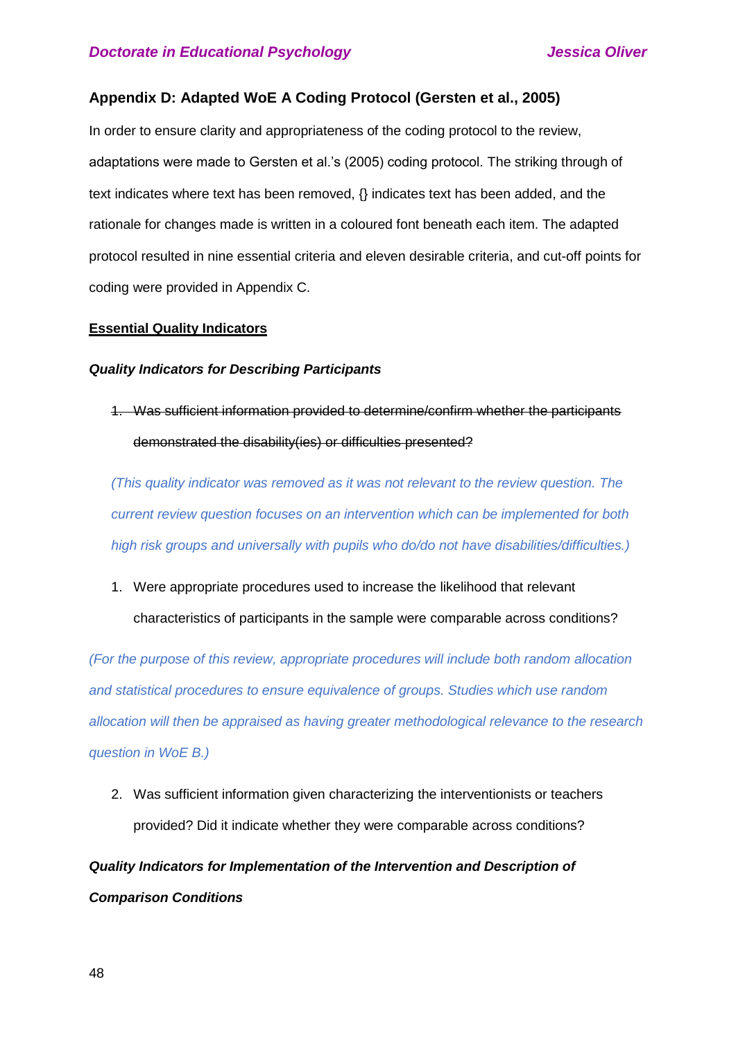## Appendix D: Adapted WoE A Coding Protocol (Gersten et al., 2005)

In order to ensure clarity and appropriateness of the coding protocol to the review, adaptations were made to Gersten et al.'s (2005) coding protocol. The striking through of text indicates where text has been removed, {} indicates text has been added, and the rationale for changes made is written in a coloured font beneath each item. The adapted protocol resulted in nine essential criteria and eleven desirable criteria, and cut-off points for coding were provided in Appendix C.

**<u>Essential Quality Indicators</u>**

***Quality Indicators for Describing Participants***

1. ~~Was sufficient information provided to determine/confirm whether the participants demonstrated the disability(ies) or difficulties presented?~~

*(This quality indicator was removed as it was not relevant to the review question. The current review question focuses on an intervention which can be implemented for both high risk groups and universally with pupils who do/do not have disabilities/difficulties.)*

1. Were appropriate procedures used to increase the likelihood that relevant characteristics of participants in the sample were comparable across conditions?

*(For the purpose of this review, appropriate procedures will include both random allocation and statistical procedures to ensure equivalence of groups. Studies which use random allocation will then be appraised as having greater methodological relevance to the research question in WoE B.)*

2. Was sufficient information given characterizing the interventionists or teachers provided? Did it indicate whether they were comparable across conditions?

***Quality Indicators for Implementation of the Intervention and Description of Comparison Conditions***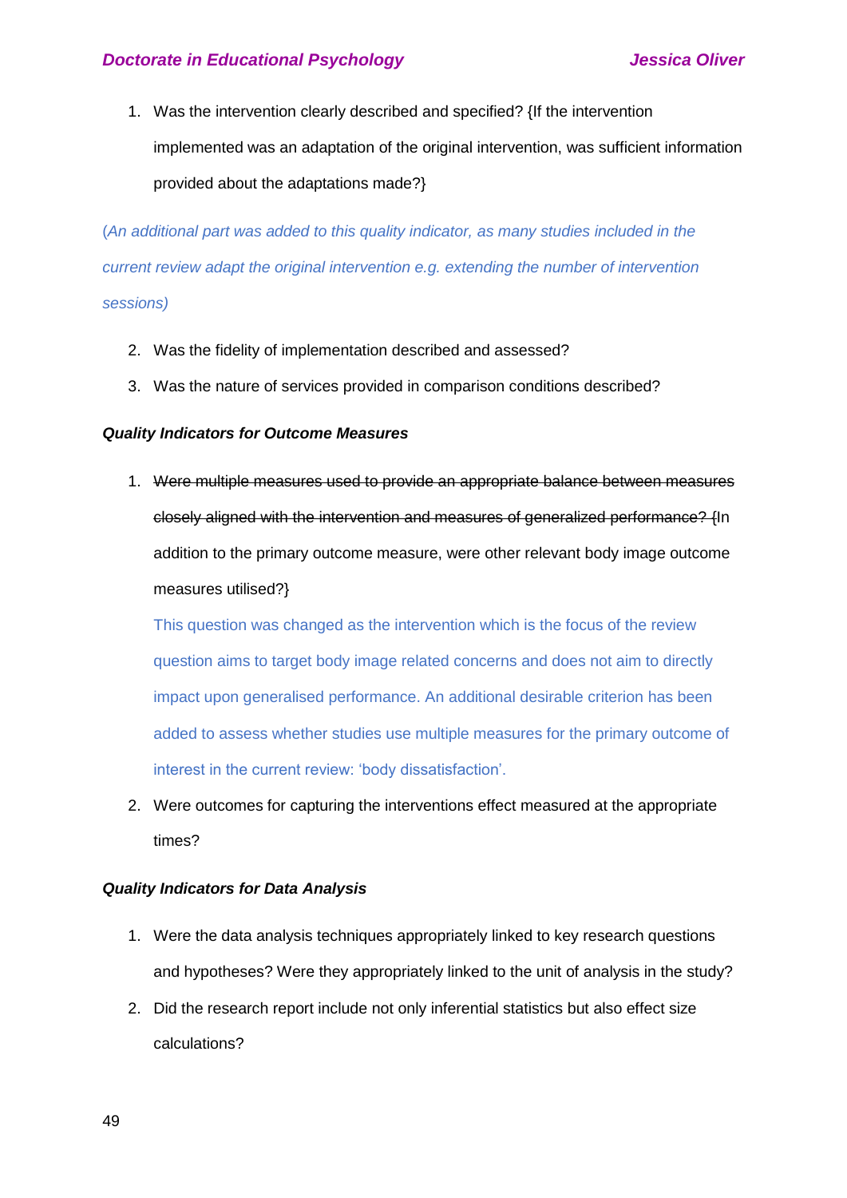1. Was the intervention clearly described and specified? {If the intervention implemented was an adaptation of the original intervention, was sufficient information provided about the adaptations made?}

*(An additional part was added to this quality indicator, as many studies included in the current review adapt the original intervention e.g. extending the number of intervention sessions)*

2. Was the fidelity of implementation described and assessed?
3. Was the nature of services provided in comparison conditions described?

***Quality Indicators for Outcome Measures***

1. ~~Were multiple measures used to provide an appropriate balance between measures closely aligned with the intervention and measures of generalized performance?~~ {In addition to the primary outcome measure, were other relevant body image outcome measures utilised?}

   This question was changed as the intervention which is the focus of the review question aims to target body image related concerns and does not aim to directly impact upon generalised performance. An additional desirable criterion has been added to assess whether studies use multiple measures for the primary outcome of interest in the current review: 'body dissatisfaction'.

2. Were outcomes for capturing the interventions effect measured at the appropriate times?

***Quality Indicators for Data Analysis***

1. Were the data analysis techniques appropriately linked to key research questions and hypotheses? Were they appropriately linked to the unit of analysis in the study?
2. Did the research report include not only inferential statistics but also effect size calculations?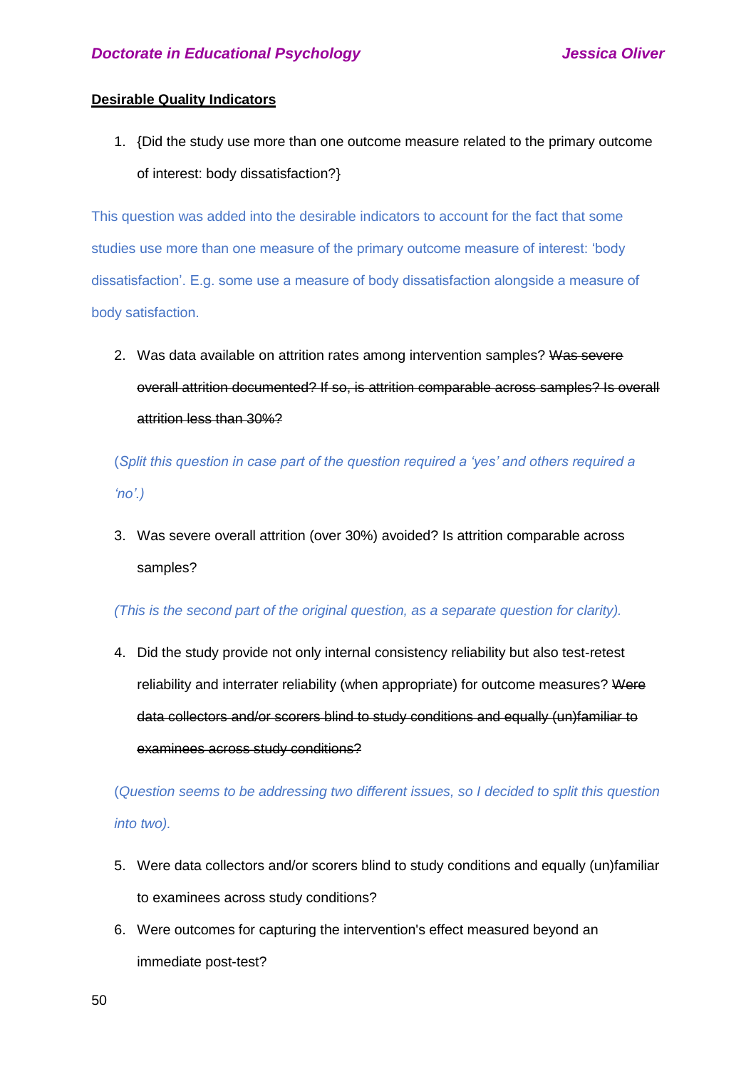**Desirable Quality Indicators**

1. {Did the study use more than one outcome measure related to the primary outcome of interest: body dissatisfaction?}

This question was added into the desirable indicators to account for the fact that some studies use more than one measure of the primary outcome measure of interest: 'body dissatisfaction'. E.g. some use a measure of body dissatisfaction alongside a measure of body satisfaction.

2. Was data available on attrition rates among intervention samples? ~~Was severe overall attrition documented? If so, is attrition comparable across samples? Is overall attrition less than 30%?~~

*(Split this question in case part of the question required a 'yes' and others required a 'no'.)*

3. Was severe overall attrition (over 30%) avoided? Is attrition comparable across samples?

*(This is the second part of the original question, as a separate question for clarity).*

4. Did the study provide not only internal consistency reliability but also test-retest reliability and interrater reliability (when appropriate) for outcome measures? ~~Were data collectors and/or scorers blind to study conditions and equally (un)familiar to examinees across study conditions?~~

*(Question seems to be addressing two different issues, so I decided to split this question into two).*

5. Were data collectors and/or scorers blind to study conditions and equally (un)familiar to examinees across study conditions?
6. Were outcomes for capturing the intervention's effect measured beyond an immediate post-test?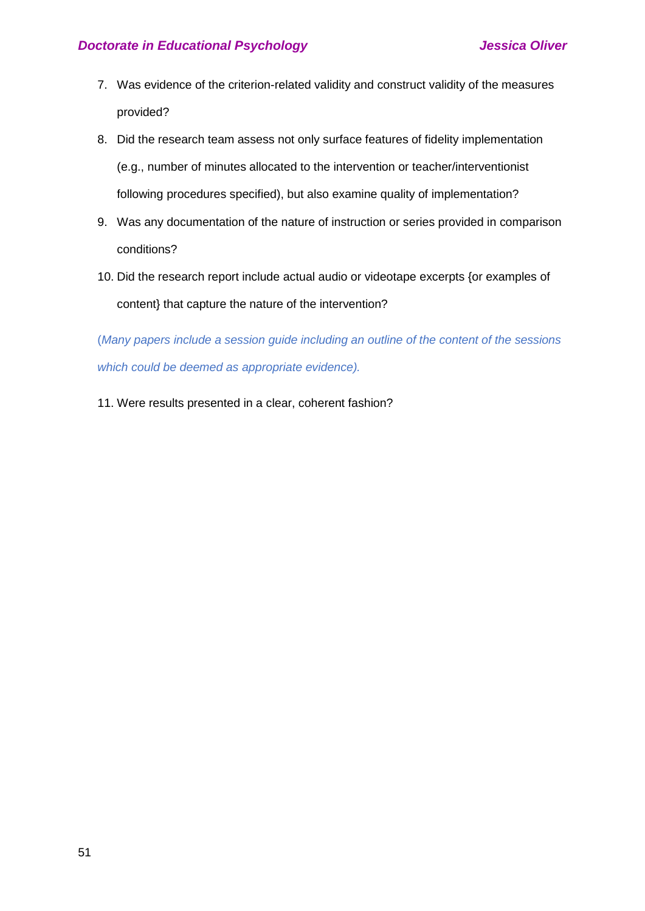7. Was evidence of the criterion-related validity and construct validity of the measures provided?
8. Did the research team assess not only surface features of fidelity implementation (e.g., number of minutes allocated to the intervention or teacher/interventionist following procedures specified), but also examine quality of implementation?
9. Was any documentation of the nature of instruction or series provided in comparison conditions?
10. Did the research report include actual audio or videotape excerpts {or examples of content} that capture the nature of the intervention?

(*Many papers include a session guide including an outline of the content of the sessions which could be deemed as appropriate evidence).*

11. Were results presented in a clear, coherent fashion?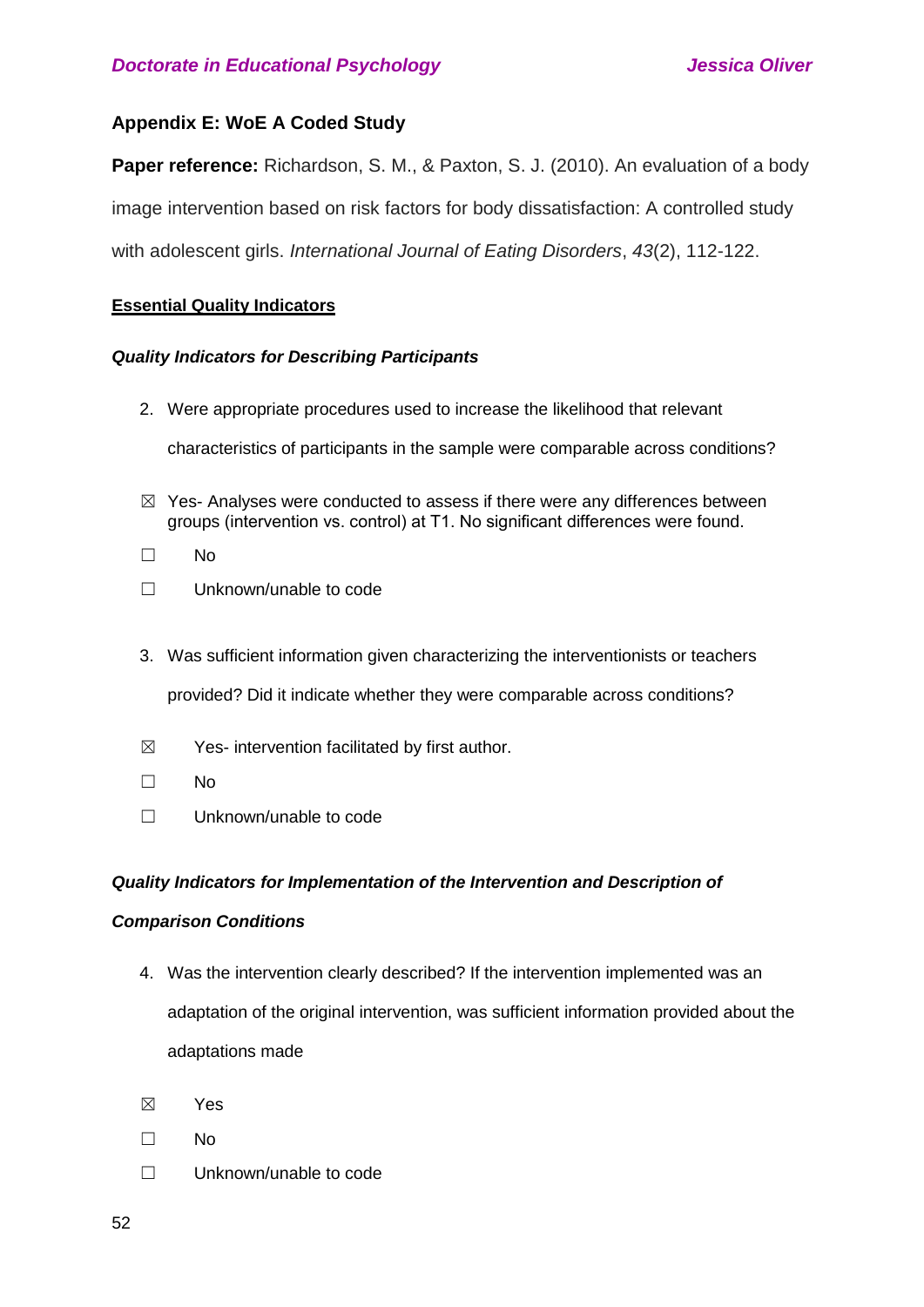## Appendix E: WoE A Coded Study

**Paper reference:** Richardson, S. M., & Paxton, S. J. (2010). An evaluation of a body image intervention based on risk factors for body dissatisfaction: A controlled study with adolescent girls. *International Journal of Eating Disorders*, *43*(2), 112-122.

**Essential Quality Indicators**

***Quality Indicators for Describing Participants***

2. Were appropriate procedures used to increase the likelihood that relevant characteristics of participants in the sample were comparable across conditions?

☒ Yes- Analyses were conducted to assess if there were any differences between groups (intervention vs. control) at T1. No significant differences were found.

☐ No

☐ Unknown/unable to code

3. Was sufficient information given characterizing the interventionists or teachers provided? Did it indicate whether they were comparable across conditions?

☒ Yes- intervention facilitated by first author.

☐ No

☐ Unknown/unable to code

***Quality Indicators for Implementation of the Intervention and Description of Comparison Conditions***

4. Was the intervention clearly described? If the intervention implemented was an adaptation of the original intervention, was sufficient information provided about the adaptations made

☒ Yes

☐ No

☐ Unknown/unable to code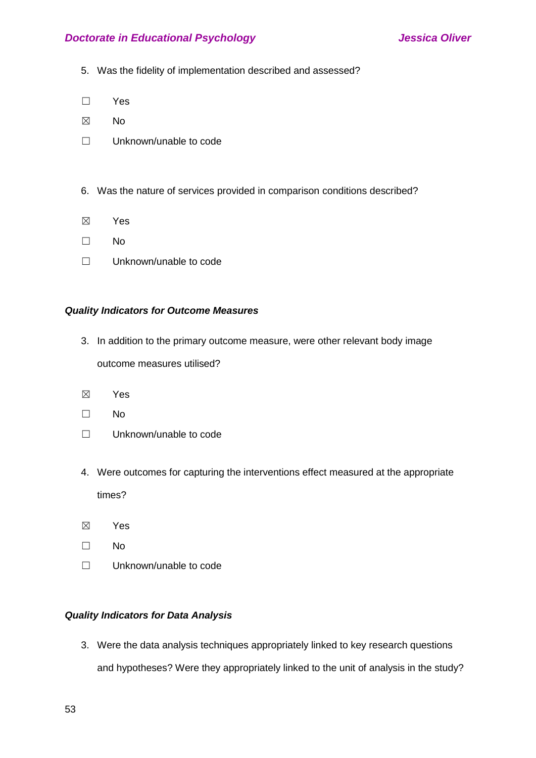5. Was the fidelity of implementation described and assessed?

☐ Yes

☒ No

☐ Unknown/unable to code

6. Was the nature of services provided in comparison conditions described?

☒ Yes

☐ No

☐ Unknown/unable to code

***Quality Indicators for Outcome Measures***

3. In addition to the primary outcome measure, were other relevant body image outcome measures utilised?

☒ Yes

☐ No

☐ Unknown/unable to code

4. Were outcomes for capturing the interventions effect measured at the appropriate times?

☒ Yes

☐ No

☐ Unknown/unable to code

***Quality Indicators for Data Analysis***

3. Were the data analysis techniques appropriately linked to key research questions and hypotheses? Were they appropriately linked to the unit of analysis in the study?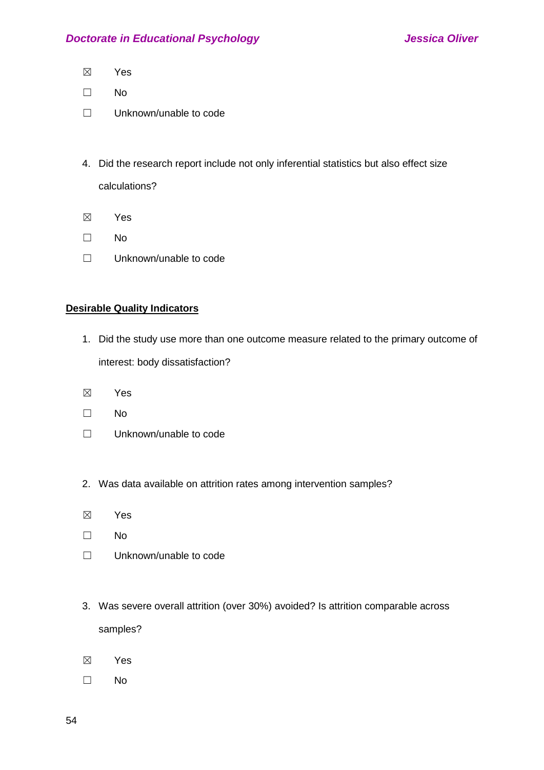☒ Yes

☐ No

☐ Unknown/unable to code

4. Did the research report include not only inferential statistics but also effect size calculations?

☒ Yes

☐ No

☐ Unknown/unable to code

**Desirable Quality Indicators**

1. Did the study use more than one outcome measure related to the primary outcome of interest: body dissatisfaction?

☒ Yes

☐ No

☐ Unknown/unable to code

2. Was data available on attrition rates among intervention samples?

☒ Yes

☐ No

☐ Unknown/unable to code

3. Was severe overall attrition (over 30%) avoided? Is attrition comparable across samples?

☒ Yes

☐ No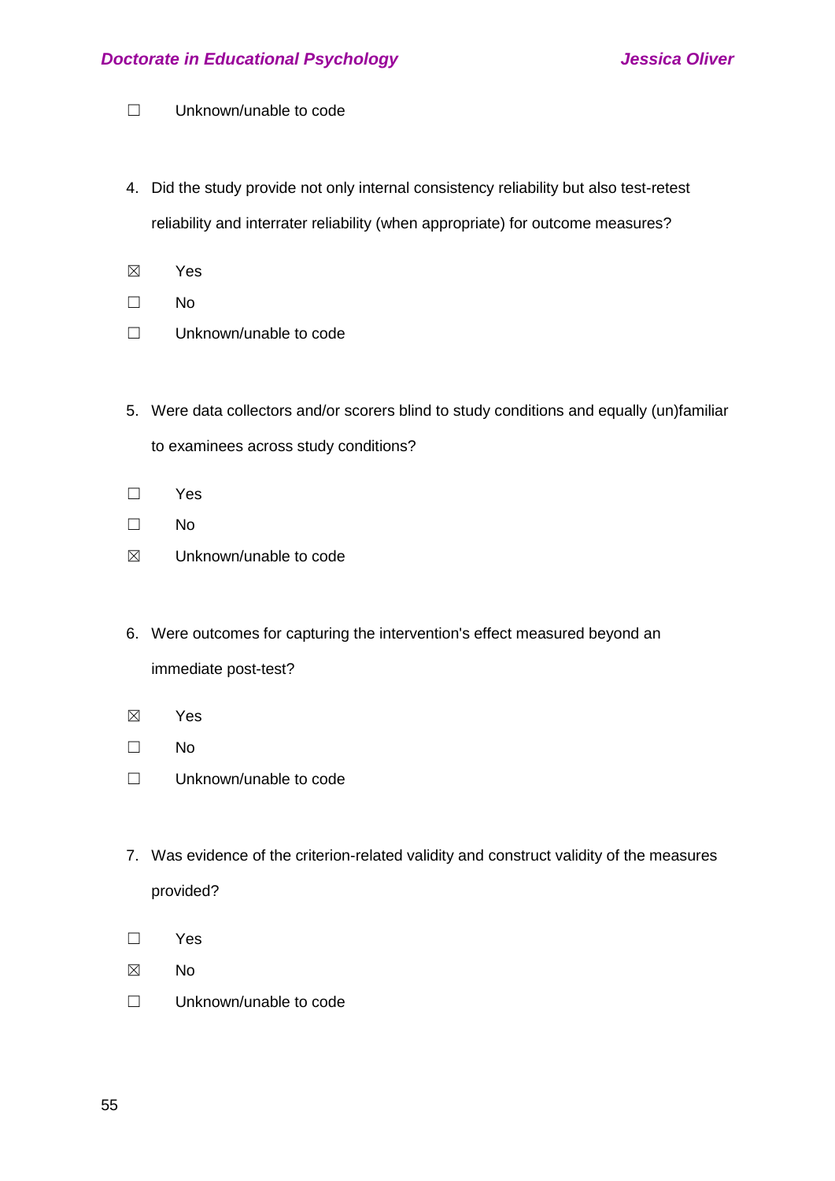☐ Unknown/unable to code

4. Did the study provide not only internal consistency reliability but also test-retest reliability and interrater reliability (when appropriate) for outcome measures?

☒ Yes

☐ No

☐ Unknown/unable to code

5. Were data collectors and/or scorers blind to study conditions and equally (un)familiar to examinees across study conditions?

☐ Yes

☐ No

☒ Unknown/unable to code

6. Were outcomes for capturing the intervention's effect measured beyond an immediate post-test?

☒ Yes

☐ No

☐ Unknown/unable to code

7. Was evidence of the criterion-related validity and construct validity of the measures provided?

☐ Yes

☒ No

☐ Unknown/unable to code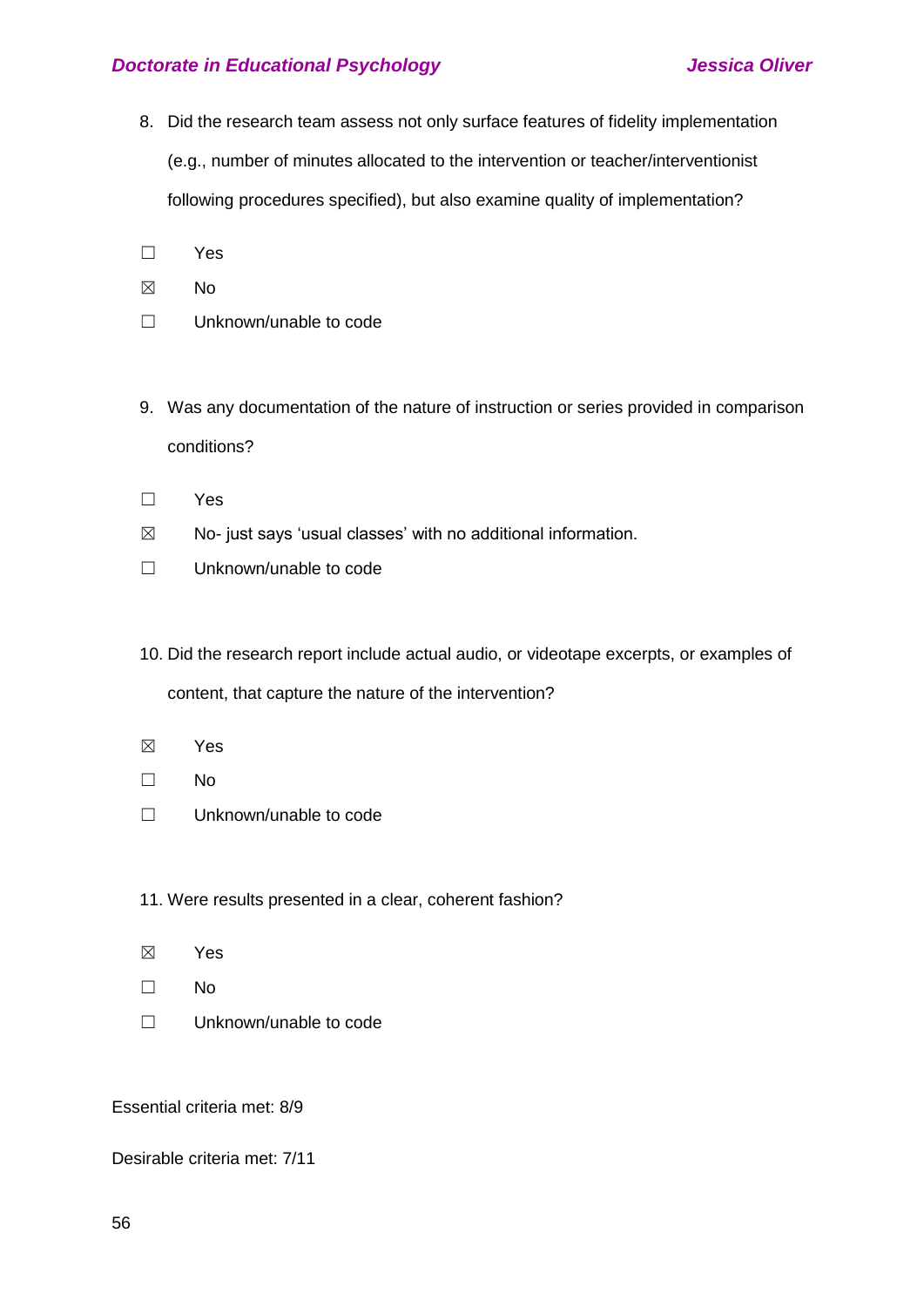8. Did the research team assess not only surface features of fidelity implementation (e.g., number of minutes allocated to the intervention or teacher/interventionist following procedures specified), but also examine quality of implementation?

☐ Yes

☒ No

☐ Unknown/unable to code

9. Was any documentation of the nature of instruction or series provided in comparison conditions?

☐ Yes

☒ No- just says 'usual classes' with no additional information.

☐ Unknown/unable to code

10. Did the research report include actual audio, or videotape excerpts, or examples of content, that capture the nature of the intervention?

☒ Yes

☐ No

☐ Unknown/unable to code

11. Were results presented in a clear, coherent fashion?

☒ Yes

☐ No

☐ Unknown/unable to code

Essential criteria met: 8/9

Desirable criteria met: 7/11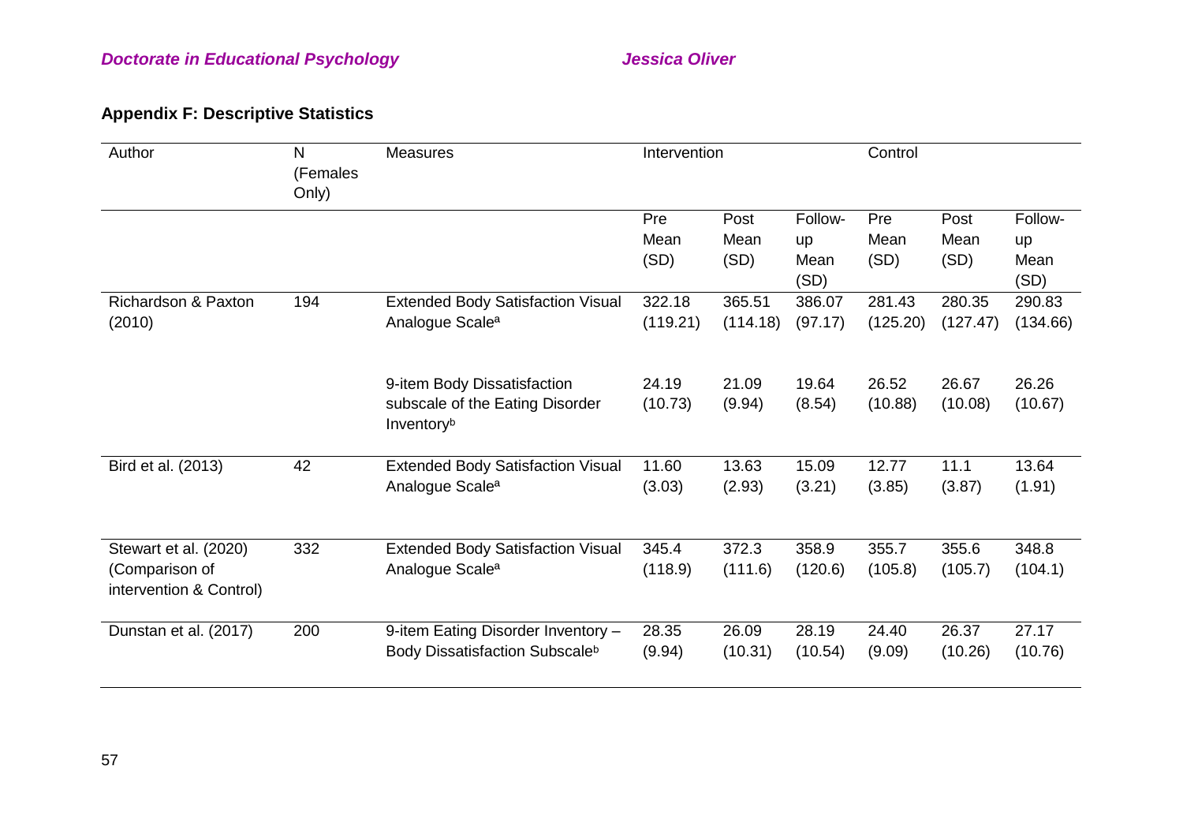**Appendix F: Descriptive Statistics**

| Author | N (Females Only) | Measures | Intervention | | | Control | | |
|---|---|---|---|---|---|---|---|---|
| | | | Pre Mean (SD) | Post Mean (SD) | Follow-up Mean (SD) | Pre Mean (SD) | Post Mean (SD) | Follow-up Mean (SD) |
| Richardson & Paxton (2010) | 194 | Extended Body Satisfaction Visual Analogue Scale[a] | 322.18 (119.21) | 365.51 (114.18) | 386.07 (97.17) | 281.43 (125.20) | 280.35 (127.47) | 290.83 (134.66) |
| | | 9-item Body Dissatisfaction subscale of the Eating Disorder Inventory[b] | 24.19 (10.73) | 21.09 (9.94) | 19.64 (8.54) | 26.52 (10.88) | 26.67 (10.08) | 26.26 (10.67) |
| Bird et al. (2013) | 42 | Extended Body Satisfaction Visual Analogue Scale[a] | 11.60 (3.03) | 13.63 (2.93) | 15.09 (3.21) | 12.77 (3.85) | 11.1 (3.87) | 13.64 (1.91) |
| Stewart et al. (2020) (Comparison of intervention & Control) | 332 | Extended Body Satisfaction Visual Analogue Scale[a] | 345.4 (118.9) | 372.3 (111.6) | 358.9 (120.6) | 355.7 (105.8) | 355.6 (105.7) | 348.8 (104.1) |
| Dunstan et al. (2017) | 200 | 9-item Eating Disorder Inventory – Body Dissatisfaction Subscale[b] | 28.35 (9.94) | 26.09 (10.31) | 28.19 (10.54) | 24.40 (9.09) | 26.37 (10.26) | 27.17 (10.76) |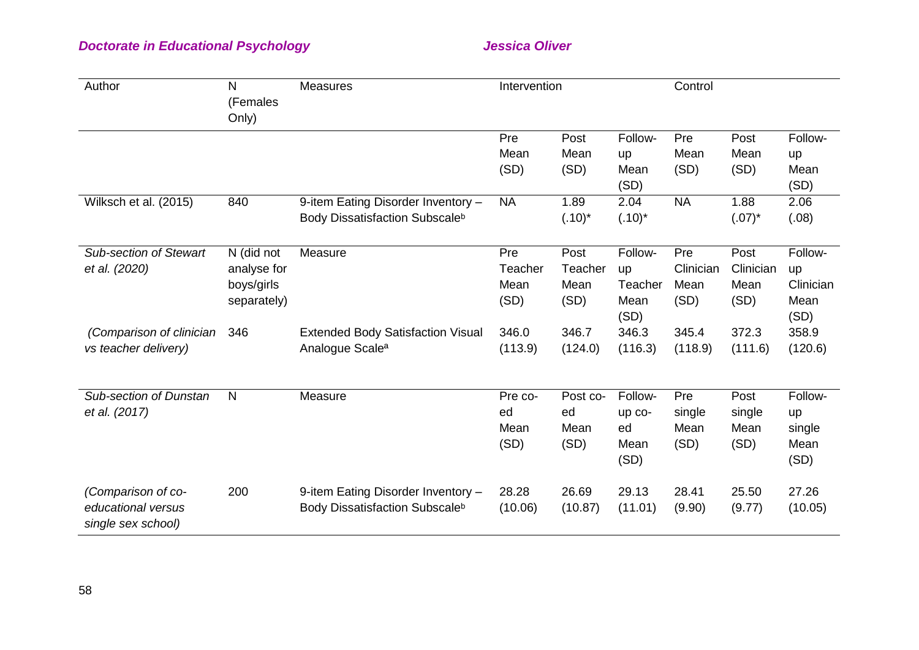| Author | N (Females Only) | Measures | Intervention | | | Control | | |
|---|---|---|---|---|---|---|---|---|
| | | | Pre Mean (SD) | Post Mean (SD) | Follow-up Mean (SD) | Pre Mean (SD) | Post Mean (SD) | Follow-up Mean (SD) |
| Wilksch et al. (2015) | 840 | 9-item Eating Disorder Inventory – Body Dissatisfaction Subscale[b] | NA | 1.89 (.10)* | 2.04 (.10)* | NA | 1.88 (.07)* | 2.06 (.08) |
| *Sub-section of Stewart et al. (2020)* | N (did not analyse for boys/girls separately) | Measure | Pre Teacher Mean (SD) | Post Teacher Mean (SD) | Follow-up Teacher Mean (SD) | Pre Clinician Mean (SD) | Post Clinician Mean (SD) | Follow-up Clinician Mean (SD) |
| *(Comparison of clinician vs teacher delivery)* | 346 | Extended Body Satisfaction Visual Analogue Scale[a] | 346.0 (113.9) | 346.7 (124.0) | 346.3 (116.3) | 345.4 (118.9) | 372.3 (111.6) | 358.9 (120.6) |
| *Sub-section of Dunstan et al. (2017)* | N | Measure | Pre co-ed Mean (SD) | Post co-ed Mean (SD) | Follow-up co-ed Mean (SD) | Pre single Mean (SD) | Post single Mean (SD) | Follow-up single Mean (SD) |
| *(Comparison of co-educational versus single sex school)* | 200 | 9-item Eating Disorder Inventory – Body Dissatisfaction Subscale[b] | 28.28 (10.06) | 26.69 (10.87) | 29.13 (11.01) | 28.41 (9.90) | 25.50 (9.77) | 27.26 (10.05) |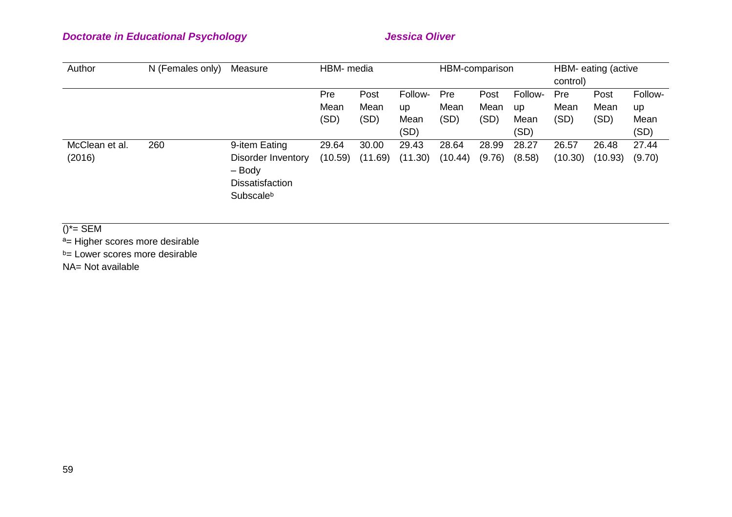| Author | N (Females only) | Measure | HBM- media | | | HBM-comparison | | | HBM- eating (active control) | | |
|---|---|---|---|---|---|---|---|---|---|---|---|
| | | | Pre Mean (SD) | Post Mean (SD) | Follow-up Mean (SD) | Pre Mean (SD) | Post Mean (SD) | Follow-up Mean (SD) | Pre Mean (SD) | Post Mean (SD) | Follow-up Mean (SD) |
| McClean et al. (2016) | 260 | 9-item Eating Disorder Inventory – Body Dissatisfaction Subscale[b] | 29.64 (10.59) | 30.00 (11.69) | 29.43 (11.30) | 28.64 (10.44) | 28.99 (9.76) | 28.27 (8.58) | 26.57 (10.30) | 26.48 (10.93) | 27.44 (9.70) |

()*= SEM

[a]= Higher scores more desirable

[b]= Lower scores more desirable

NA= Not available